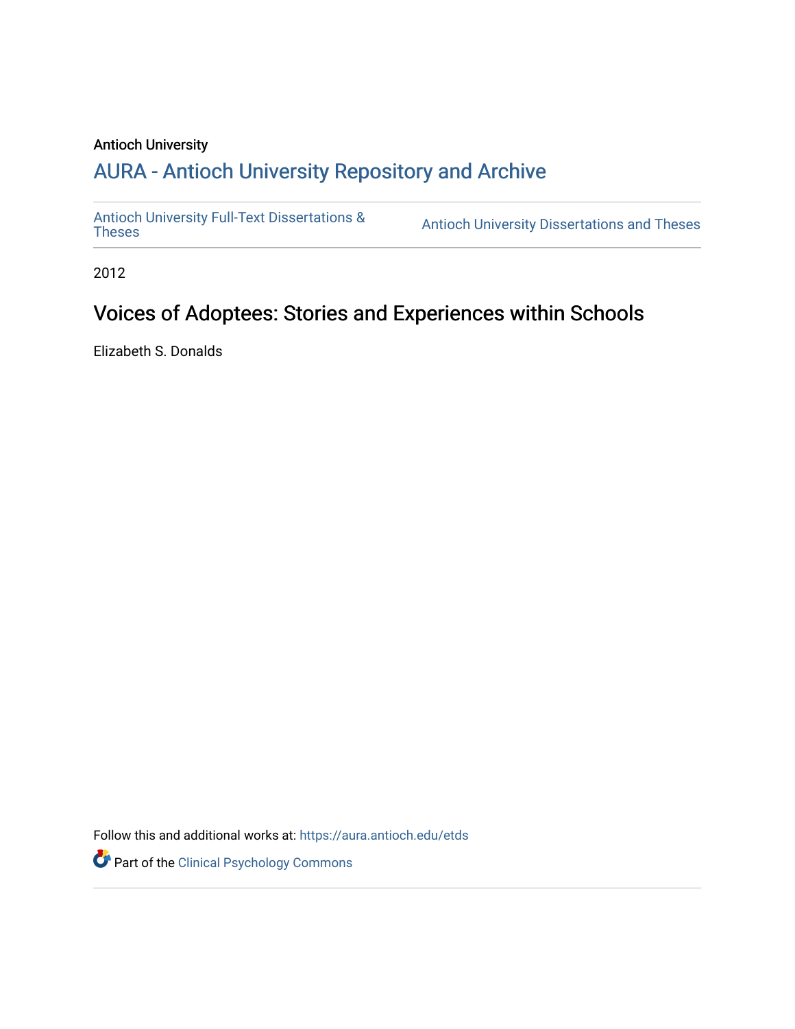Antioch University

## AURA - Antioch University Repository and Archive

Antioch University Full-Text Dissertations & Theses | Antioch University Dissertations and Theses

2012

# Voices of Adoptees: Stories and Experiences within Schools

Elizabeth S. Donalds

Follow this and additional works at: https://aura.antioch.edu/etds

Part of the Clinical Psychology Commons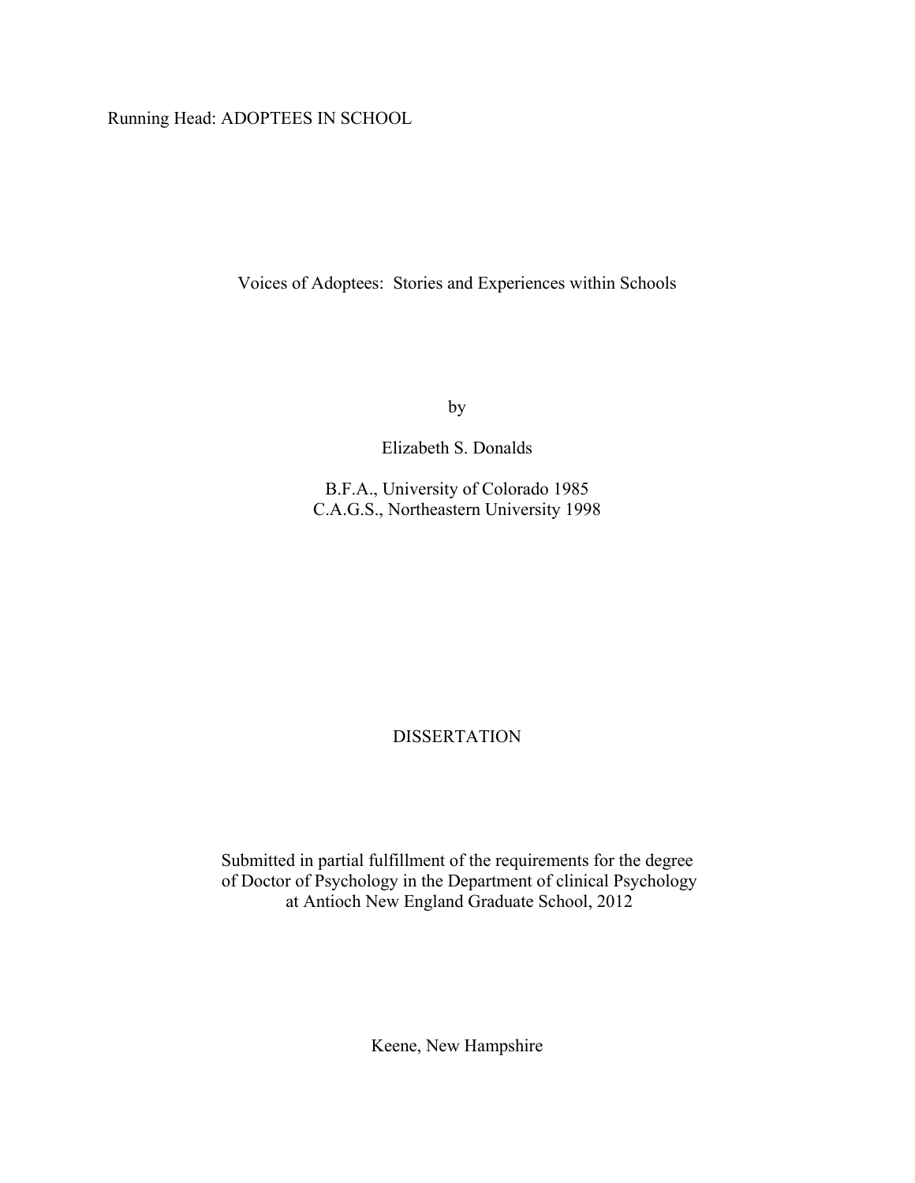Running Head: ADOPTEES IN SCHOOL

# Voices of Adoptees: Stories and Experiences within Schools

by

Elizabeth S. Donalds

B.F.A., University of Colorado 1985
C.A.G.S., Northeastern University 1998

DISSERTATION

Submitted in partial fulfillment of the requirements for the degree of Doctor of Psychology in the Department of clinical Psychology at Antioch New England Graduate School, 2012

Keene, New Hampshire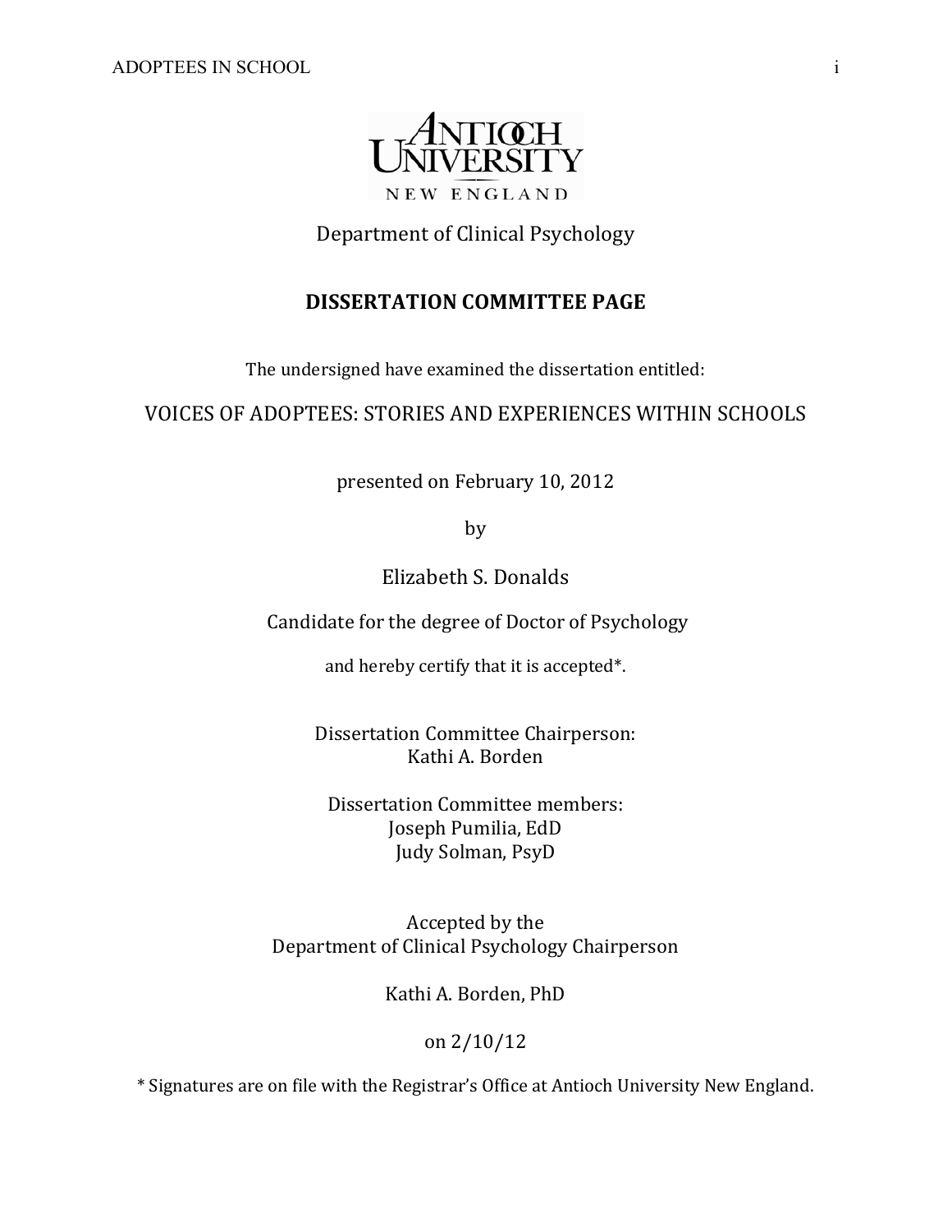ANTIOCH UNIVERSITY
NEW ENGLAND

Department of Clinical Psychology

## DISSERTATION COMMITTEE PAGE

The undersigned have examined the dissertation entitled:

VOICES OF ADOPTEES: STORIES AND EXPERIENCES WITHIN SCHOOLS

presented on February 10, 2012

by

Elizabeth S. Donalds

Candidate for the degree of Doctor of Psychology

and hereby certify that it is accepted*.

Dissertation Committee Chairperson:
Kathi A. Borden

Dissertation Committee members:
Joseph Pumilia, EdD
Judy Solman, PsyD

Accepted by the
Department of Clinical Psychology Chairperson

Kathi A. Borden, PhD

on 2/10/12

* Signatures are on file with the Registrar's Office at Antioch University New England.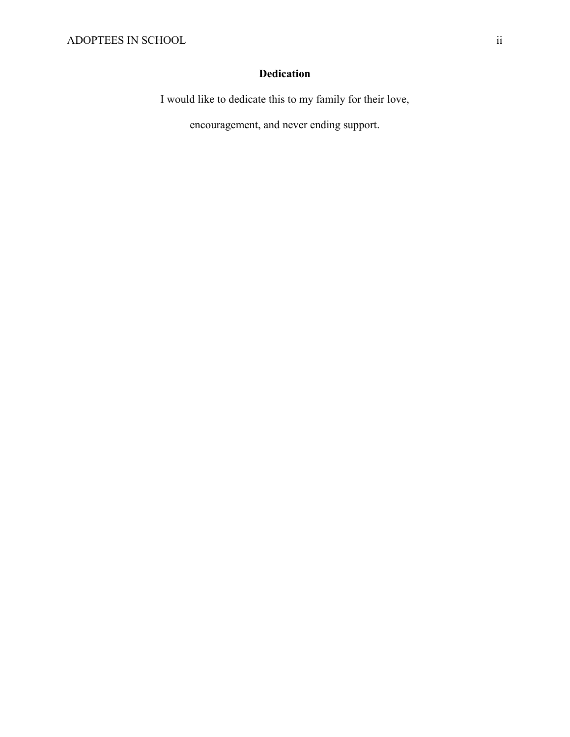# Dedication

I would like to dedicate this to my family for their love, encouragement, and never ending support.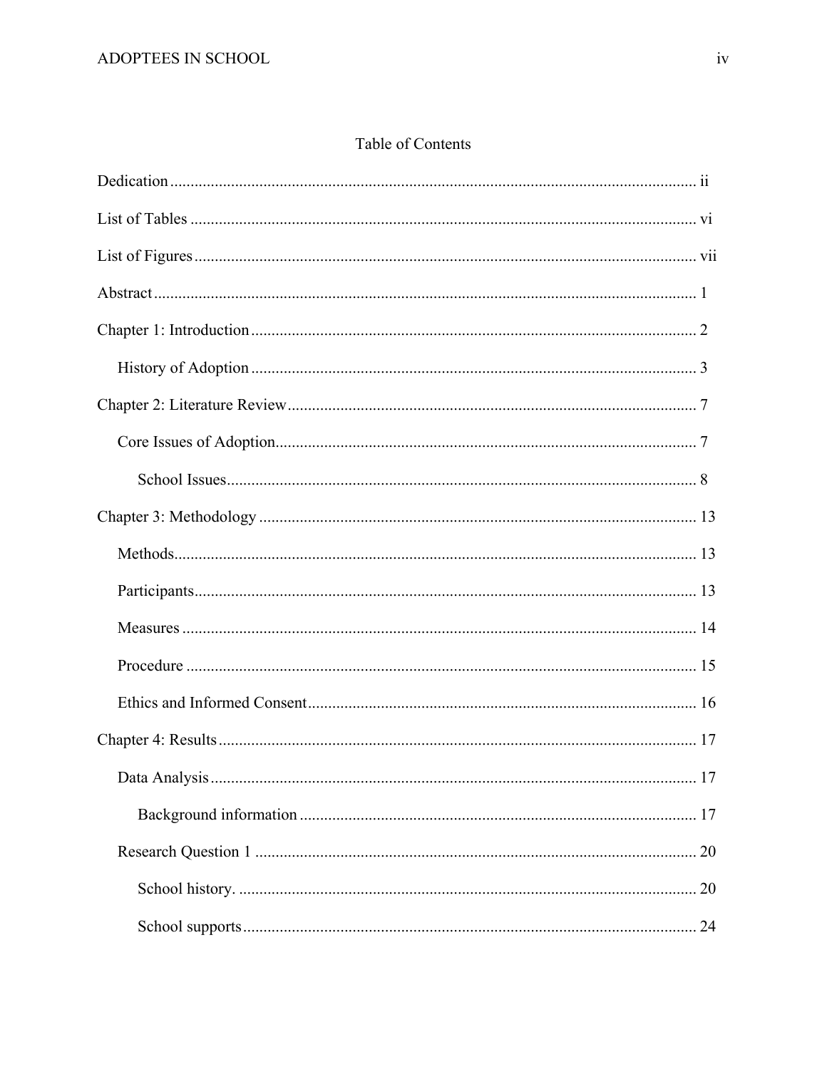Table of Contents

Dedication ........................................ ii

List of Tables ........................................ vi

List of Figures ........................................ vii

Abstract ........................................ 1

Chapter 1: Introduction ........................................ 2

- History of Adoption ........................................ 3

Chapter 2: Literature Review ........................................ 7

- Core Issues of Adoption ........................................ 7
  - School Issues ........................................ 8

Chapter 3: Methodology ........................................ 13

- Methods ........................................ 13
- Participants ........................................ 13
- Measures ........................................ 14
- Procedure ........................................ 15
- Ethics and Informed Consent ........................................ 16

Chapter 4: Results ........................................ 17

- Data Analysis ........................................ 17
  - Background information ........................................ 17
- Research Question 1 ........................................ 20
  - School history. ........................................ 20
  - School supports ........................................ 24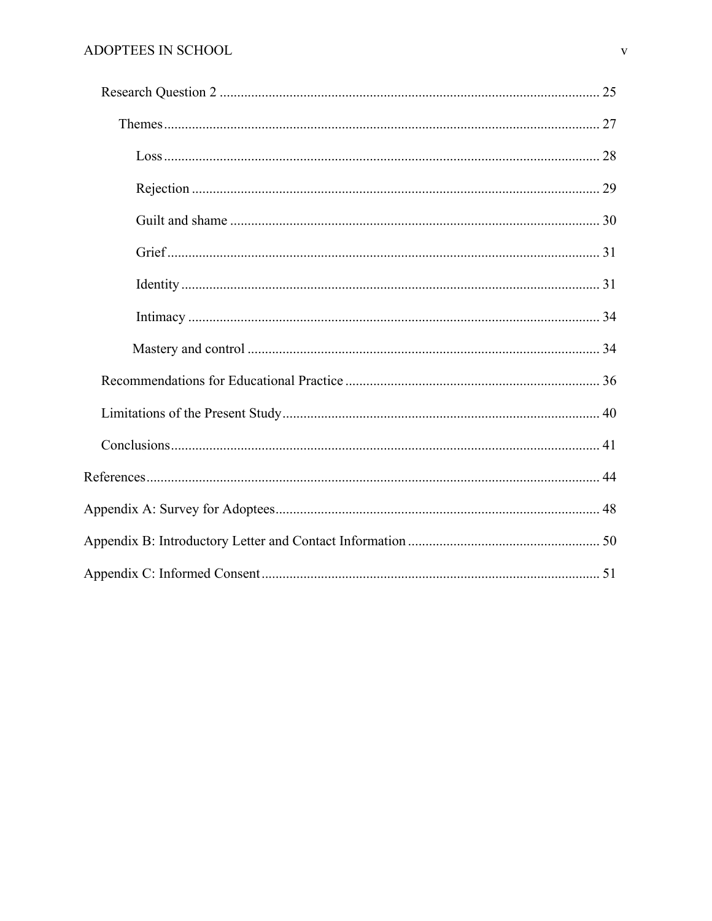Research Question 2 ........................................................................................................... 25

Themes ............................................................................................................................ 27

Loss ............................................................................................................................ 28

Rejection .................................................................................................................... 29

Guilt and shame ......................................................................................................... 30

Grief ........................................................................................................................... 31

Identity ....................................................................................................................... 31

Intimacy ..................................................................................................................... 34

Mastery and control ................................................................................................... 34

Recommendations for Educational Practice ........................................................................ 36

Limitations of the Present Study .......................................................................................... 40

Conclusions .......................................................................................................................... 41

References ................................................................................................................................ 44

Appendix A: Survey for Adoptees ............................................................................................ 48

Appendix B: Introductory Letter and Contact Information ...................................................... 50

Appendix C: Informed Consent ................................................................................................ 51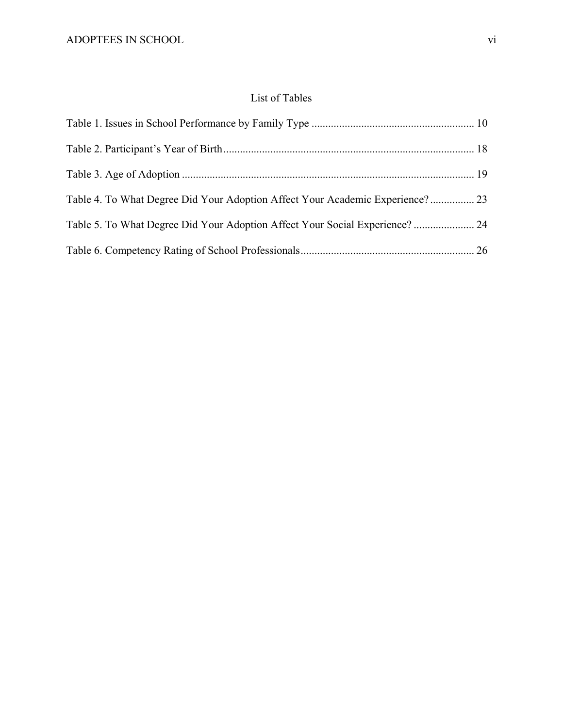# List of Tables

Table 1. Issues in School Performance by Family Type .......................................................... 10

Table 2. Participant's Year of Birth .......................................................................................... 18

Table 3. Age of Adoption ......................................................................................................... 19

Table 4. To What Degree Did Your Adoption Affect Your Academic Experience? ................ 23

Table 5. To What Degree Did Your Adoption Affect Your Social Experience? ...................... 24

Table 6. Competency Rating of School Professionals .............................................................. 26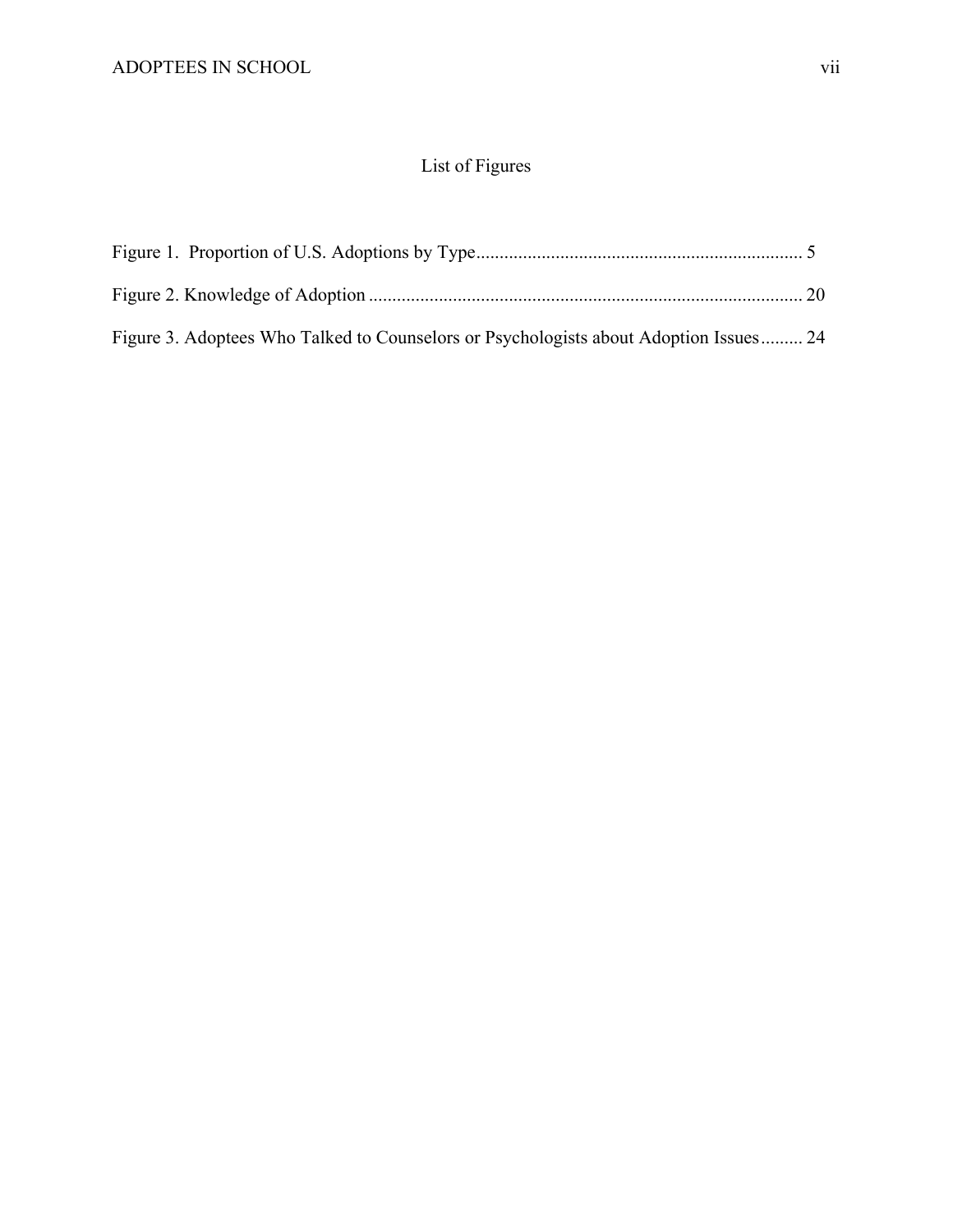# List of Figures

Figure 1. Proportion of U.S. Adoptions by Type ...................................................................... 5

Figure 2. Knowledge of Adoption ............................................................................................ 20

Figure 3. Adoptees Who Talked to Counselors or Psychologists about Adoption Issues ......... 24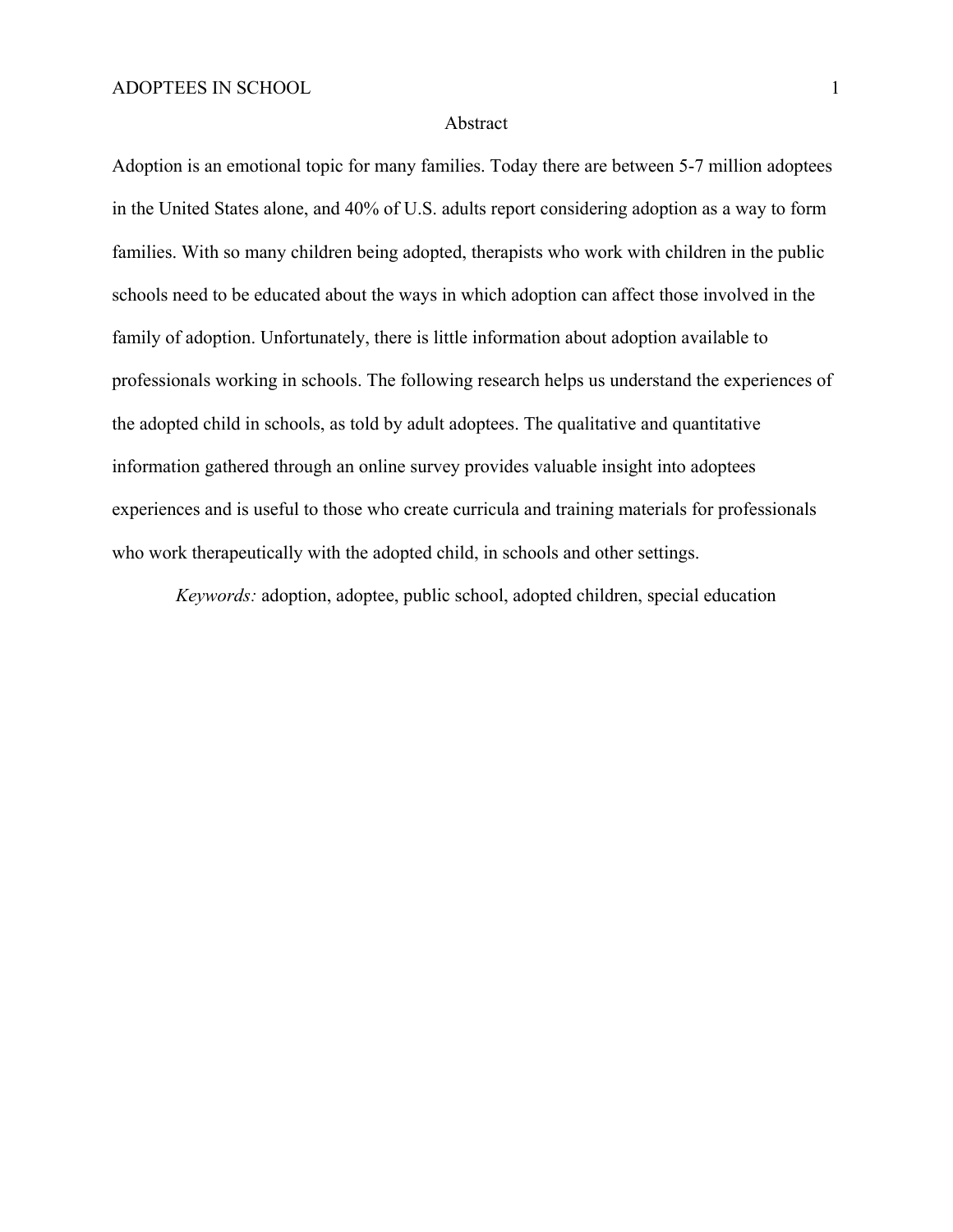# Abstract

Adoption is an emotional topic for many families. Today there are between 5-7 million adoptees in the United States alone, and 40% of U.S. adults report considering adoption as a way to form families. With so many children being adopted, therapists who work with children in the public schools need to be educated about the ways in which adoption can affect those involved in the family of adoption. Unfortunately, there is little information about adoption available to professionals working in schools. The following research helps us understand the experiences of the adopted child in schools, as told by adult adoptees. The qualitative and quantitative information gathered through an online survey provides valuable insight into adoptees experiences and is useful to those who create curricula and training materials for professionals who work therapeutically with the adopted child, in schools and other settings.

*Keywords:* adoption, adoptee, public school, adopted children, special education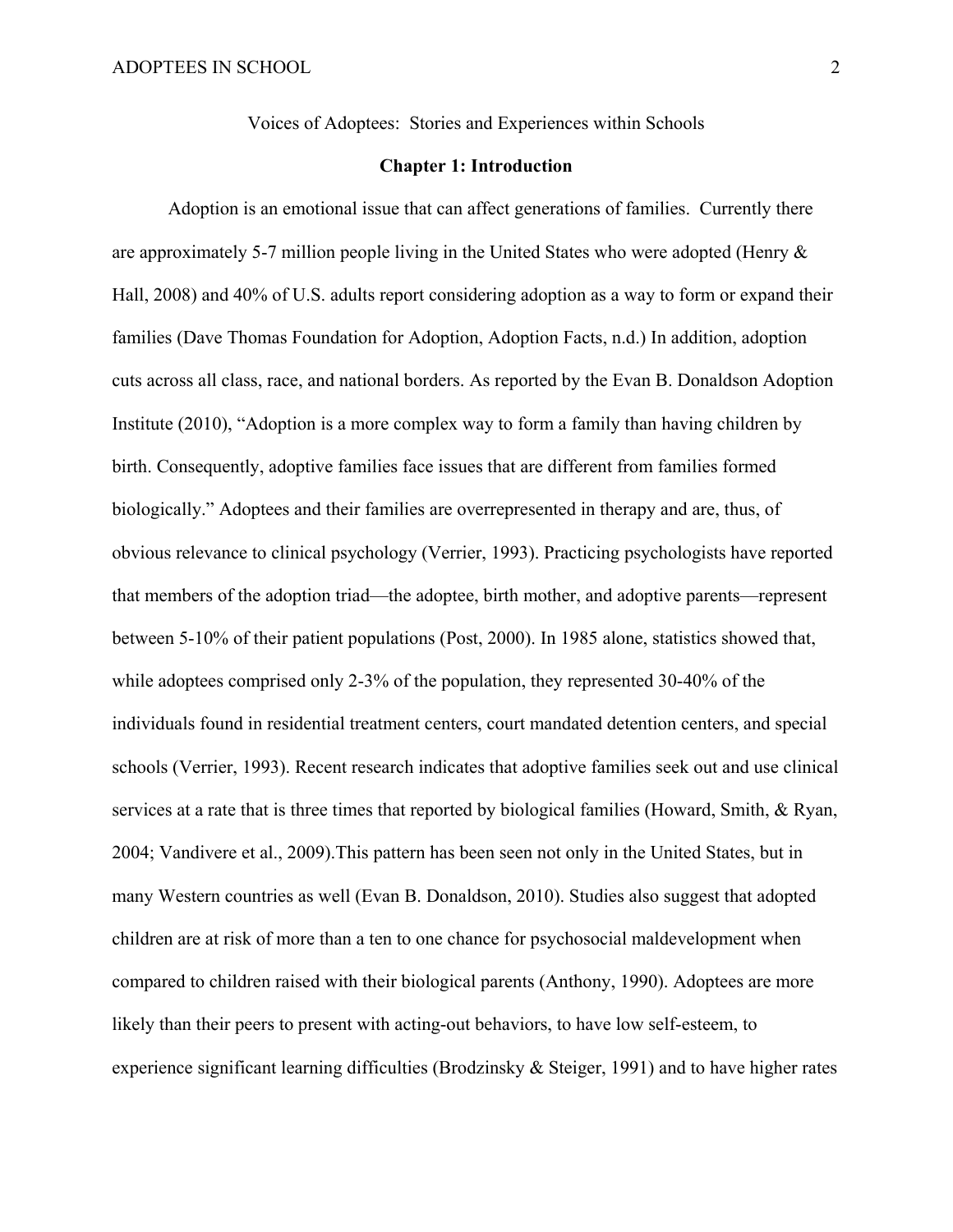Voices of Adoptees: Stories and Experiences within Schools

## Chapter 1: Introduction

Adoption is an emotional issue that can affect generations of families. Currently there are approximately 5-7 million people living in the United States who were adopted (Henry & Hall, 2008) and 40% of U.S. adults report considering adoption as a way to form or expand their families (Dave Thomas Foundation for Adoption, Adoption Facts, n.d.) In addition, adoption cuts across all class, race, and national borders. As reported by the Evan B. Donaldson Adoption Institute (2010), "Adoption is a more complex way to form a family than having children by birth. Consequently, adoptive families face issues that are different from families formed biologically." Adoptees and their families are overrepresented in therapy and are, thus, of obvious relevance to clinical psychology (Verrier, 1993). Practicing psychologists have reported that members of the adoption triad—the adoptee, birth mother, and adoptive parents—represent between 5-10% of their patient populations (Post, 2000). In 1985 alone, statistics showed that, while adoptees comprised only 2-3% of the population, they represented 30-40% of the individuals found in residential treatment centers, court mandated detention centers, and special schools (Verrier, 1993). Recent research indicates that adoptive families seek out and use clinical services at a rate that is three times that reported by biological families (Howard, Smith, & Ryan, 2004; Vandivere et al., 2009).This pattern has been seen not only in the United States, but in many Western countries as well (Evan B. Donaldson, 2010). Studies also suggest that adopted children are at risk of more than a ten to one chance for psychosocial maldevelopment when compared to children raised with their biological parents (Anthony, 1990). Adoptees are more likely than their peers to present with acting-out behaviors, to have low self-esteem, to experience significant learning difficulties (Brodzinsky & Steiger, 1991) and to have higher rates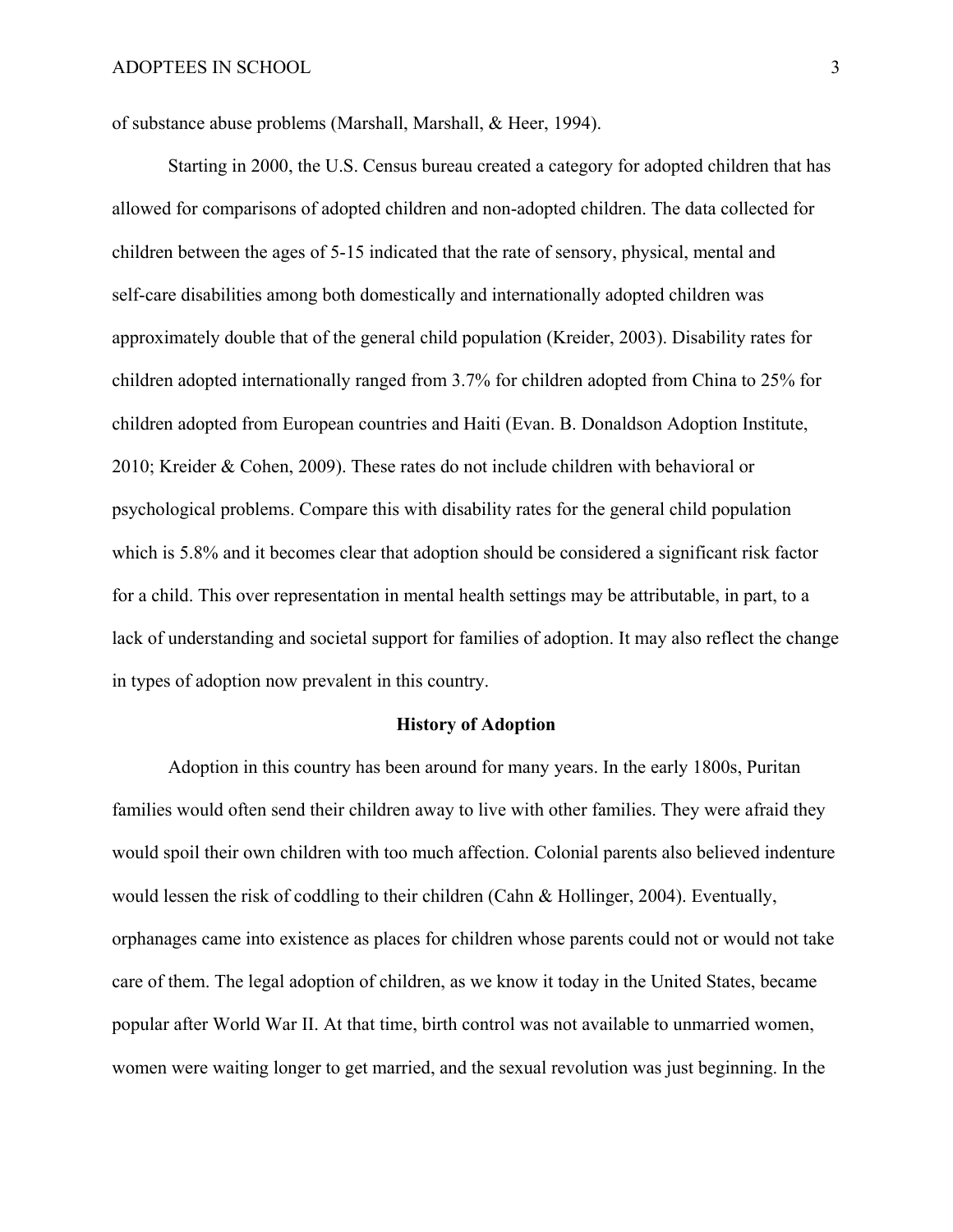of substance abuse problems (Marshall, Marshall, & Heer, 1994).

Starting in 2000, the U.S. Census bureau created a category for adopted children that has allowed for comparisons of adopted children and non-adopted children. The data collected for children between the ages of 5-15 indicated that the rate of sensory, physical, mental and self-care disabilities among both domestically and internationally adopted children was approximately double that of the general child population (Kreider, 2003). Disability rates for children adopted internationally ranged from 3.7% for children adopted from China to 25% for children adopted from European countries and Haiti (Evan. B. Donaldson Adoption Institute, 2010; Kreider & Cohen, 2009). These rates do not include children with behavioral or psychological problems. Compare this with disability rates for the general child population which is 5.8% and it becomes clear that adoption should be considered a significant risk factor for a child. This over representation in mental health settings may be attributable, in part, to a lack of understanding and societal support for families of adoption. It may also reflect the change in types of adoption now prevalent in this country.

## History of Adoption

Adoption in this country has been around for many years. In the early 1800s, Puritan families would often send their children away to live with other families. They were afraid they would spoil their own children with too much affection. Colonial parents also believed indenture would lessen the risk of coddling to their children (Cahn & Hollinger, 2004). Eventually, orphanages came into existence as places for children whose parents could not or would not take care of them. The legal adoption of children, as we know it today in the United States, became popular after World War II. At that time, birth control was not available to unmarried women, women were waiting longer to get married, and the sexual revolution was just beginning. In the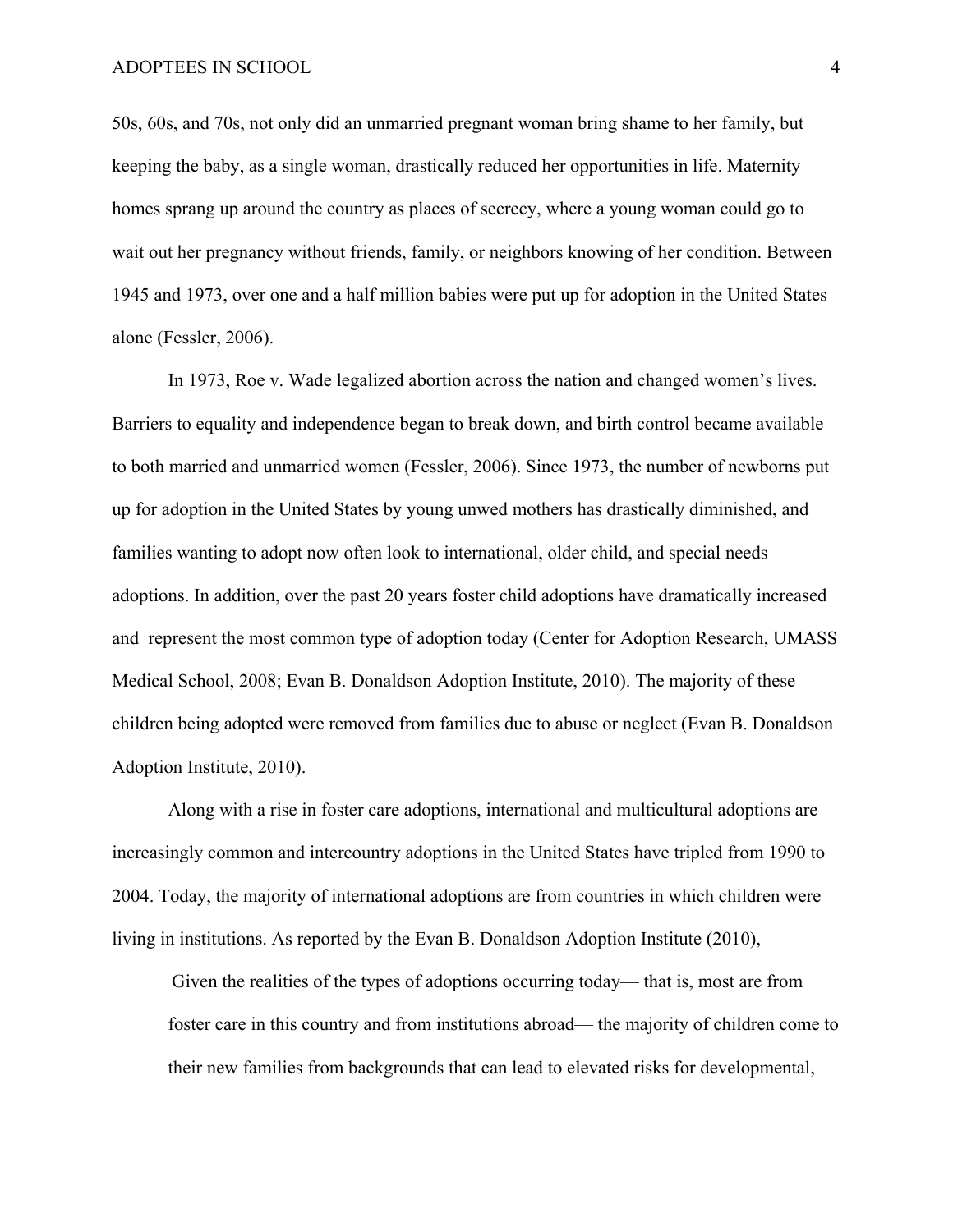50s, 60s, and 70s, not only did an unmarried pregnant woman bring shame to her family, but keeping the baby, as a single woman, drastically reduced her opportunities in life. Maternity homes sprang up around the country as places of secrecy, where a young woman could go to wait out her pregnancy without friends, family, or neighbors knowing of her condition. Between 1945 and 1973, over one and a half million babies were put up for adoption in the United States alone (Fessler, 2006).

In 1973, Roe v. Wade legalized abortion across the nation and changed women's lives. Barriers to equality and independence began to break down, and birth control became available to both married and unmarried women (Fessler, 2006). Since 1973, the number of newborns put up for adoption in the United States by young unwed mothers has drastically diminished, and families wanting to adopt now often look to international, older child, and special needs adoptions. In addition, over the past 20 years foster child adoptions have dramatically increased and represent the most common type of adoption today (Center for Adoption Research, UMASS Medical School, 2008; Evan B. Donaldson Adoption Institute, 2010). The majority of these children being adopted were removed from families due to abuse or neglect (Evan B. Donaldson Adoption Institute, 2010).

Along with a rise in foster care adoptions, international and multicultural adoptions are increasingly common and intercountry adoptions in the United States have tripled from 1990 to 2004. Today, the majority of international adoptions are from countries in which children were living in institutions. As reported by the Evan B. Donaldson Adoption Institute (2010),

> Given the realities of the types of adoptions occurring today— that is, most are from foster care in this country and from institutions abroad— the majority of children come to their new families from backgrounds that can lead to elevated risks for developmental,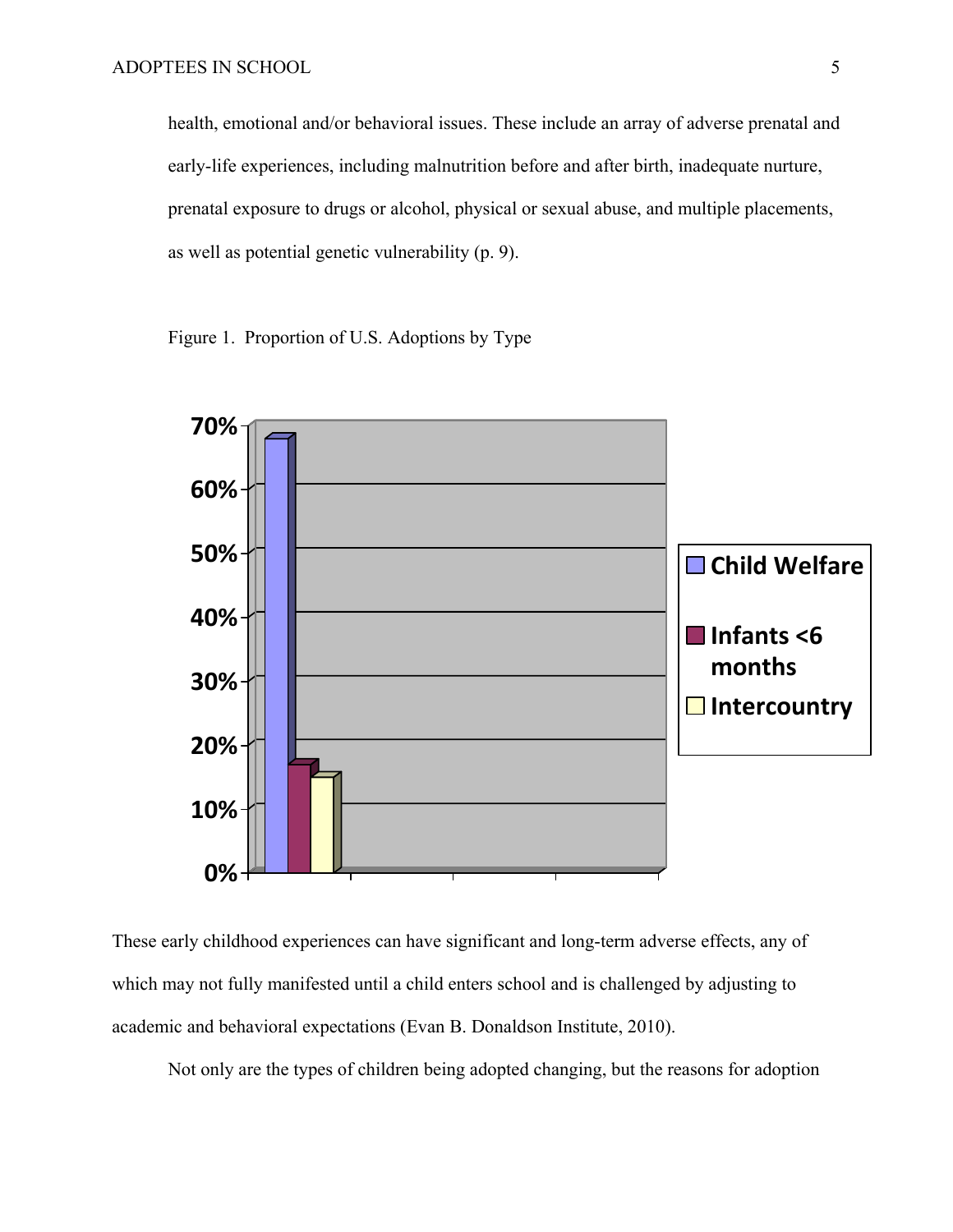health, emotional and/or behavioral issues. These include an array of adverse prenatal and early-life experiences, including malnutrition before and after birth, inadequate nurture, prenatal exposure to drugs or alcohol, physical or sexual abuse, and multiple placements, as well as potential genetic vulnerability (p. 9).

Figure 1. Proportion of U.S. Adoptions by Type

These early childhood experiences can have significant and long-term adverse effects, any of which may not fully manifested until a child enters school and is challenged by adjusting to academic and behavioral expectations (Evan B. Donaldson Institute, 2010).

Not only are the types of children being adopted changing, but the reasons for adoption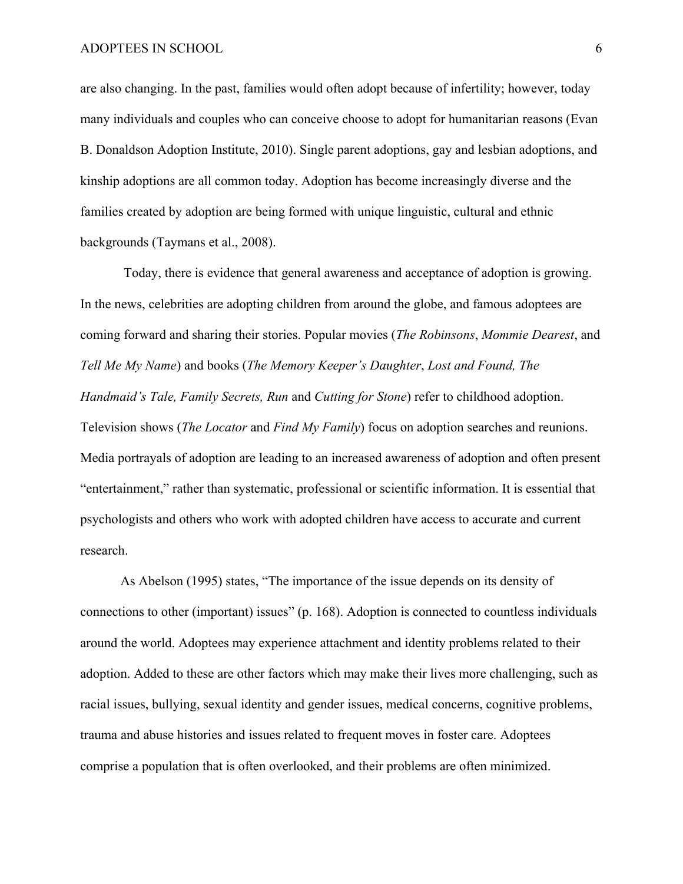are also changing. In the past, families would often adopt because of infertility; however, today many individuals and couples who can conceive choose to adopt for humanitarian reasons (Evan B. Donaldson Adoption Institute, 2010). Single parent adoptions, gay and lesbian adoptions, and kinship adoptions are all common today. Adoption has become increasingly diverse and the families created by adoption are being formed with unique linguistic, cultural and ethnic backgrounds (Taymans et al., 2008).

Today, there is evidence that general awareness and acceptance of adoption is growing. In the news, celebrities are adopting children from around the globe, and famous adoptees are coming forward and sharing their stories. Popular movies (*The Robinsons*, *Mommie Dearest*, and *Tell Me My Name*) and books (*The Memory Keeper's Daughter*, *Lost and Found, The Handmaid's Tale, Family Secrets, Run* and *Cutting for Stone*) refer to childhood adoption. Television shows (*The Locator* and *Find My Family*) focus on adoption searches and reunions. Media portrayals of adoption are leading to an increased awareness of adoption and often present "entertainment," rather than systematic, professional or scientific information. It is essential that psychologists and others who work with adopted children have access to accurate and current research.

As Abelson (1995) states, "The importance of the issue depends on its density of connections to other (important) issues" (p. 168). Adoption is connected to countless individuals around the world. Adoptees may experience attachment and identity problems related to their adoption. Added to these are other factors which may make their lives more challenging, such as racial issues, bullying, sexual identity and gender issues, medical concerns, cognitive problems, trauma and abuse histories and issues related to frequent moves in foster care. Adoptees comprise a population that is often overlooked, and their problems are often minimized.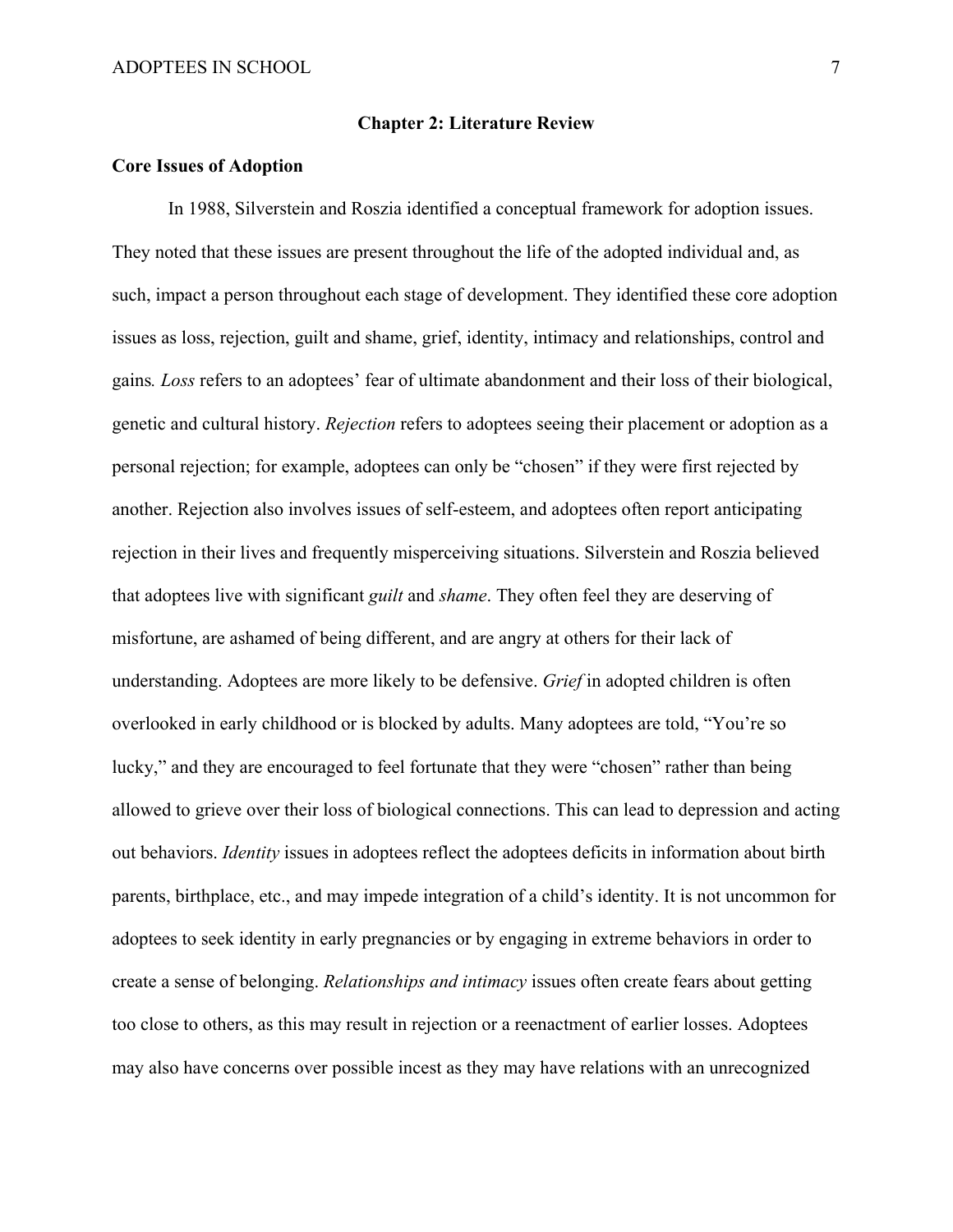## Chapter 2: Literature Review

### Core Issues of Adoption

In 1988, Silverstein and Roszia identified a conceptual framework for adoption issues. They noted that these issues are present throughout the life of the adopted individual and, as such, impact a person throughout each stage of development. They identified these core adoption issues as loss, rejection, guilt and shame, grief, identity, intimacy and relationships, control and gains*.* *Loss* refers to an adoptees' fear of ultimate abandonment and their loss of their biological, genetic and cultural history. *Rejection* refers to adoptees seeing their placement or adoption as a personal rejection; for example, adoptees can only be "chosen" if they were first rejected by another. Rejection also involves issues of self-esteem, and adoptees often report anticipating rejection in their lives and frequently misperceiving situations. Silverstein and Roszia believed that adoptees live with significant *guilt* and *shame*. They often feel they are deserving of misfortune, are ashamed of being different, and are angry at others for their lack of understanding. Adoptees are more likely to be defensive. *Grief* in adopted children is often overlooked in early childhood or is blocked by adults. Many adoptees are told, "You're so lucky," and they are encouraged to feel fortunate that they were "chosen" rather than being allowed to grieve over their loss of biological connections. This can lead to depression and acting out behaviors. *Identity* issues in adoptees reflect the adoptees deficits in information about birth parents, birthplace, etc., and may impede integration of a child's identity. It is not uncommon for adoptees to seek identity in early pregnancies or by engaging in extreme behaviors in order to create a sense of belonging. *Relationships and intimacy* issues often create fears about getting too close to others, as this may result in rejection or a reenactment of earlier losses. Adoptees may also have concerns over possible incest as they may have relations with an unrecognized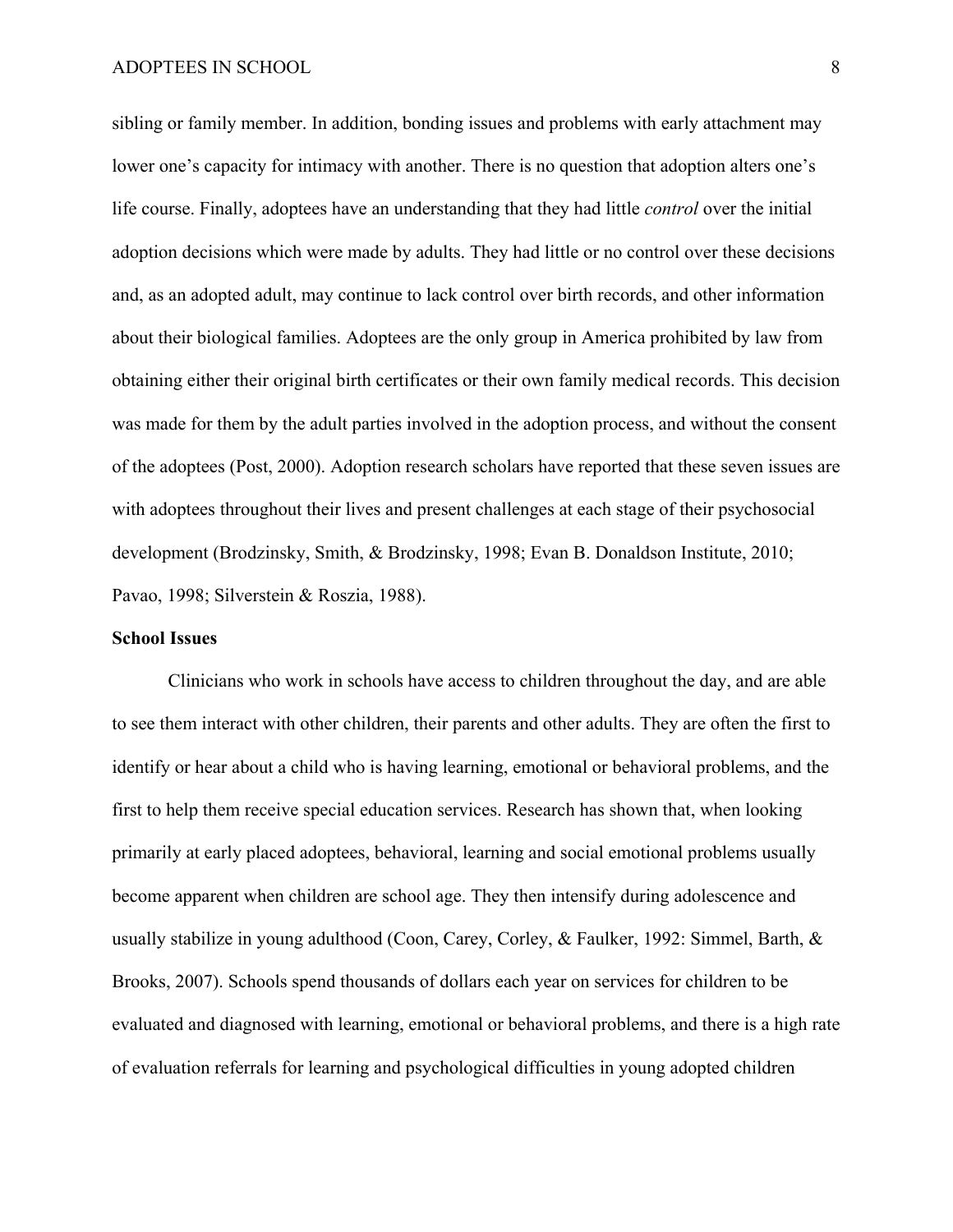sibling or family member. In addition, bonding issues and problems with early attachment may lower one's capacity for intimacy with another. There is no question that adoption alters one's life course. Finally, adoptees have an understanding that they had little *control* over the initial adoption decisions which were made by adults. They had little or no control over these decisions and, as an adopted adult, may continue to lack control over birth records, and other information about their biological families. Adoptees are the only group in America prohibited by law from obtaining either their original birth certificates or their own family medical records. This decision was made for them by the adult parties involved in the adoption process, and without the consent of the adoptees (Post, 2000). Adoption research scholars have reported that these seven issues are with adoptees throughout their lives and present challenges at each stage of their psychosocial development (Brodzinsky, Smith, & Brodzinsky, 1998; Evan B. Donaldson Institute, 2010; Pavao, 1998; Silverstein & Roszia, 1988).

**School Issues**

Clinicians who work in schools have access to children throughout the day, and are able to see them interact with other children, their parents and other adults. They are often the first to identify or hear about a child who is having learning, emotional or behavioral problems, and the first to help them receive special education services. Research has shown that, when looking primarily at early placed adoptees, behavioral, learning and social emotional problems usually become apparent when children are school age. They then intensify during adolescence and usually stabilize in young adulthood (Coon, Carey, Corley, & Faulker, 1992: Simmel, Barth, & Brooks, 2007). Schools spend thousands of dollars each year on services for children to be evaluated and diagnosed with learning, emotional or behavioral problems, and there is a high rate of evaluation referrals for learning and psychological difficulties in young adopted children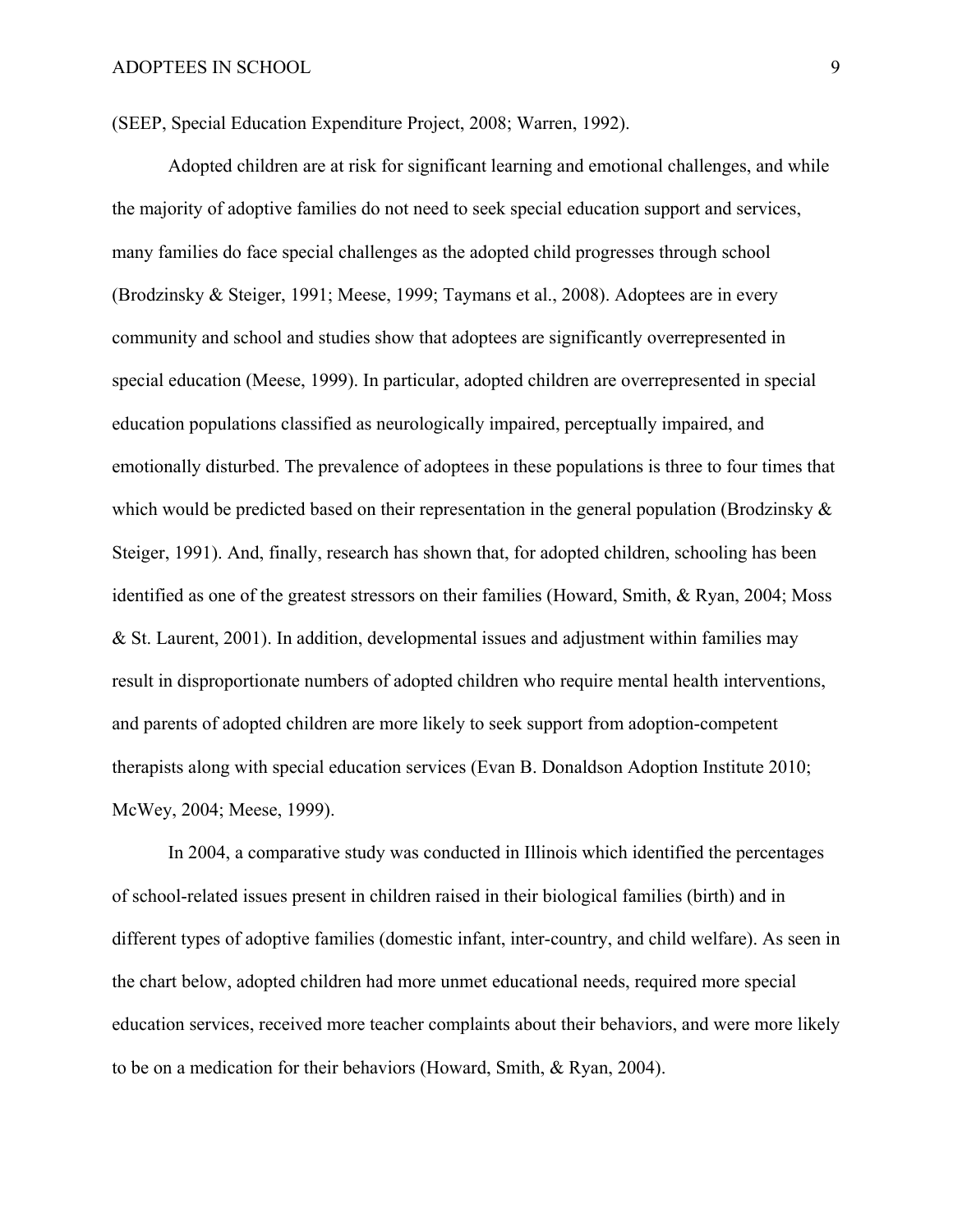(SEEP, Special Education Expenditure Project, 2008; Warren, 1992).

Adopted children are at risk for significant learning and emotional challenges, and while the majority of adoptive families do not need to seek special education support and services, many families do face special challenges as the adopted child progresses through school (Brodzinsky & Steiger, 1991; Meese, 1999; Taymans et al., 2008). Adoptees are in every community and school and studies show that adoptees are significantly overrepresented in special education (Meese, 1999). In particular, adopted children are overrepresented in special education populations classified as neurologically impaired, perceptually impaired, and emotionally disturbed. The prevalence of adoptees in these populations is three to four times that which would be predicted based on their representation in the general population (Brodzinsky & Steiger, 1991). And, finally, research has shown that, for adopted children, schooling has been identified as one of the greatest stressors on their families (Howard, Smith, & Ryan, 2004; Moss & St. Laurent, 2001). In addition, developmental issues and adjustment within families may result in disproportionate numbers of adopted children who require mental health interventions, and parents of adopted children are more likely to seek support from adoption-competent therapists along with special education services (Evan B. Donaldson Adoption Institute 2010; McWey, 2004; Meese, 1999).

In 2004, a comparative study was conducted in Illinois which identified the percentages of school-related issues present in children raised in their biological families (birth) and in different types of adoptive families (domestic infant, inter-country, and child welfare). As seen in the chart below, adopted children had more unmet educational needs, required more special education services, received more teacher complaints about their behaviors, and were more likely to be on a medication for their behaviors (Howard, Smith, & Ryan, 2004).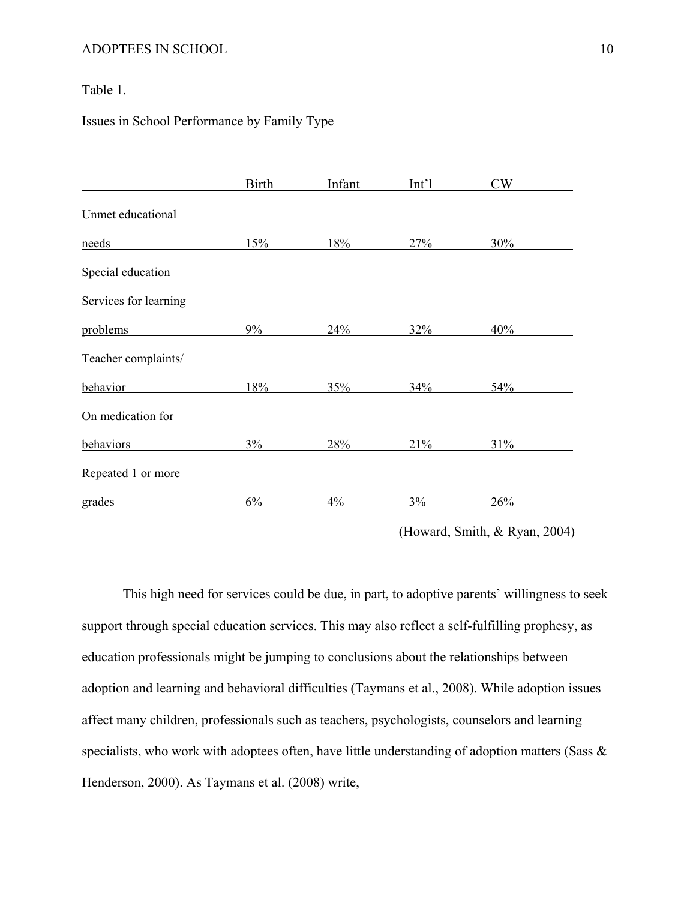Table 1.

Issues in School Performance by Family Type

| | Birth | Infant | Int’l | CW |
|---|---|---|---|---|
| Unmet educational needs | 15% | 18% | 27% | 30% |
| Special education Services for learning problems | 9% | 24% | 32% | 40% |
| Teacher complaints/ behavior | 18% | 35% | 34% | 54% |
| On medication for behaviors | 3% | 28% | 21% | 31% |
| Repeated 1 or more grades | 6% | 4% | 3% | 26% |

(Howard, Smith, & Ryan, 2004)

This high need for services could be due, in part, to adoptive parents’ willingness to seek support through special education services. This may also reflect a self-fulfilling prophesy, as education professionals might be jumping to conclusions about the relationships between adoption and learning and behavioral difficulties (Taymans et al., 2008). While adoption issues affect many children, professionals such as teachers, psychologists, counselors and learning specialists, who work with adoptees often, have little understanding of adoption matters (Sass & Henderson, 2000). As Taymans et al. (2008) write,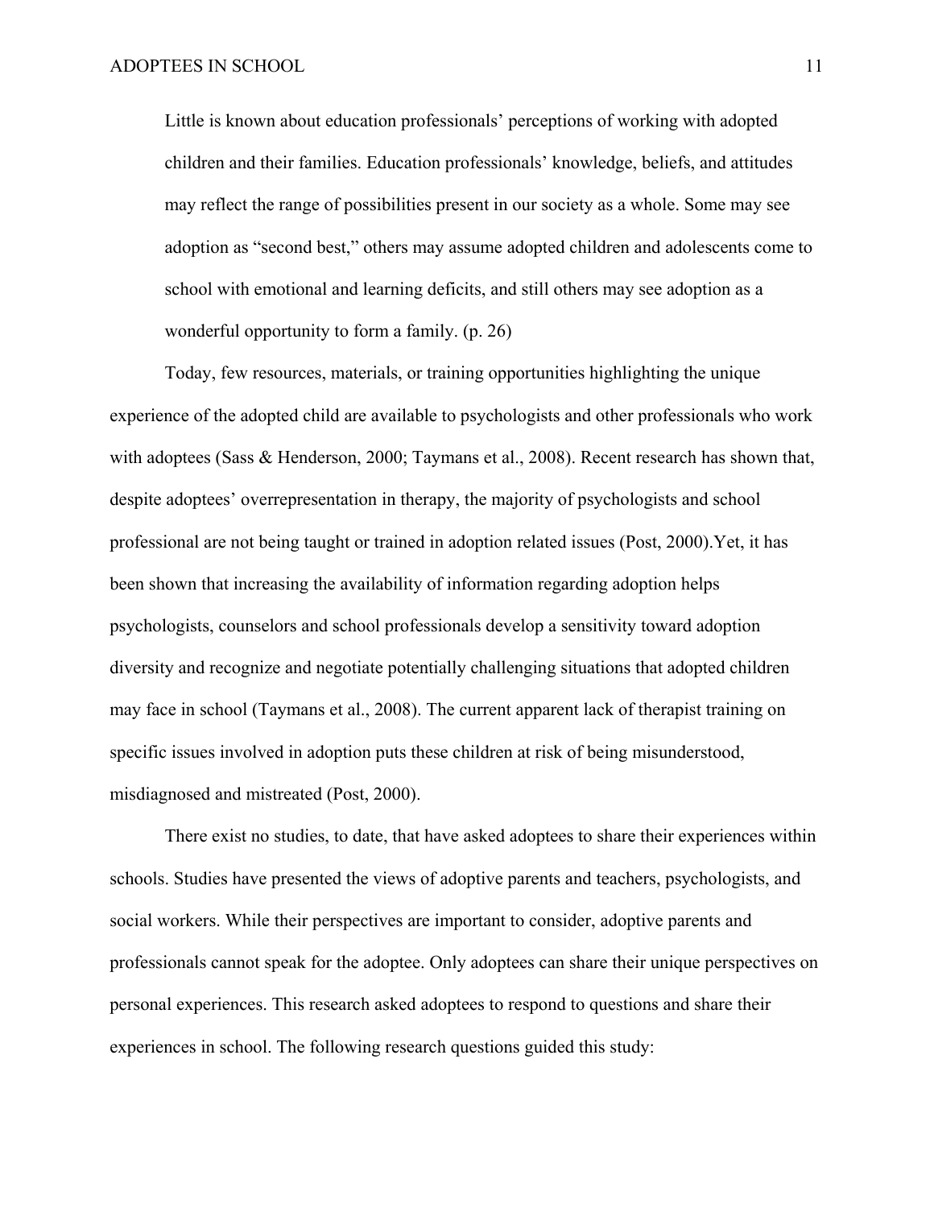> Little is known about education professionals' perceptions of working with adopted children and their families. Education professionals' knowledge, beliefs, and attitudes may reflect the range of possibilities present in our society as a whole. Some may see adoption as "second best," others may assume adopted children and adolescents come to school with emotional and learning deficits, and still others may see adoption as a wonderful opportunity to form a family. (p. 26)

Today, few resources, materials, or training opportunities highlighting the unique experience of the adopted child are available to psychologists and other professionals who work with adoptees (Sass & Henderson, 2000; Taymans et al., 2008). Recent research has shown that, despite adoptees' overrepresentation in therapy, the majority of psychologists and school professional are not being taught or trained in adoption related issues (Post, 2000).Yet, it has been shown that increasing the availability of information regarding adoption helps psychologists, counselors and school professionals develop a sensitivity toward adoption diversity and recognize and negotiate potentially challenging situations that adopted children may face in school (Taymans et al., 2008). The current apparent lack of therapist training on specific issues involved in adoption puts these children at risk of being misunderstood, misdiagnosed and mistreated (Post, 2000).

There exist no studies, to date, that have asked adoptees to share their experiences within schools. Studies have presented the views of adoptive parents and teachers, psychologists, and social workers. While their perspectives are important to consider, adoptive parents and professionals cannot speak for the adoptee. Only adoptees can share their unique perspectives on personal experiences. This research asked adoptees to respond to questions and share their experiences in school. The following research questions guided this study: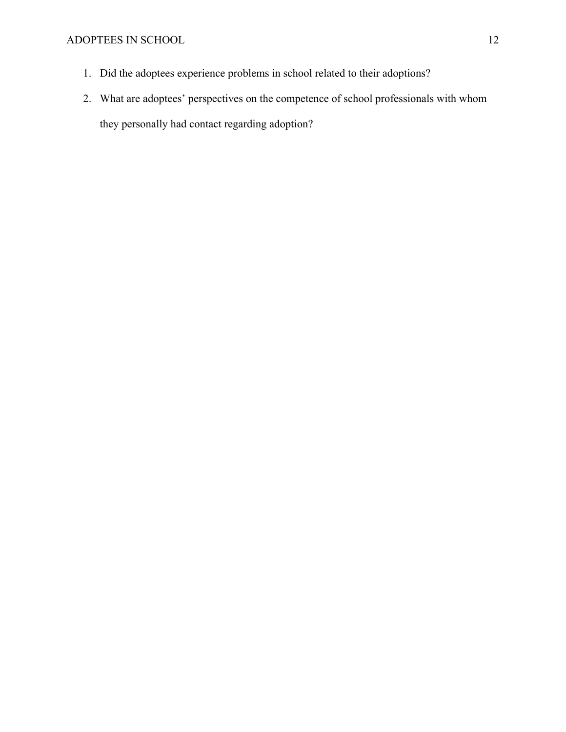1. Did the adoptees experience problems in school related to their adoptions?
2. What are adoptees' perspectives on the competence of school professionals with whom they personally had contact regarding adoption?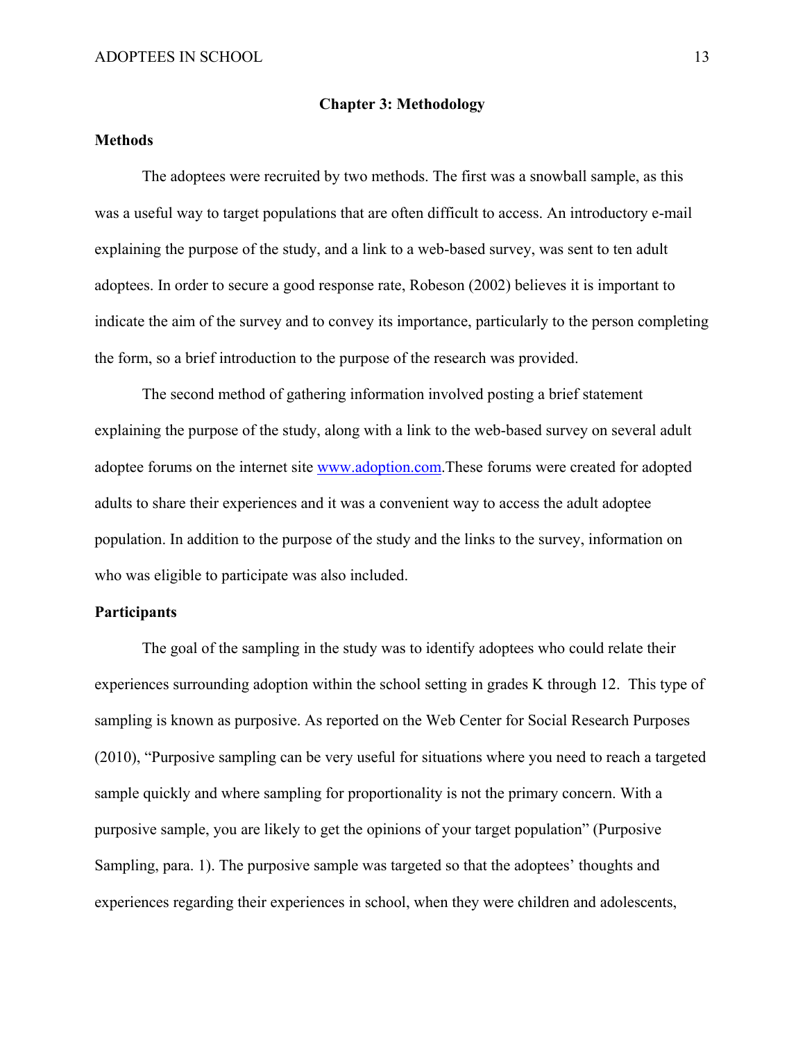## Chapter 3: Methodology

### Methods

The adoptees were recruited by two methods. The first was a snowball sample, as this was a useful way to target populations that are often difficult to access. An introductory e-mail explaining the purpose of the study, and a link to a web-based survey, was sent to ten adult adoptees. In order to secure a good response rate, Robeson (2002) believes it is important to indicate the aim of the survey and to convey its importance, particularly to the person completing the form, so a brief introduction to the purpose of the research was provided.

The second method of gathering information involved posting a brief statement explaining the purpose of the study, along with a link to the web-based survey on several adult adoptee forums on the internet site www.adoption.com.These forums were created for adopted adults to share their experiences and it was a convenient way to access the adult adoptee population. In addition to the purpose of the study and the links to the survey, information on who was eligible to participate was also included.

### Participants

The goal of the sampling in the study was to identify adoptees who could relate their experiences surrounding adoption within the school setting in grades K through 12. This type of sampling is known as purposive. As reported on the Web Center for Social Research Purposes (2010), "Purposive sampling can be very useful for situations where you need to reach a targeted sample quickly and where sampling for proportionality is not the primary concern. With a purposive sample, you are likely to get the opinions of your target population" (Purposive Sampling, para. 1). The purposive sample was targeted so that the adoptees' thoughts and experiences regarding their experiences in school, when they were children and adolescents,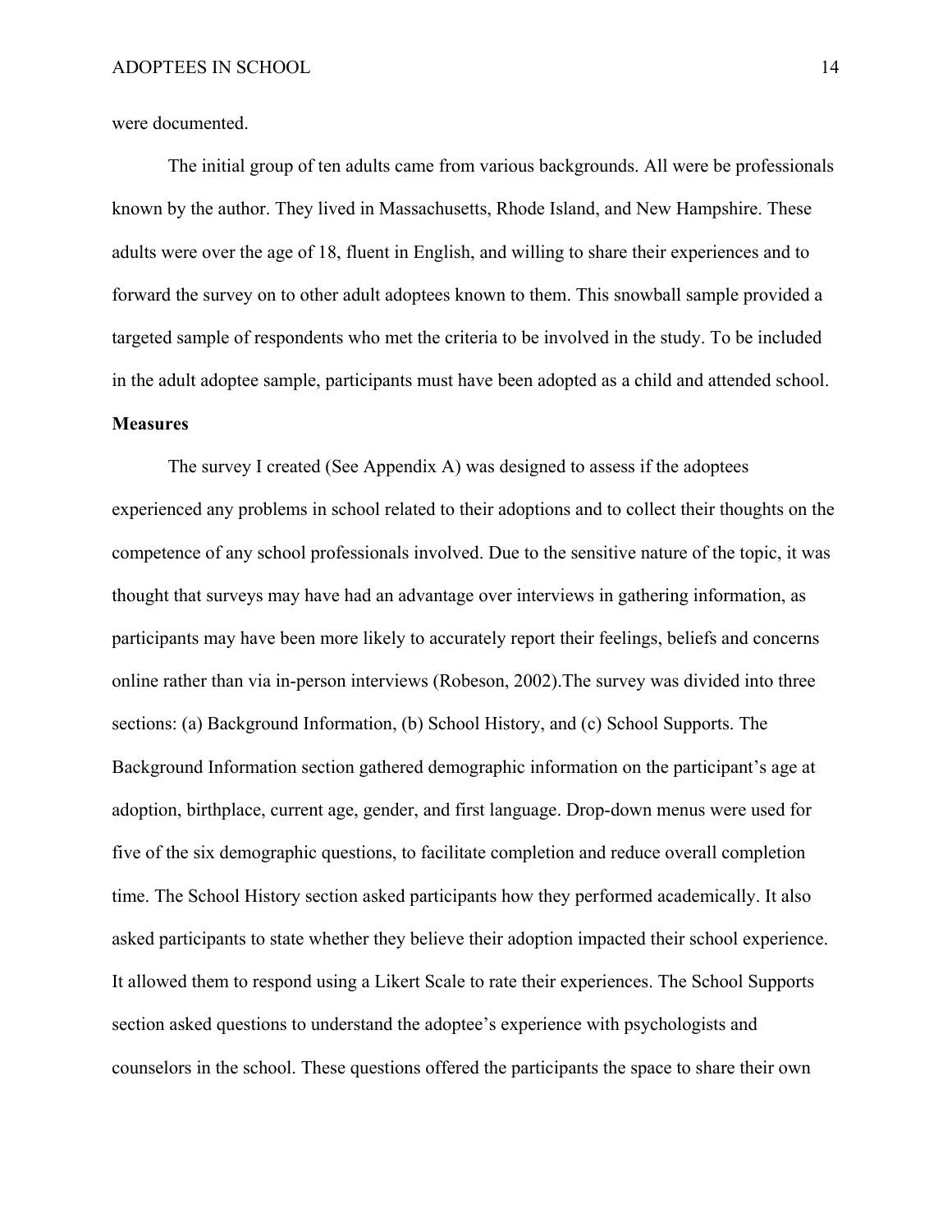were documented.

The initial group of ten adults came from various backgrounds. All were be professionals known by the author. They lived in Massachusetts, Rhode Island, and New Hampshire. These adults were over the age of 18, fluent in English, and willing to share their experiences and to forward the survey on to other adult adoptees known to them. This snowball sample provided a targeted sample of respondents who met the criteria to be involved in the study. To be included in the adult adoptee sample, participants must have been adopted as a child and attended school.

**Measures**

The survey I created (See Appendix A) was designed to assess if the adoptees experienced any problems in school related to their adoptions and to collect their thoughts on the competence of any school professionals involved. Due to the sensitive nature of the topic, it was thought that surveys may have had an advantage over interviews in gathering information, as participants may have been more likely to accurately report their feelings, beliefs and concerns online rather than via in-person interviews (Robeson, 2002).The survey was divided into three sections: (a) Background Information, (b) School History, and (c) School Supports. The Background Information section gathered demographic information on the participant's age at adoption, birthplace, current age, gender, and first language. Drop-down menus were used for five of the six demographic questions, to facilitate completion and reduce overall completion time. The School History section asked participants how they performed academically. It also asked participants to state whether they believe their adoption impacted their school experience. It allowed them to respond using a Likert Scale to rate their experiences. The School Supports section asked questions to understand the adoptee's experience with psychologists and counselors in the school. These questions offered the participants the space to share their own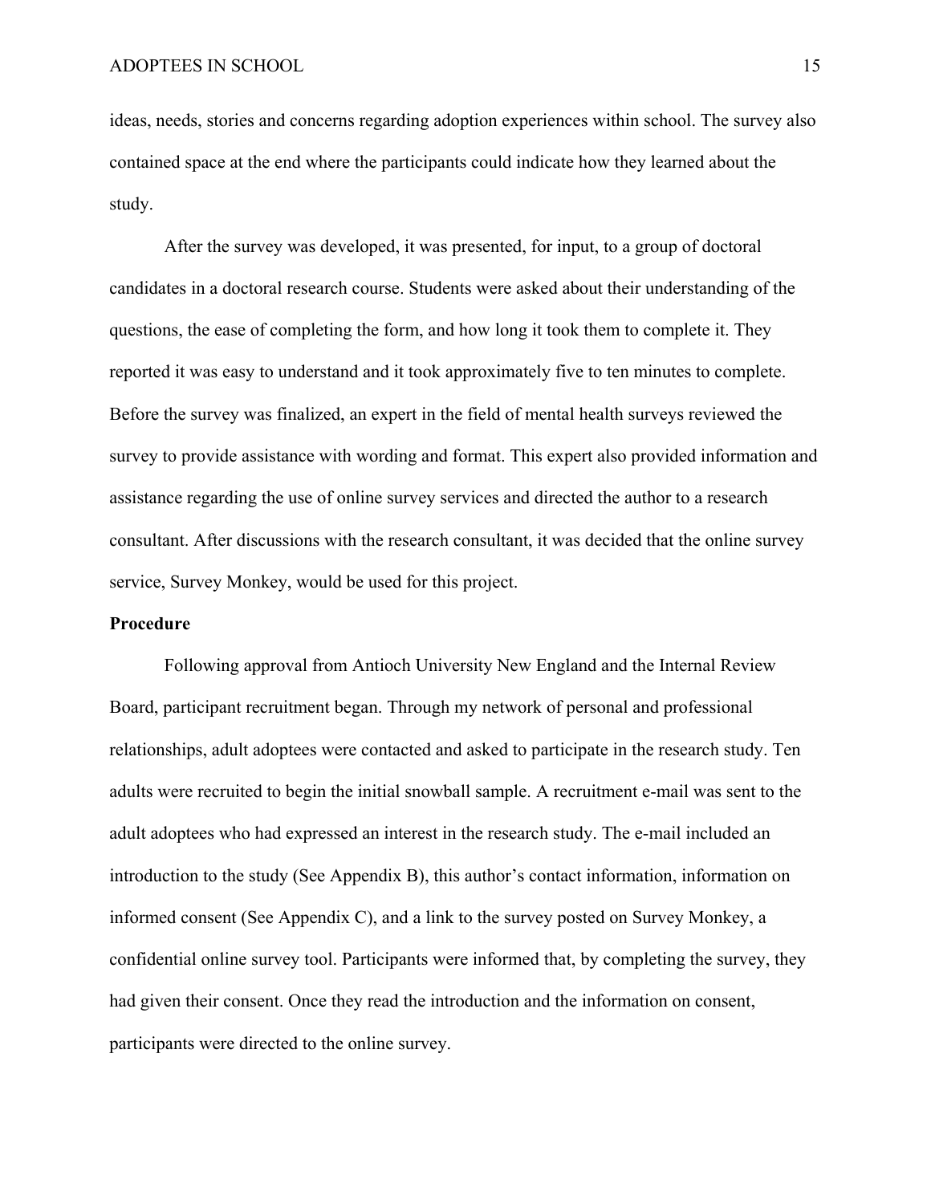ideas, needs, stories and concerns regarding adoption experiences within school. The survey also contained space at the end where the participants could indicate how they learned about the study.

After the survey was developed, it was presented, for input, to a group of doctoral candidates in a doctoral research course. Students were asked about their understanding of the questions, the ease of completing the form, and how long it took them to complete it. They reported it was easy to understand and it took approximately five to ten minutes to complete. Before the survey was finalized, an expert in the field of mental health surveys reviewed the survey to provide assistance with wording and format. This expert also provided information and assistance regarding the use of online survey services and directed the author to a research consultant. After discussions with the research consultant, it was decided that the online survey service, Survey Monkey, would be used for this project.

**Procedure**

Following approval from Antioch University New England and the Internal Review Board, participant recruitment began. Through my network of personal and professional relationships, adult adoptees were contacted and asked to participate in the research study. Ten adults were recruited to begin the initial snowball sample. A recruitment e-mail was sent to the adult adoptees who had expressed an interest in the research study. The e-mail included an introduction to the study (See Appendix B), this author's contact information, information on informed consent (See Appendix C), and a link to the survey posted on Survey Monkey, a confidential online survey tool. Participants were informed that, by completing the survey, they had given their consent. Once they read the introduction and the information on consent, participants were directed to the online survey.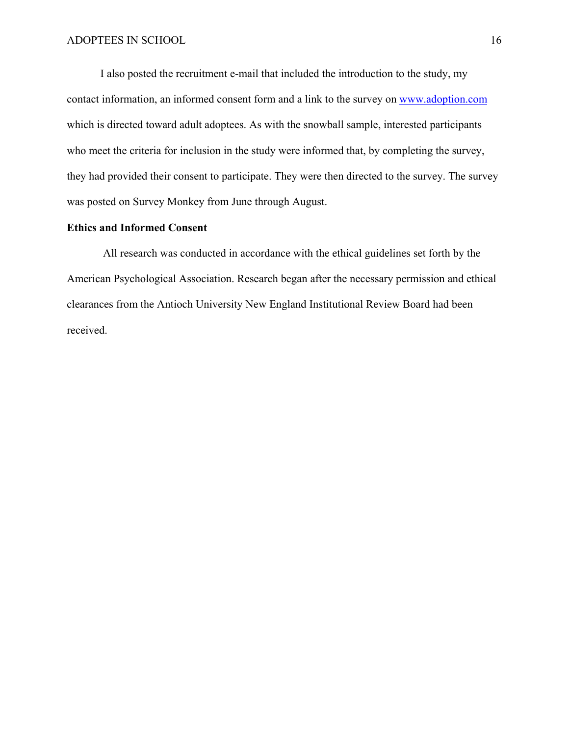I also posted the recruitment e-mail that included the introduction to the study, my contact information, an informed consent form and a link to the survey on www.adoption.com which is directed toward adult adoptees. As with the snowball sample, interested participants who meet the criteria for inclusion in the study were informed that, by completing the survey, they had provided their consent to participate. They were then directed to the survey. The survey was posted on Survey Monkey from June through August.

**Ethics and Informed Consent**

All research was conducted in accordance with the ethical guidelines set forth by the American Psychological Association. Research began after the necessary permission and ethical clearances from the Antioch University New England Institutional Review Board had been received.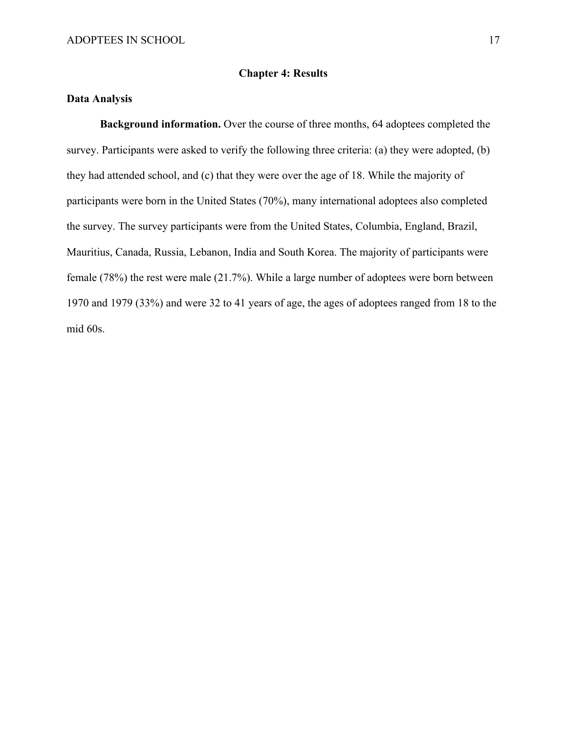# Chapter 4: Results

## Data Analysis

**Background information.** Over the course of three months, 64 adoptees completed the survey. Participants were asked to verify the following three criteria: (a) they were adopted, (b) they had attended school, and (c) that they were over the age of 18. While the majority of participants were born in the United States (70%), many international adoptees also completed the survey. The survey participants were from the United States, Columbia, England, Brazil, Mauritius, Canada, Russia, Lebanon, India and South Korea. The majority of participants were female (78%) the rest were male (21.7%). While a large number of adoptees were born between 1970 and 1979 (33%) and were 32 to 41 years of age, the ages of adoptees ranged from 18 to the mid 60s.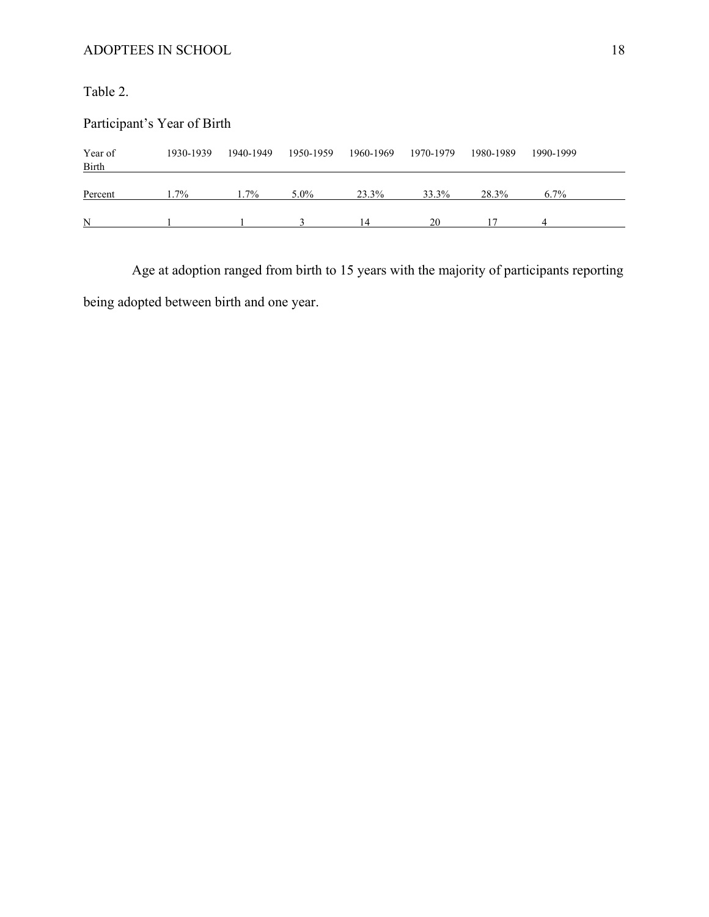Table 2.

Participant's Year of Birth

| Year of Birth | 1930-1939 | 1940-1949 | 1950-1959 | 1960-1969 | 1970-1979 | 1980-1989 | 1990-1999 |
|---|---|---|---|---|---|---|---|
| Percent | 1.7% | 1.7% | 5.0% | 23.3% | 33.3% | 28.3% | 6.7% |
| N | 1 | 1 | 3 | 14 | 20 | 17 | 4 |

Age at adoption ranged from birth to 15 years with the majority of participants reporting being adopted between birth and one year.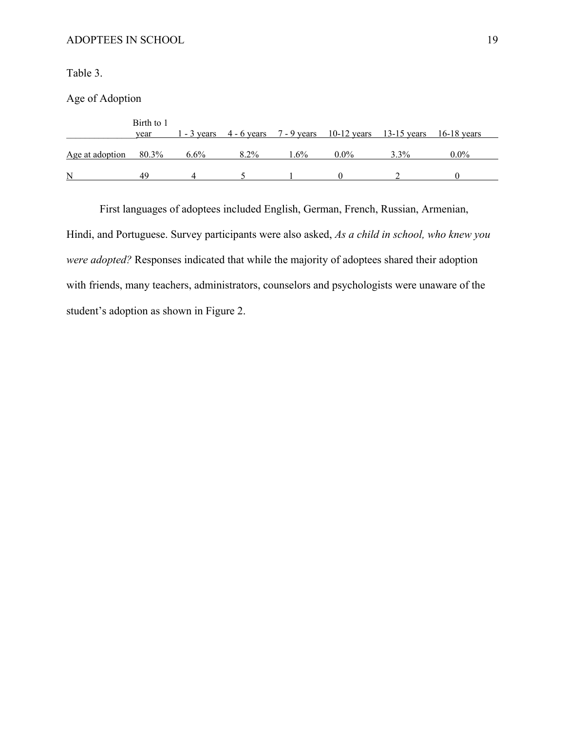Table 3.

Age of Adoption

| | Birth to 1 year | 1 - 3 years | 4 - 6 years | 7 - 9 years | 10-12 years | 13-15 years | 16-18 years |
|---|---|---|---|---|---|---|---|
| Age at adoption | 80.3% | 6.6% | 8.2% | 1.6% | 0.0% | 3.3% | 0.0% |
| N | 49 | 4 | 5 | 1 | 0 | 2 | 0 |

First languages of adoptees included English, German, French, Russian, Armenian, Hindi, and Portuguese. Survey participants were also asked, *As a child in school, who knew you were adopted?* Responses indicated that while the majority of adoptees shared their adoption with friends, many teachers, administrators, counselors and psychologists were unaware of the student's adoption as shown in Figure 2.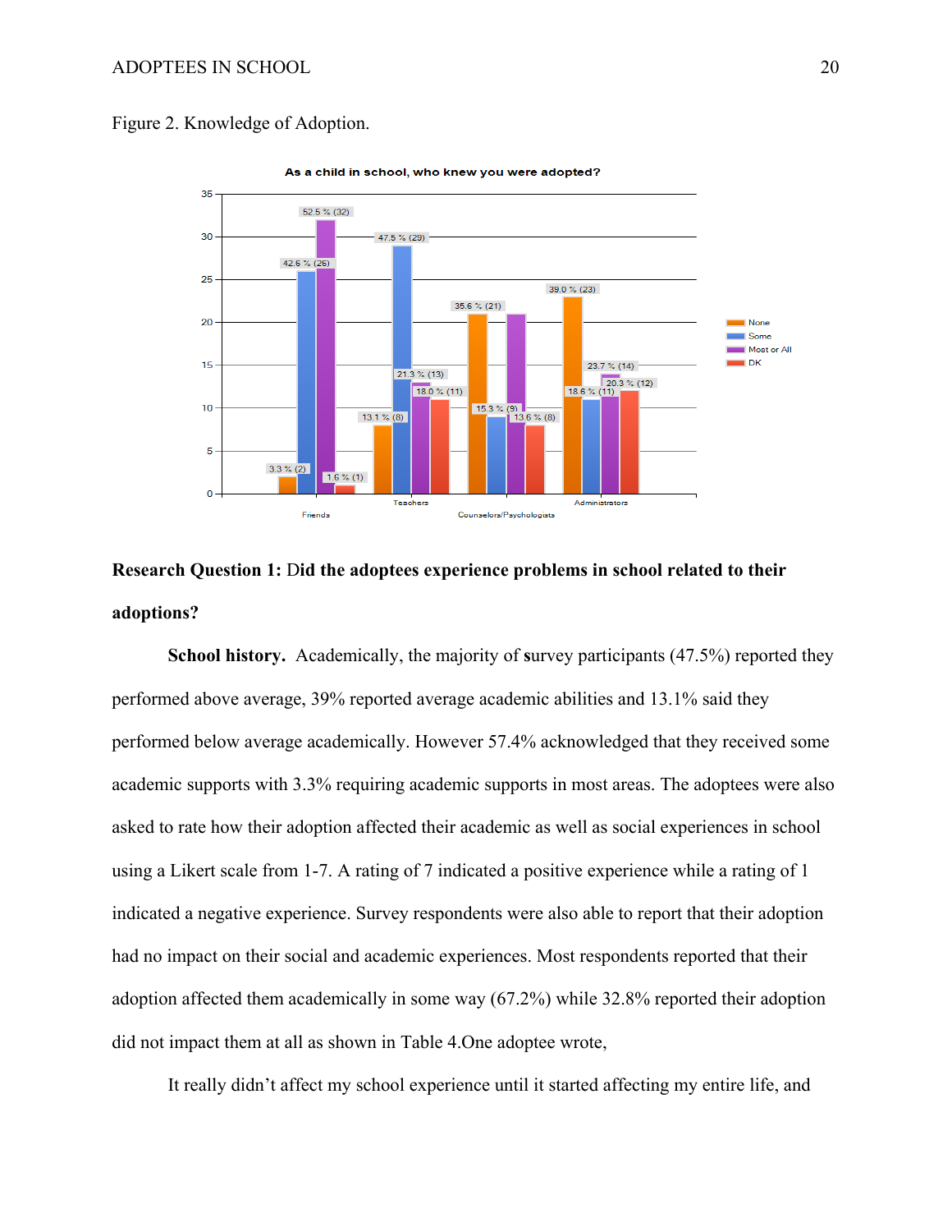Figure 2. Knowledge of Adoption.

**Research Question 1: Did the adoptees experience problems in school related to their adoptions?**

**School history.** Academically, the majority of survey participants (47.5%) reported they performed above average, 39% reported average academic abilities and 13.1% said they performed below average academically. However 57.4% acknowledged that they received some academic supports with 3.3% requiring academic supports in most areas. The adoptees were also asked to rate how their adoption affected their academic as well as social experiences in school using a Likert scale from 1-7. A rating of 7 indicated a positive experience while a rating of 1 indicated a negative experience. Survey respondents were also able to report that their adoption had no impact on their social and academic experiences. Most respondents reported that their adoption affected them academically in some way (67.2%) while 32.8% reported their adoption did not impact them at all as shown in Table 4.One adoptee wrote,

It really didn't affect my school experience until it started affecting my entire life, and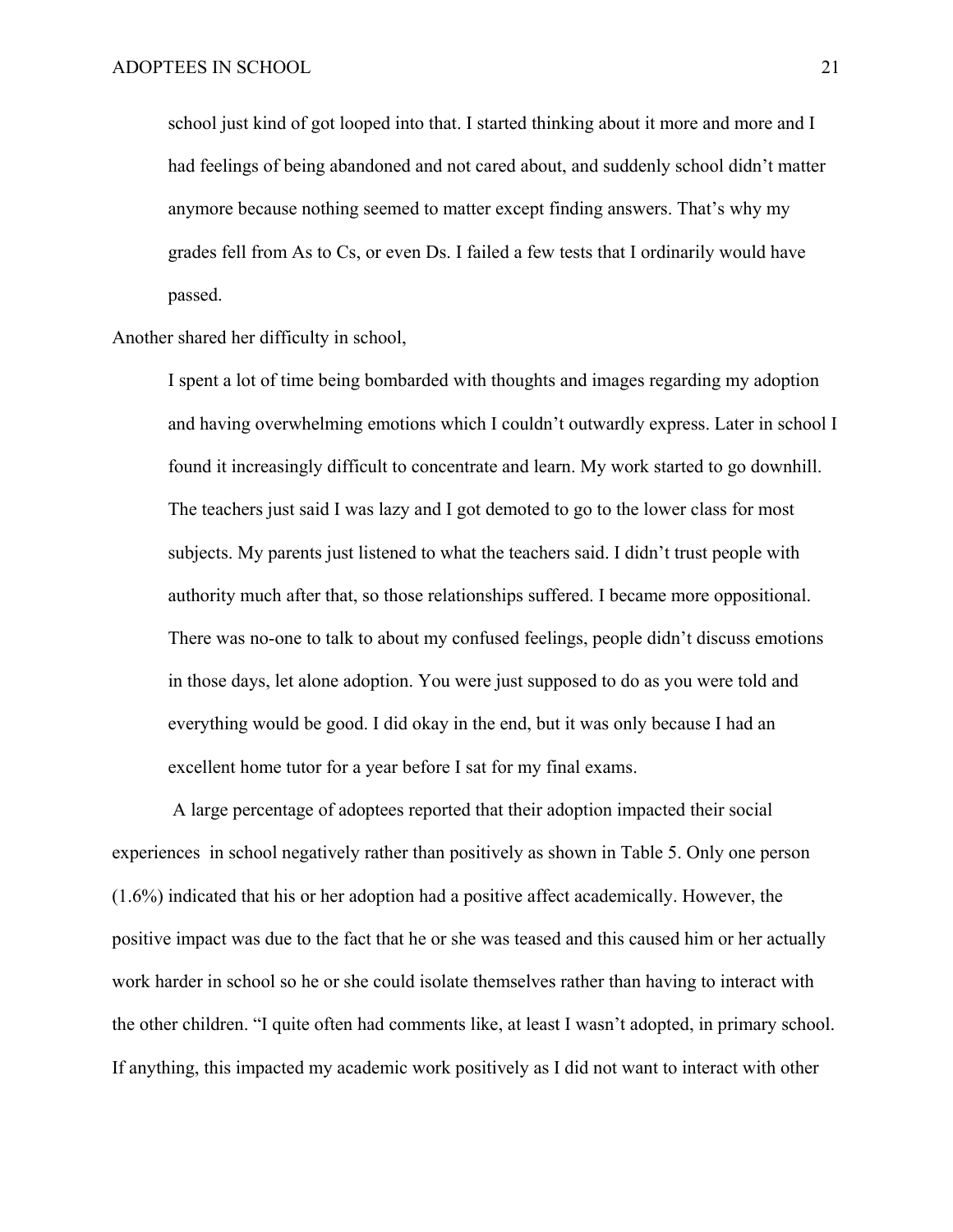> school just kind of got looped into that. I started thinking about it more and more and I had feelings of being abandoned and not cared about, and suddenly school didn't matter anymore because nothing seemed to matter except finding answers. That's why my grades fell from As to Cs, or even Ds. I failed a few tests that I ordinarily would have passed.

Another shared her difficulty in school,

> I spent a lot of time being bombarded with thoughts and images regarding my adoption and having overwhelming emotions which I couldn't outwardly express. Later in school I found it increasingly difficult to concentrate and learn. My work started to go downhill. The teachers just said I was lazy and I got demoted to go to the lower class for most subjects. My parents just listened to what the teachers said. I didn't trust people with authority much after that, so those relationships suffered. I became more oppositional. There was no-one to talk to about my confused feelings, people didn't discuss emotions in those days, let alone adoption. You were just supposed to do as you were told and everything would be good. I did okay in the end, but it was only because I had an excellent home tutor for a year before I sat for my final exams.

A large percentage of adoptees reported that their adoption impacted their social experiences in school negatively rather than positively as shown in Table 5. Only one person (1.6%) indicated that his or her adoption had a positive affect academically. However, the positive impact was due to the fact that he or she was teased and this caused him or her actually work harder in school so he or she could isolate themselves rather than having to interact with the other children. "I quite often had comments like, at least I wasn't adopted, in primary school. If anything, this impacted my academic work positively as I did not want to interact with other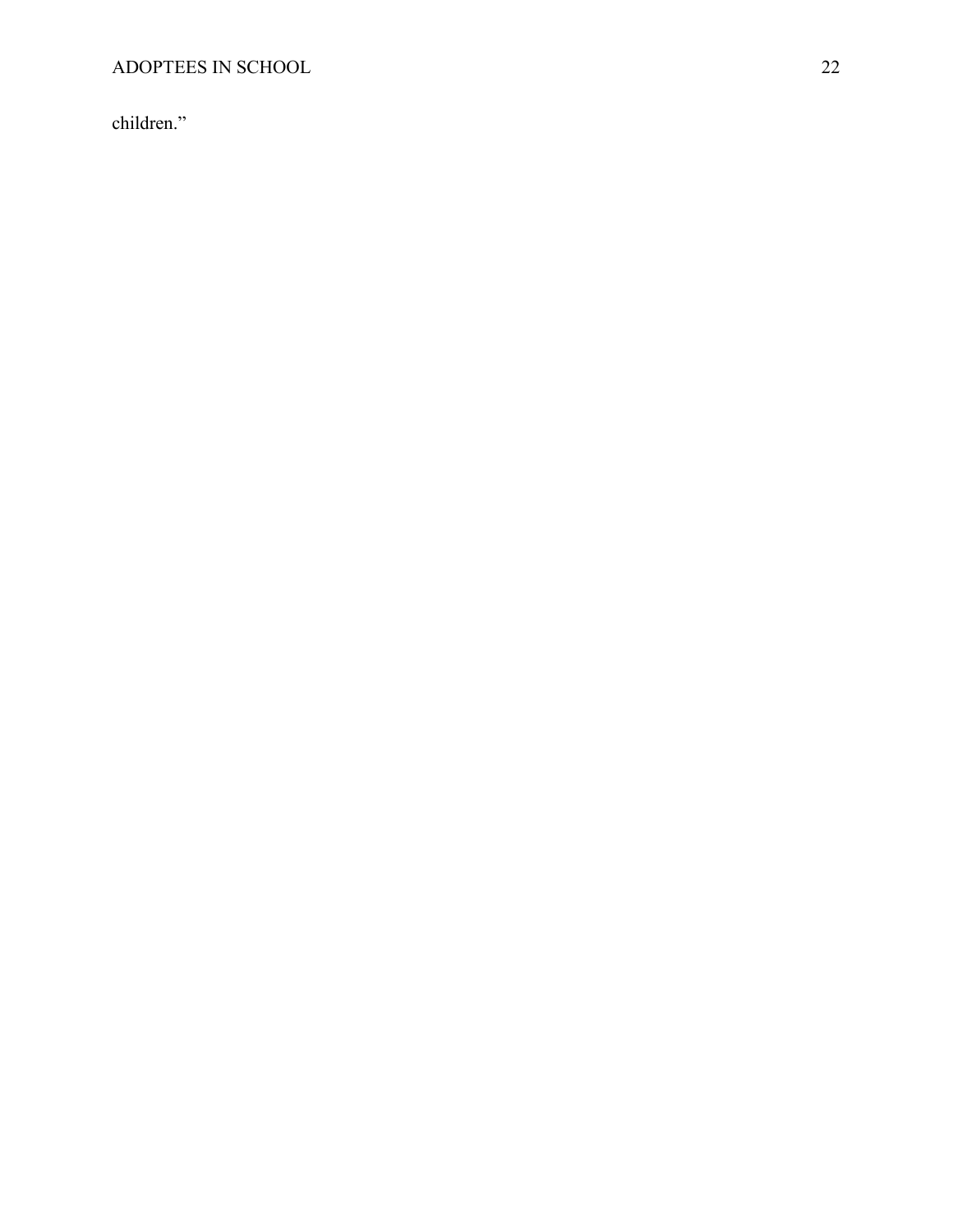children.”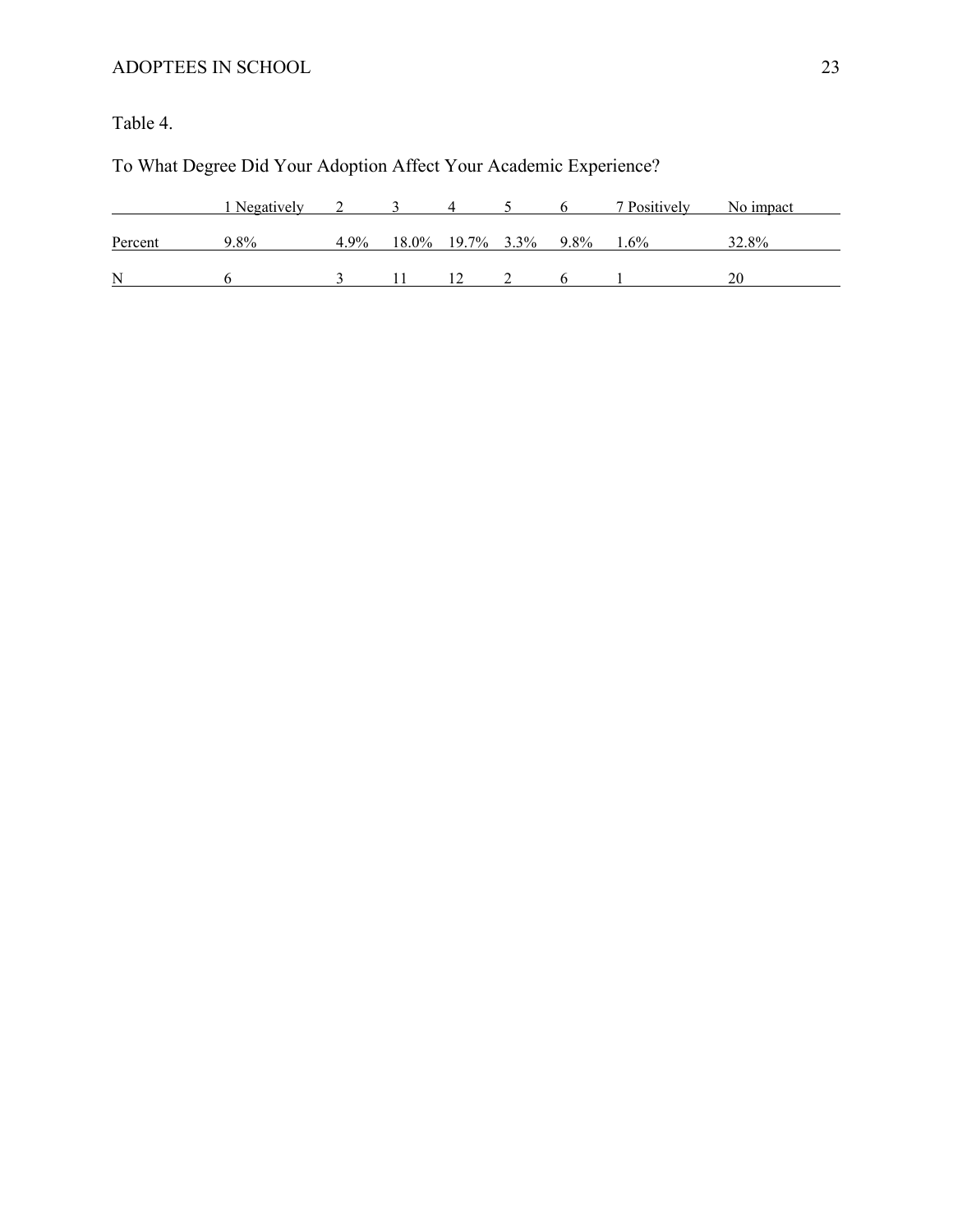Table 4.

To What Degree Did Your Adoption Affect Your Academic Experience?

| | 1 Negatively | 2 | 3 | 4 | 5 | 6 | 7 Positively | No impact |
|---|---|---|---|---|---|---|---|---|
| Percent | 9.8% | 4.9% | 18.0% | 19.7% | 3.3% | 9.8% | 1.6% | 32.8% |
| N | 6 | 3 | 11 | 12 | 2 | 6 | 1 | 20 |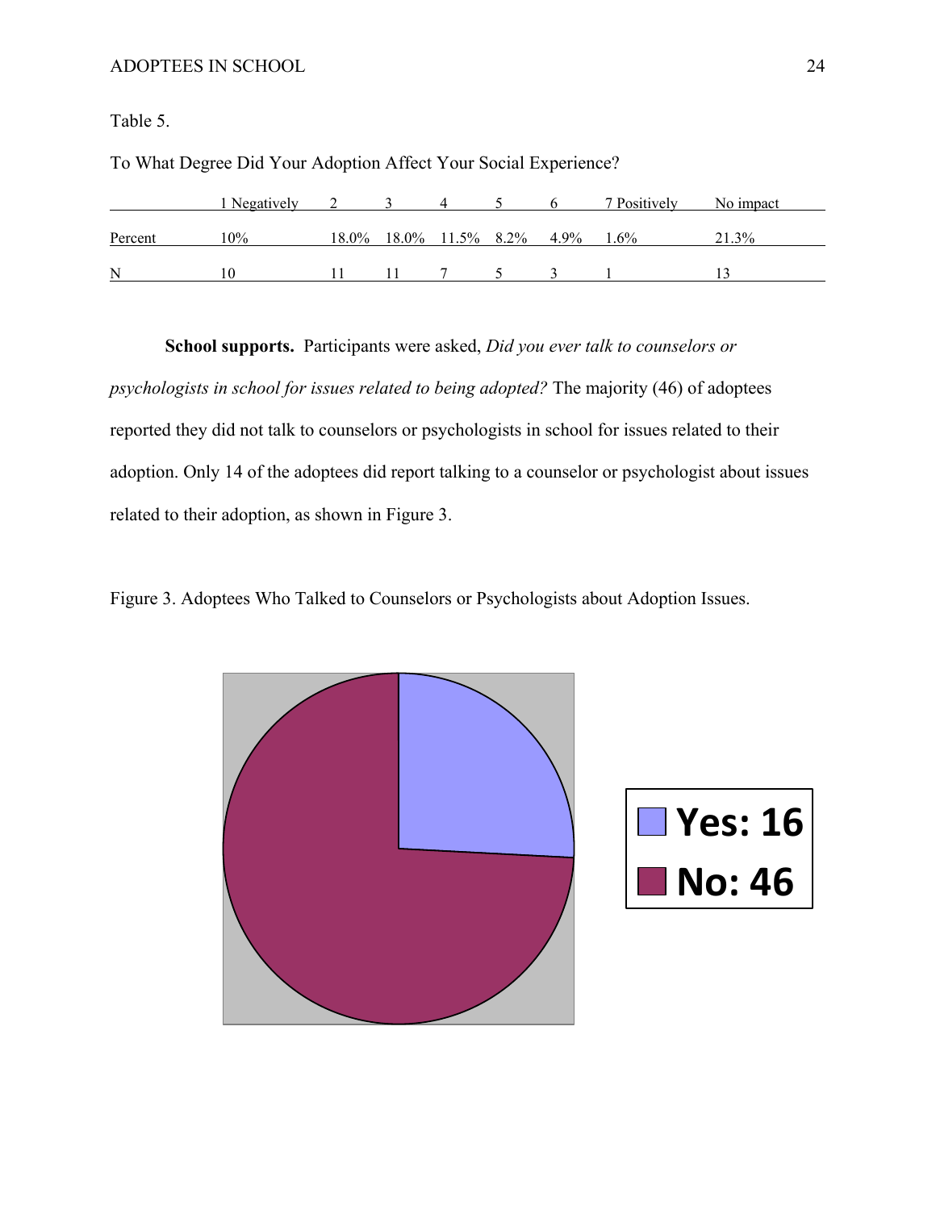Table 5.

To What Degree Did Your Adoption Affect Your Social Experience?

| | 1 Negatively | 2 | 3 | 4 | 5 | 6 | 7 Positively | No impact |
|---|---|---|---|---|---|---|---|---|
| Percent | 10% | 18.0% | 18.0% | 11.5% | 8.2% | 4.9% | 1.6% | 21.3% |
| N | 10 | 11 | 11 | 7 | 5 | 3 | 1 | 13 |

**School supports.** Participants were asked, *Did you ever talk to counselors or psychologists in school for issues related to being adopted?* The majority (46) of adoptees reported they did not talk to counselors or psychologists in school for issues related to their adoption. Only 14 of the adoptees did report talking to a counselor or psychologist about issues related to their adoption, as shown in Figure 3.

Figure 3. Adoptees Who Talked to Counselors or Psychologists about Adoption Issues.

Yes: 16

No: 46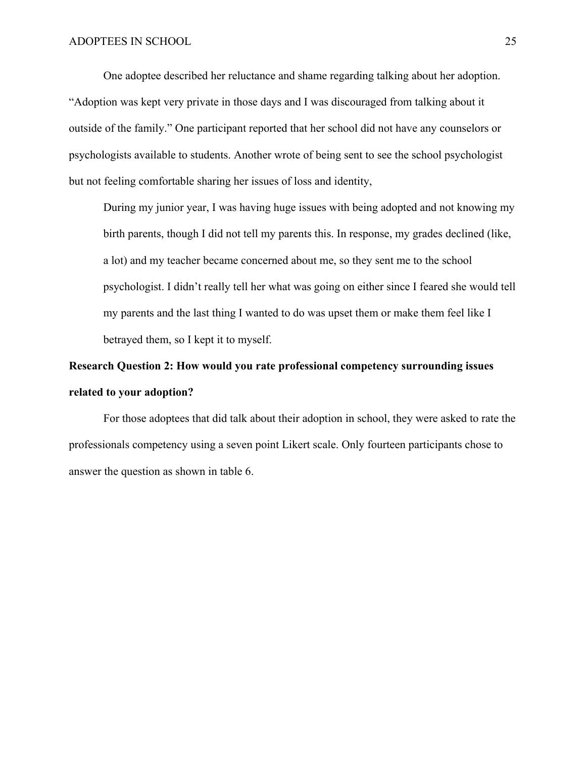One adoptee described her reluctance and shame regarding talking about her adoption. “Adoption was kept very private in those days and I was discouraged from talking about it outside of the family.” One participant reported that her school did not have any counselors or psychologists available to students. Another wrote of being sent to see the school psychologist but not feeling comfortable sharing her issues of loss and identity,

> During my junior year, I was having huge issues with being adopted and not knowing my birth parents, though I did not tell my parents this. In response, my grades declined (like, a lot) and my teacher became concerned about me, so they sent me to the school psychologist. I didn’t really tell her what was going on either since I feared she would tell my parents and the last thing I wanted to do was upset them or make them feel like I betrayed them, so I kept it to myself.

**Research Question 2: How would you rate professional competency surrounding issues related to your adoption?**

For those adoptees that did talk about their adoption in school, they were asked to rate the professionals competency using a seven point Likert scale. Only fourteen participants chose to answer the question as shown in table 6.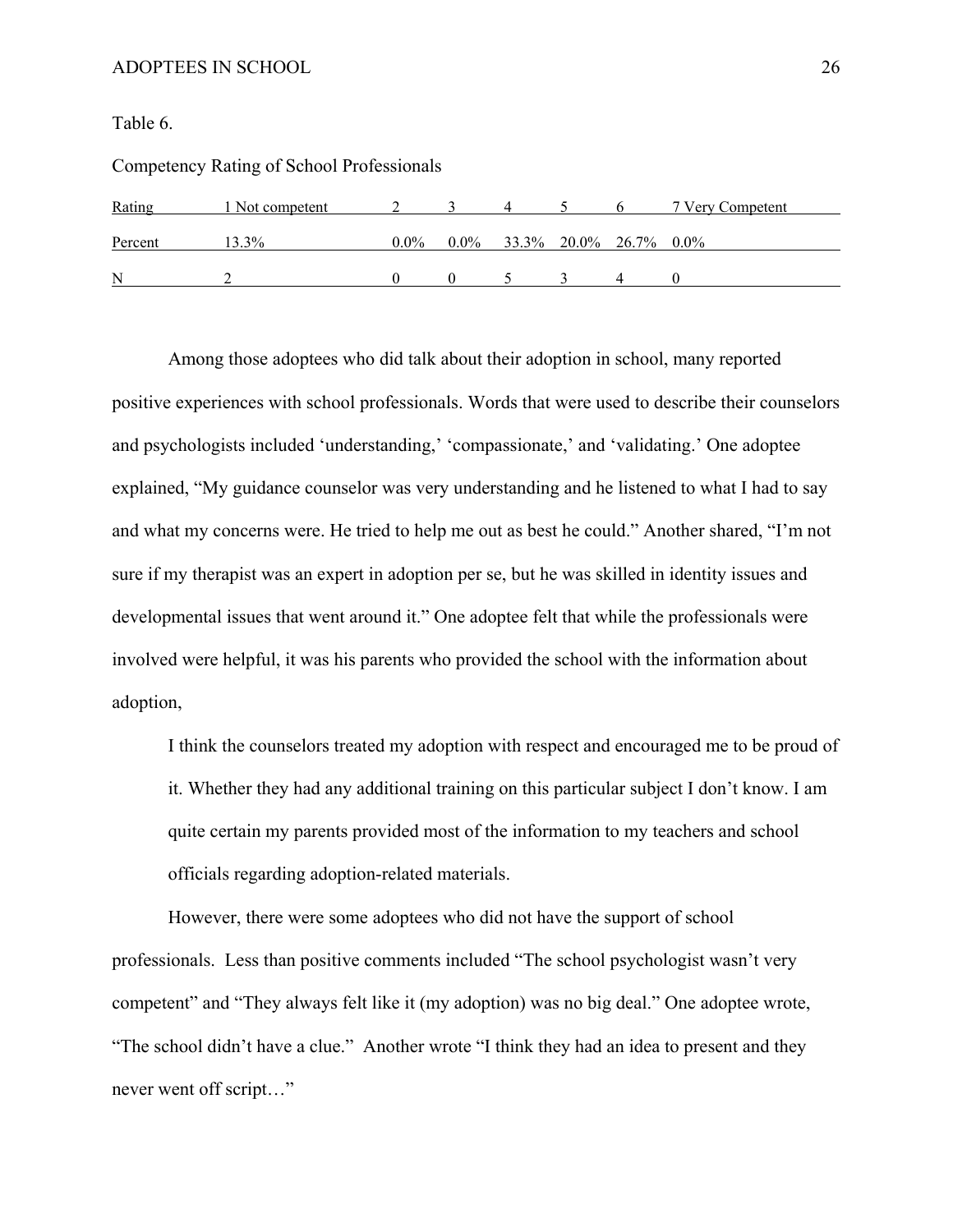Table 6.

Competency Rating of School Professionals

| Rating | 1 Not competent | 2 | 3 | 4 | 5 | 6 | 7 Very Competent |
|---|---|---|---|---|---|---|---|
| Percent | 13.3% | 0.0% | 0.0% | 33.3% | 20.0% | 26.7% | 0.0% |
| N | 2 | 0 | 0 | 5 | 3 | 4 | 0 |

Among those adoptees who did talk about their adoption in school, many reported positive experiences with school professionals. Words that were used to describe their counselors and psychologists included 'understanding,' 'compassionate,' and 'validating.' One adoptee explained, "My guidance counselor was very understanding and he listened to what I had to say and what my concerns were. He tried to help me out as best he could." Another shared, "I'm not sure if my therapist was an expert in adoption per se, but he was skilled in identity issues and developmental issues that went around it." One adoptee felt that while the professionals were involved were helpful, it was his parents who provided the school with the information about adoption,

> I think the counselors treated my adoption with respect and encouraged me to be proud of it. Whether they had any additional training on this particular subject I don't know. I am quite certain my parents provided most of the information to my teachers and school officials regarding adoption-related materials.

However, there were some adoptees who did not have the support of school professionals. Less than positive comments included "The school psychologist wasn't very competent" and "They always felt like it (my adoption) was no big deal." One adoptee wrote, "The school didn't have a clue." Another wrote "I think they had an idea to present and they never went off script…"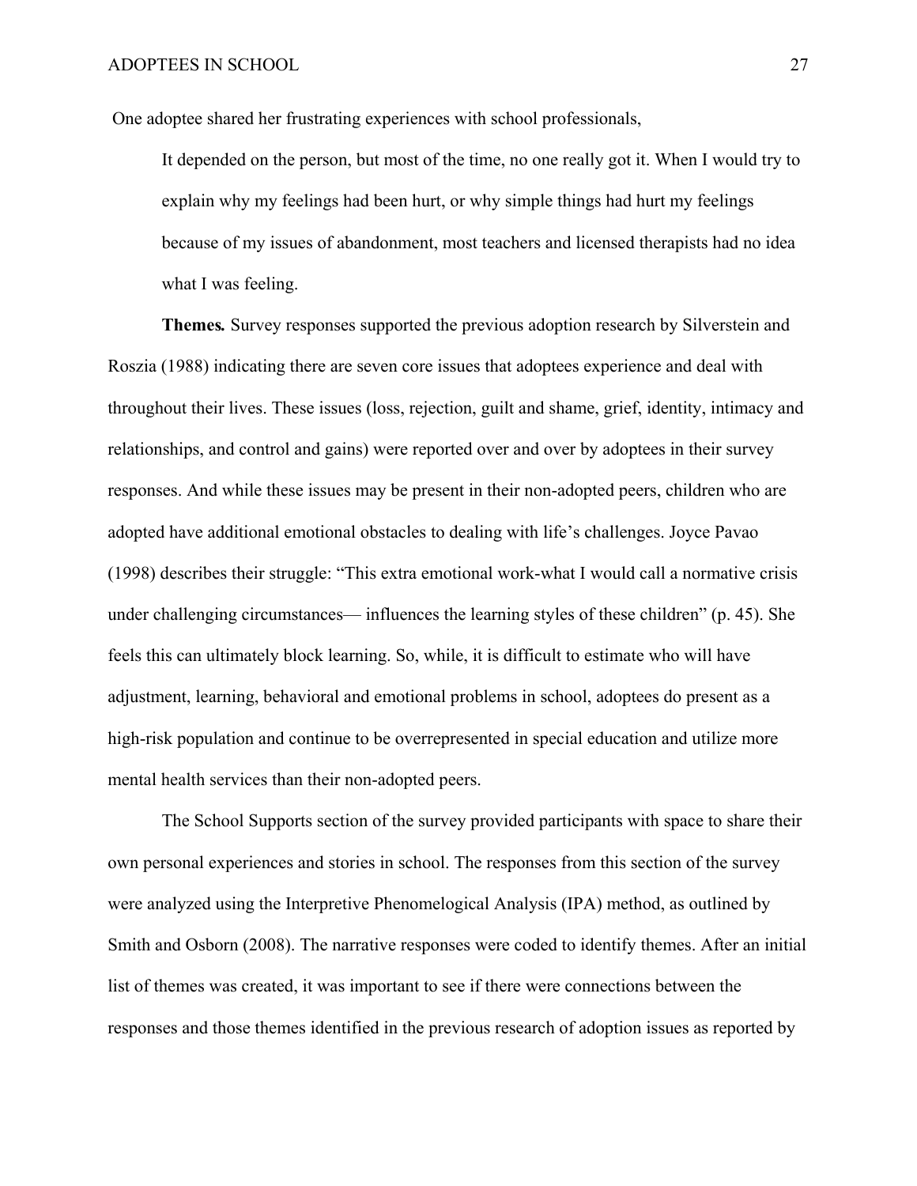One adoptee shared her frustrating experiences with school professionals,

> It depended on the person, but most of the time, no one really got it. When I would try to explain why my feelings had been hurt, or why simple things had hurt my feelings because of my issues of abandonment, most teachers and licensed therapists had no idea what I was feeling.

**Themes***.* Survey responses supported the previous adoption research by Silverstein and Roszia (1988) indicating there are seven core issues that adoptees experience and deal with throughout their lives. These issues (loss, rejection, guilt and shame, grief, identity, intimacy and relationships, and control and gains) were reported over and over by adoptees in their survey responses. And while these issues may be present in their non-adopted peers, children who are adopted have additional emotional obstacles to dealing with life's challenges. Joyce Pavao (1998) describes their struggle: "This extra emotional work-what I would call a normative crisis under challenging circumstances— influences the learning styles of these children" (p. 45). She feels this can ultimately block learning. So, while, it is difficult to estimate who will have adjustment, learning, behavioral and emotional problems in school, adoptees do present as a high-risk population and continue to be overrepresented in special education and utilize more mental health services than their non-adopted peers.

The School Supports section of the survey provided participants with space to share their own personal experiences and stories in school. The responses from this section of the survey were analyzed using the Interpretive Phenomelogical Analysis (IPA) method, as outlined by Smith and Osborn (2008). The narrative responses were coded to identify themes. After an initial list of themes was created, it was important to see if there were connections between the responses and those themes identified in the previous research of adoption issues as reported by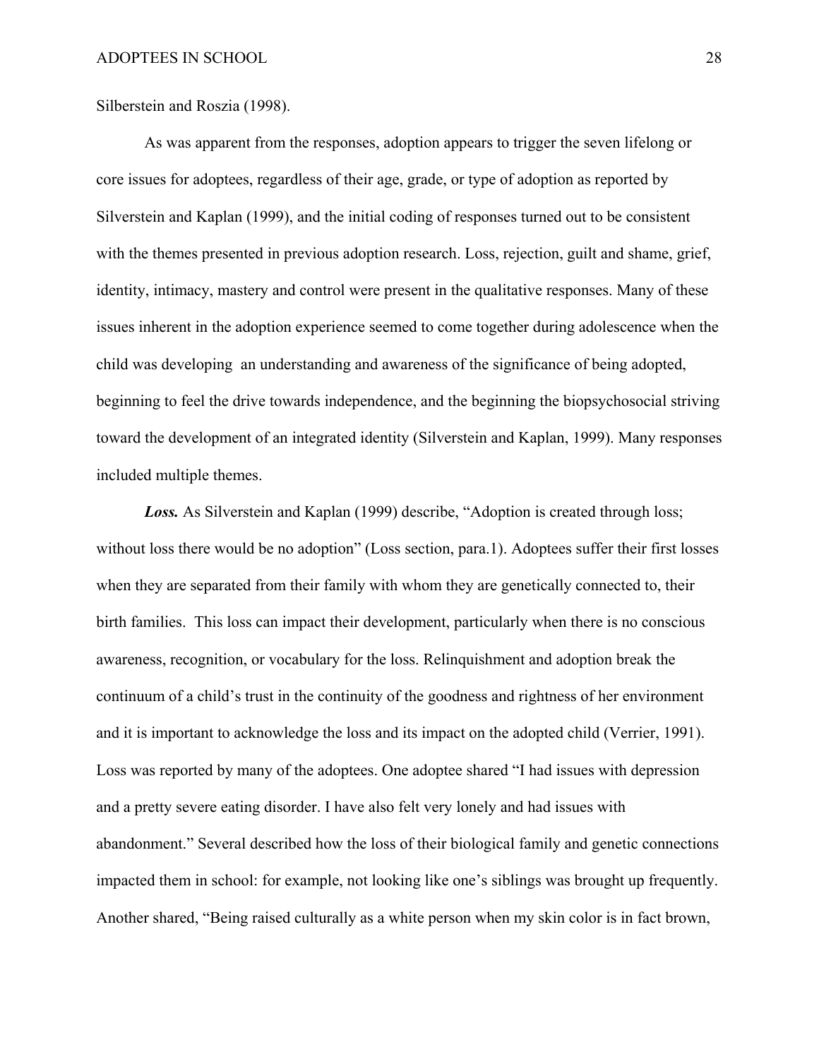Silberstein and Roszia (1998).

As was apparent from the responses, adoption appears to trigger the seven lifelong or core issues for adoptees, regardless of their age, grade, or type of adoption as reported by Silverstein and Kaplan (1999), and the initial coding of responses turned out to be consistent with the themes presented in previous adoption research. Loss, rejection, guilt and shame, grief, identity, intimacy, mastery and control were present in the qualitative responses. Many of these issues inherent in the adoption experience seemed to come together during adolescence when the child was developing an understanding and awareness of the significance of being adopted, beginning to feel the drive towards independence, and the beginning the biopsychosocial striving toward the development of an integrated identity (Silverstein and Kaplan, 1999). Many responses included multiple themes.

***Loss.*** As Silverstein and Kaplan (1999) describe, "Adoption is created through loss; without loss there would be no adoption" (Loss section, para.1). Adoptees suffer their first losses when they are separated from their family with whom they are genetically connected to, their birth families. This loss can impact their development, particularly when there is no conscious awareness, recognition, or vocabulary for the loss. Relinquishment and adoption break the continuum of a child's trust in the continuity of the goodness and rightness of her environment and it is important to acknowledge the loss and its impact on the adopted child (Verrier, 1991). Loss was reported by many of the adoptees. One adoptee shared "I had issues with depression and a pretty severe eating disorder. I have also felt very lonely and had issues with abandonment." Several described how the loss of their biological family and genetic connections impacted them in school: for example, not looking like one's siblings was brought up frequently. Another shared, "Being raised culturally as a white person when my skin color is in fact brown,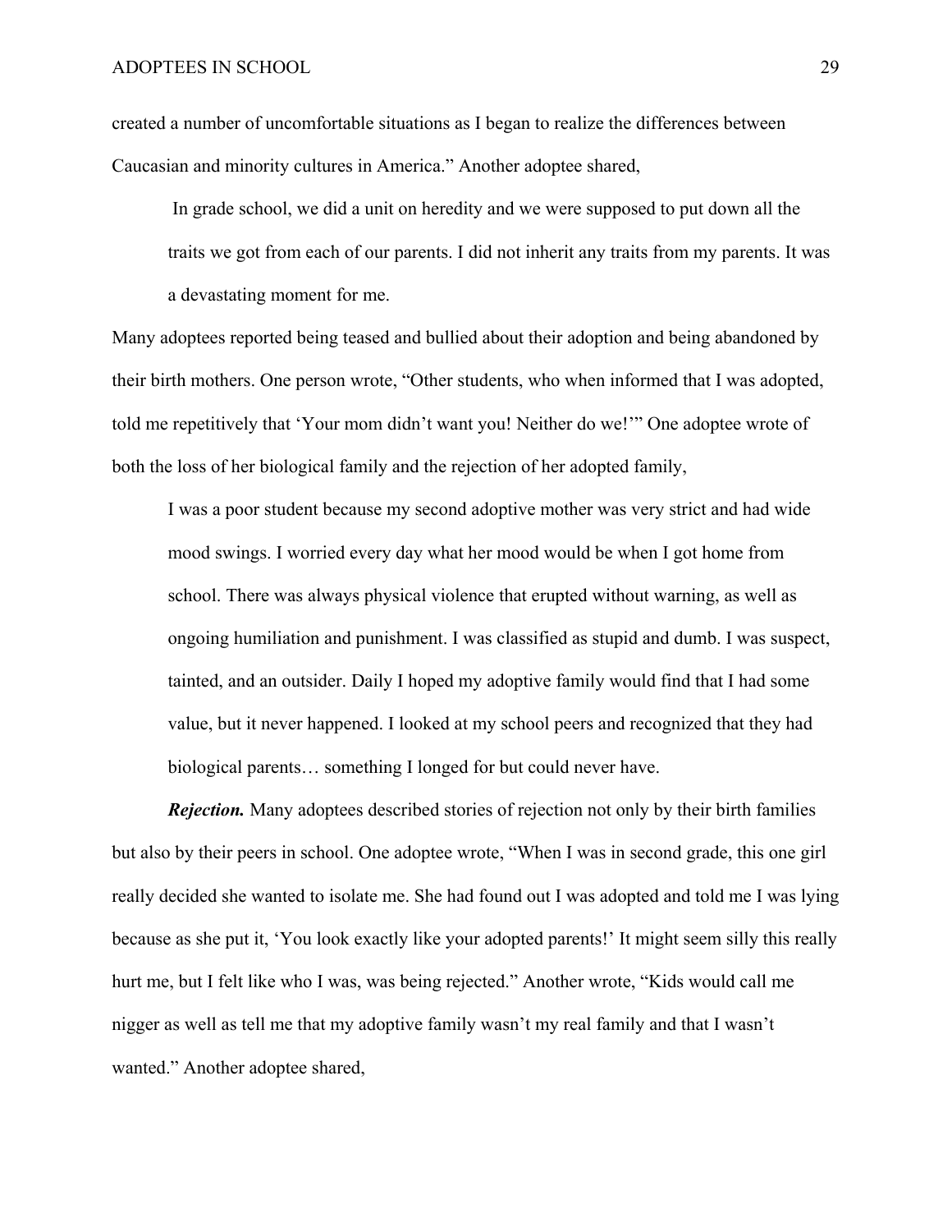created a number of uncomfortable situations as I began to realize the differences between Caucasian and minority cultures in America." Another adoptee shared,

> In grade school, we did a unit on heredity and we were supposed to put down all the traits we got from each of our parents. I did not inherit any traits from my parents. It was a devastating moment for me.

Many adoptees reported being teased and bullied about their adoption and being abandoned by their birth mothers. One person wrote, "Other students, who when informed that I was adopted, told me repetitively that 'Your mom didn't want you! Neither do we!'" One adoptee wrote of both the loss of her biological family and the rejection of her adopted family,

> I was a poor student because my second adoptive mother was very strict and had wide mood swings. I worried every day what her mood would be when I got home from school. There was always physical violence that erupted without warning, as well as ongoing humiliation and punishment. I was classified as stupid and dumb. I was suspect, tainted, and an outsider. Daily I hoped my adoptive family would find that I had some value, but it never happened. I looked at my school peers and recognized that they had biological parents… something I longed for but could never have.

***Rejection.*** Many adoptees described stories of rejection not only by their birth families but also by their peers in school. One adoptee wrote, "When I was in second grade, this one girl really decided she wanted to isolate me. She had found out I was adopted and told me I was lying because as she put it, 'You look exactly like your adopted parents!' It might seem silly this really hurt me, but I felt like who I was, was being rejected." Another wrote, "Kids would call me nigger as well as tell me that my adoptive family wasn't my real family and that I wasn't wanted." Another adoptee shared,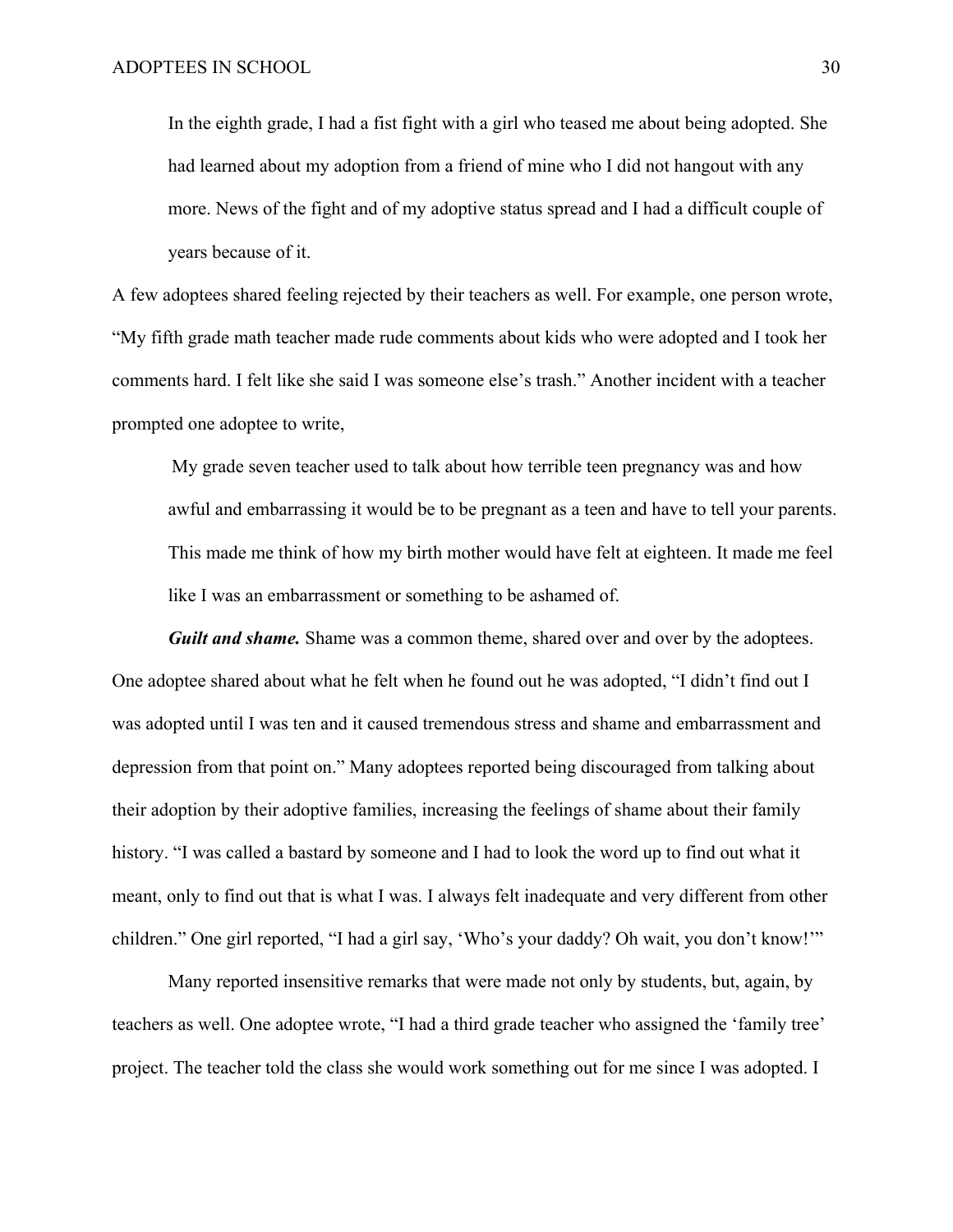> In the eighth grade, I had a fist fight with a girl who teased me about being adopted. She had learned about my adoption from a friend of mine who I did not hangout with any more. News of the fight and of my adoptive status spread and I had a difficult couple of years because of it.

A few adoptees shared feeling rejected by their teachers as well. For example, one person wrote, "My fifth grade math teacher made rude comments about kids who were adopted and I took her comments hard. I felt like she said I was someone else's trash." Another incident with a teacher prompted one adoptee to write,

> My grade seven teacher used to talk about how terrible teen pregnancy was and how awful and embarrassing it would be to be pregnant as a teen and have to tell your parents. This made me think of how my birth mother would have felt at eighteen. It made me feel like I was an embarrassment or something to be ashamed of.

***Guilt and shame.*** Shame was a common theme, shared over and over by the adoptees. One adoptee shared about what he felt when he found out he was adopted, "I didn't find out I was adopted until I was ten and it caused tremendous stress and shame and embarrassment and depression from that point on." Many adoptees reported being discouraged from talking about their adoption by their adoptive families, increasing the feelings of shame about their family history. "I was called a bastard by someone and I had to look the word up to find out what it meant, only to find out that is what I was. I always felt inadequate and very different from other children." One girl reported, "I had a girl say, 'Who's your daddy? Oh wait, you don't know!'"

Many reported insensitive remarks that were made not only by students, but, again, by teachers as well. One adoptee wrote, "I had a third grade teacher who assigned the 'family tree' project. The teacher told the class she would work something out for me since I was adopted. I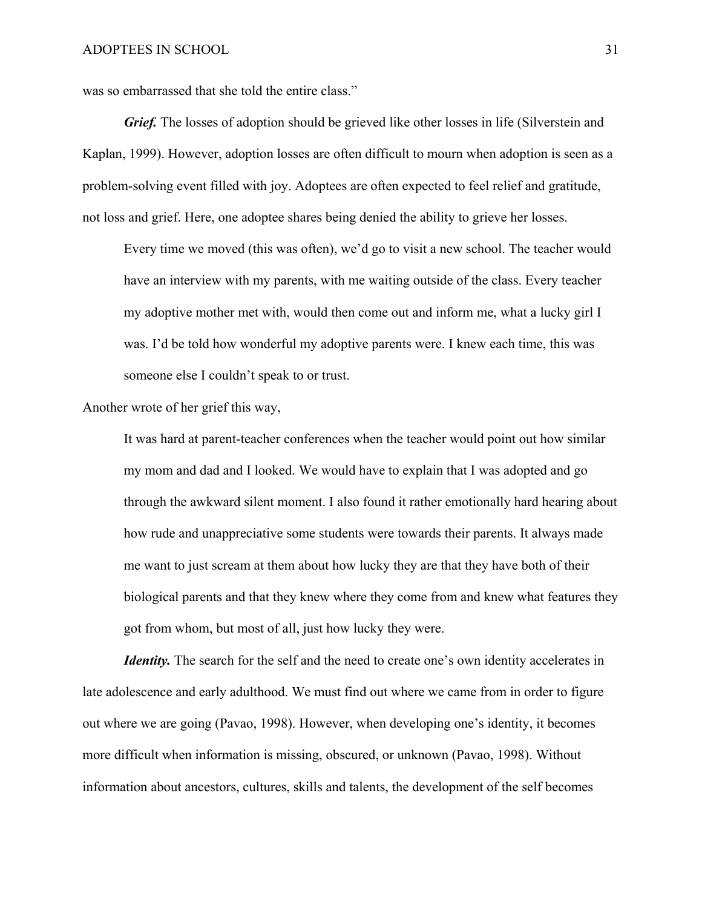was so embarrassed that she told the entire class."

***Grief.*** The losses of adoption should be grieved like other losses in life (Silverstein and Kaplan, 1999). However, adoption losses are often difficult to mourn when adoption is seen as a problem-solving event filled with joy. Adoptees are often expected to feel relief and gratitude, not loss and grief. Here, one adoptee shares being denied the ability to grieve her losses.

> Every time we moved (this was often), we'd go to visit a new school. The teacher would have an interview with my parents, with me waiting outside of the class. Every teacher my adoptive mother met with, would then come out and inform me, what a lucky girl I was. I'd be told how wonderful my adoptive parents were. I knew each time, this was someone else I couldn't speak to or trust.

Another wrote of her grief this way,

> It was hard at parent-teacher conferences when the teacher would point out how similar my mom and dad and I looked. We would have to explain that I was adopted and go through the awkward silent moment. I also found it rather emotionally hard hearing about how rude and unappreciative some students were towards their parents. It always made me want to just scream at them about how lucky they are that they have both of their biological parents and that they knew where they come from and knew what features they got from whom, but most of all, just how lucky they were.

***Identity.*** The search for the self and the need to create one's own identity accelerates in late adolescence and early adulthood. We must find out where we came from in order to figure out where we are going (Pavao, 1998). However, when developing one's identity, it becomes more difficult when information is missing, obscured, or unknown (Pavao, 1998). Without information about ancestors, cultures, skills and talents, the development of the self becomes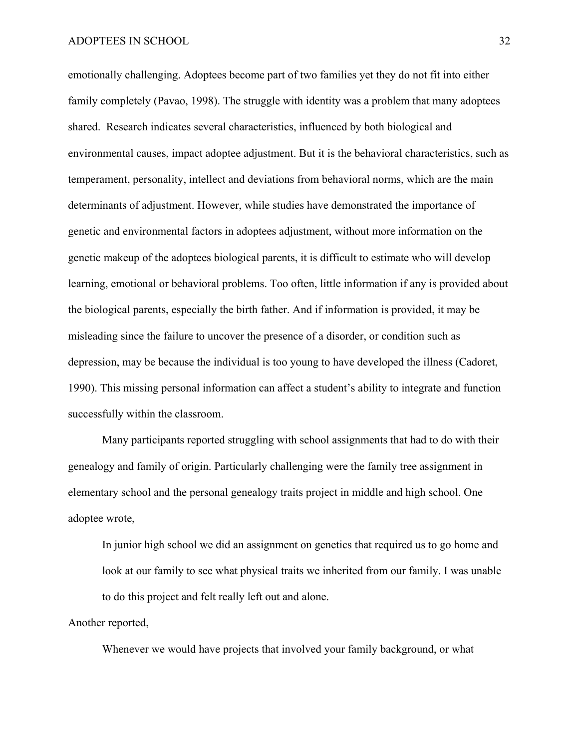emotionally challenging. Adoptees become part of two families yet they do not fit into either family completely (Pavao, 1998). The struggle with identity was a problem that many adoptees shared.  Research indicates several characteristics, influenced by both biological and environmental causes, impact adoptee adjustment. But it is the behavioral characteristics, such as temperament, personality, intellect and deviations from behavioral norms, which are the main determinants of adjustment. However, while studies have demonstrated the importance of genetic and environmental factors in adoptees adjustment, without more information on the genetic makeup of the adoptees biological parents, it is difficult to estimate who will develop learning, emotional or behavioral problems. Too often, little information if any is provided about the biological parents, especially the birth father. And if information is provided, it may be misleading since the failure to uncover the presence of a disorder, or condition such as depression, may be because the individual is too young to have developed the illness (Cadoret, 1990). This missing personal information can affect a student's ability to integrate and function successfully within the classroom.

Many participants reported struggling with school assignments that had to do with their genealogy and family of origin. Particularly challenging were the family tree assignment in elementary school and the personal genealogy traits project in middle and high school. One adoptee wrote,

> In junior high school we did an assignment on genetics that required us to go home and look at our family to see what physical traits we inherited from our family. I was unable to do this project and felt really left out and alone.

Another reported,

> Whenever we would have projects that involved your family background, or what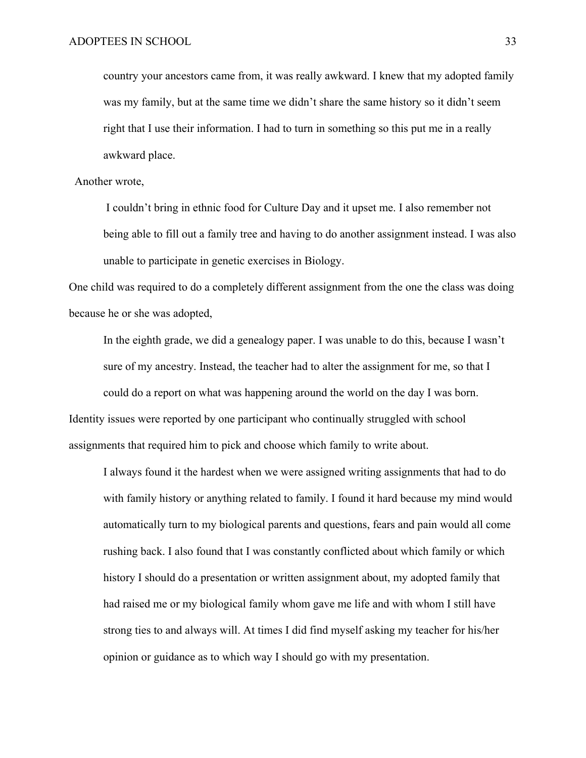> country your ancestors came from, it was really awkward. I knew that my adopted family was my family, but at the same time we didn't share the same history so it didn't seem right that I use their information. I had to turn in something so this put me in a really awkward place.

Another wrote,

> I couldn't bring in ethnic food for Culture Day and it upset me. I also remember not being able to fill out a family tree and having to do another assignment instead. I was also unable to participate in genetic exercises in Biology.

One child was required to do a completely different assignment from the one the class was doing because he or she was adopted,

> In the eighth grade, we did a genealogy paper. I was unable to do this, because I wasn't sure of my ancestry. Instead, the teacher had to alter the assignment for me, so that I could do a report on what was happening around the world on the day I was born.

Identity issues were reported by one participant who continually struggled with school assignments that required him to pick and choose which family to write about.

> I always found it the hardest when we were assigned writing assignments that had to do with family history or anything related to family. I found it hard because my mind would automatically turn to my biological parents and questions, fears and pain would all come rushing back. I also found that I was constantly conflicted about which family or which history I should do a presentation or written assignment about, my adopted family that had raised me or my biological family whom gave me life and with whom I still have strong ties to and always will. At times I did find myself asking my teacher for his/her opinion or guidance as to which way I should go with my presentation.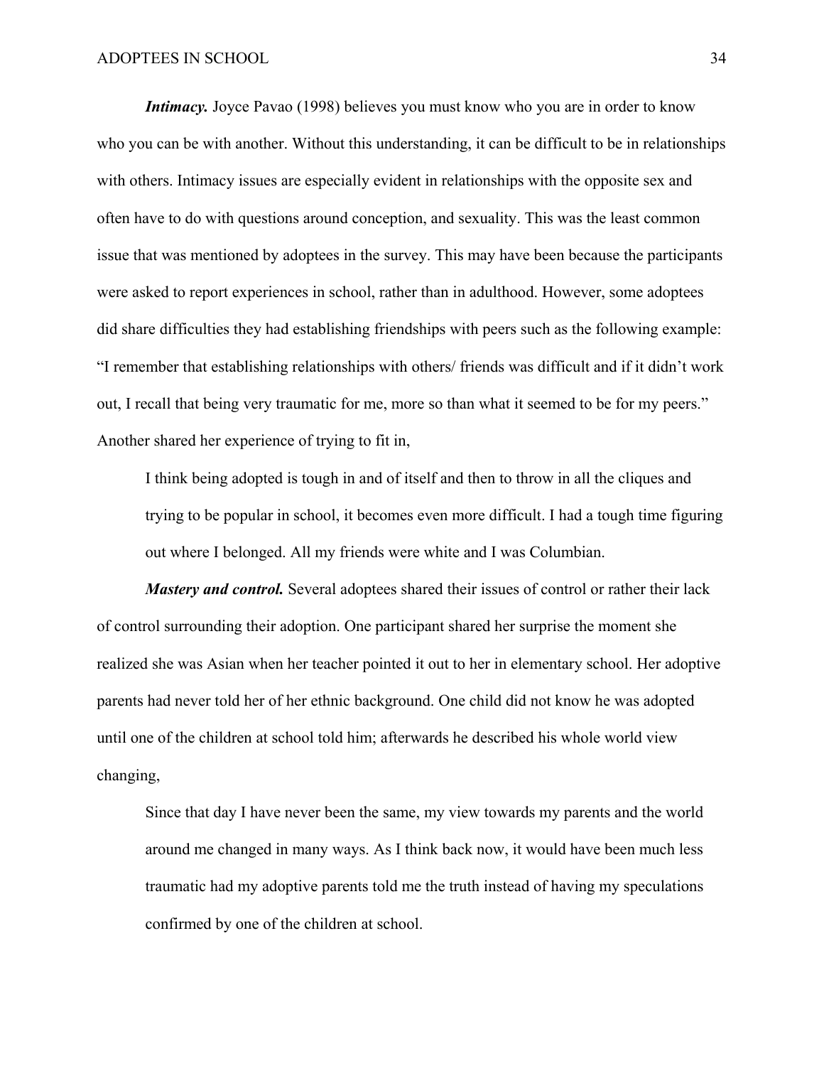***Intimacy.*** Joyce Pavao (1998) believes you must know who you are in order to know who you can be with another. Without this understanding, it can be difficult to be in relationships with others. Intimacy issues are especially evident in relationships with the opposite sex and often have to do with questions around conception, and sexuality. This was the least common issue that was mentioned by adoptees in the survey. This may have been because the participants were asked to report experiences in school, rather than in adulthood. However, some adoptees did share difficulties they had establishing friendships with peers such as the following example: "I remember that establishing relationships with others/ friends was difficult and if it didn't work out, I recall that being very traumatic for me, more so than what it seemed to be for my peers." Another shared her experience of trying to fit in,

> I think being adopted is tough in and of itself and then to throw in all the cliques and trying to be popular in school, it becomes even more difficult. I had a tough time figuring out where I belonged. All my friends were white and I was Columbian.

***Mastery and control.*** Several adoptees shared their issues of control or rather their lack of control surrounding their adoption. One participant shared her surprise the moment she realized she was Asian when her teacher pointed it out to her in elementary school. Her adoptive parents had never told her of her ethnic background. One child did not know he was adopted until one of the children at school told him; afterwards he described his whole world view changing,

> Since that day I have never been the same, my view towards my parents and the world around me changed in many ways. As I think back now, it would have been much less traumatic had my adoptive parents told me the truth instead of having my speculations confirmed by one of the children at school.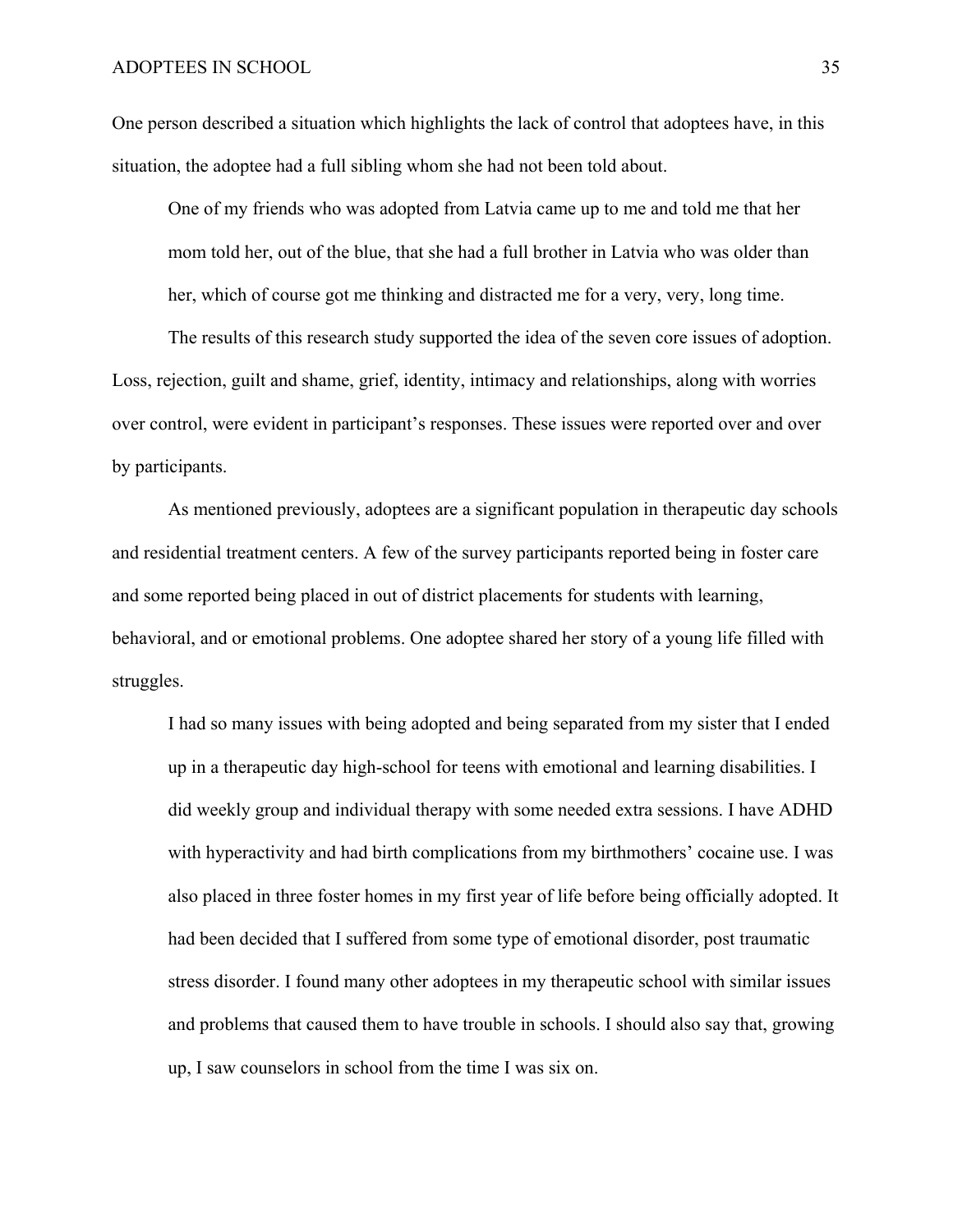One person described a situation which highlights the lack of control that adoptees have, in this situation, the adoptee had a full sibling whom she had not been told about.

> One of my friends who was adopted from Latvia came up to me and told me that her mom told her, out of the blue, that she had a full brother in Latvia who was older than her, which of course got me thinking and distracted me for a very, very, long time.

The results of this research study supported the idea of the seven core issues of adoption. Loss, rejection, guilt and shame, grief, identity, intimacy and relationships, along with worries over control, were evident in participant's responses. These issues were reported over and over by participants.

As mentioned previously, adoptees are a significant population in therapeutic day schools and residential treatment centers. A few of the survey participants reported being in foster care and some reported being placed in out of district placements for students with learning, behavioral, and or emotional problems. One adoptee shared her story of a young life filled with struggles.

> I had so many issues with being adopted and being separated from my sister that I ended up in a therapeutic day high-school for teens with emotional and learning disabilities. I did weekly group and individual therapy with some needed extra sessions. I have ADHD with hyperactivity and had birth complications from my birthmothers' cocaine use. I was also placed in three foster homes in my first year of life before being officially adopted. It had been decided that I suffered from some type of emotional disorder, post traumatic stress disorder. I found many other adoptees in my therapeutic school with similar issues and problems that caused them to have trouble in schools. I should also say that, growing up, I saw counselors in school from the time I was six on.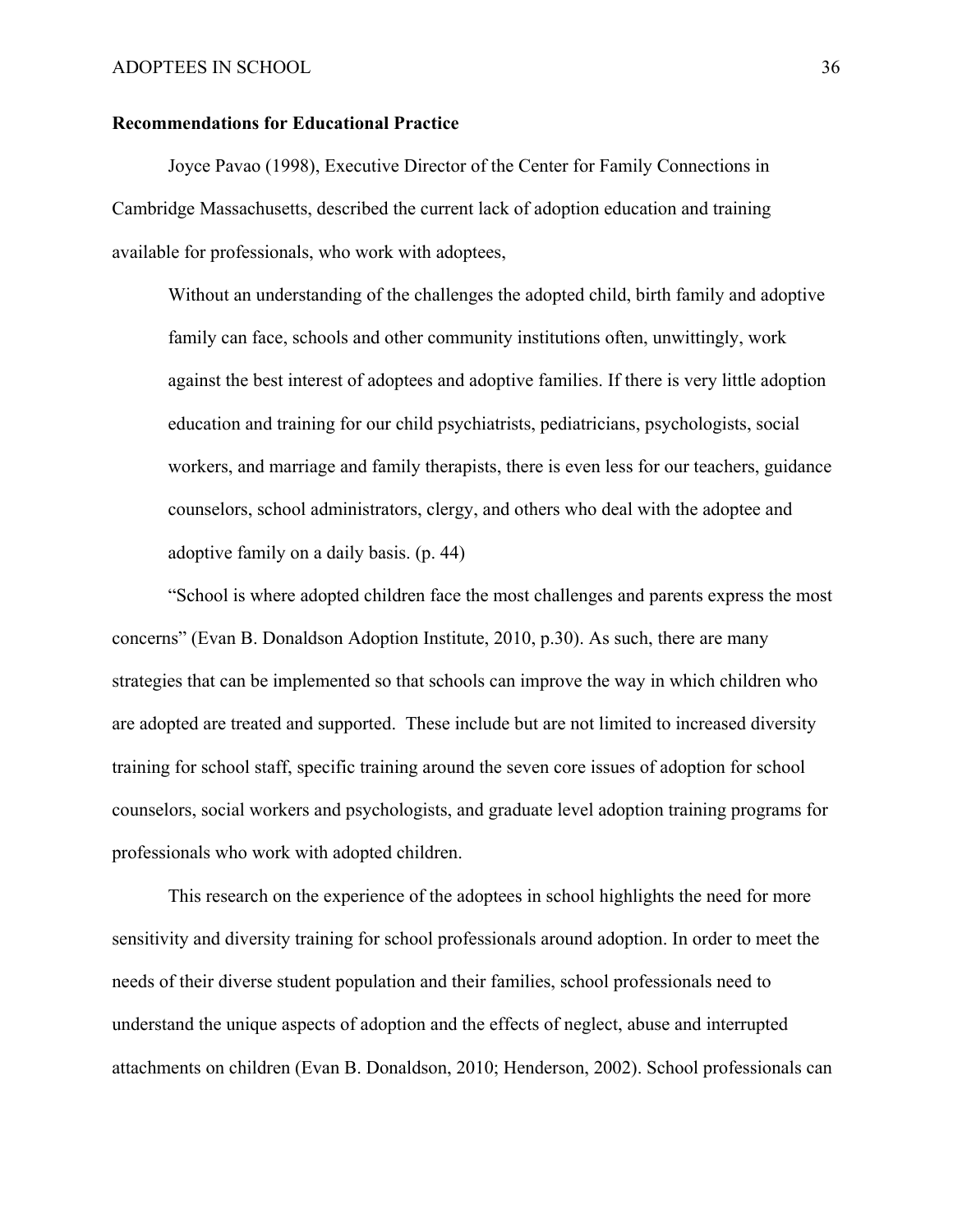**Recommendations for Educational Practice**

Joyce Pavao (1998), Executive Director of the Center for Family Connections in Cambridge Massachusetts, described the current lack of adoption education and training available for professionals, who work with adoptees,

> Without an understanding of the challenges the adopted child, birth family and adoptive family can face, schools and other community institutions often, unwittingly, work against the best interest of adoptees and adoptive families. If there is very little adoption education and training for our child psychiatrists, pediatricians, psychologists, social workers, and marriage and family therapists, there is even less for our teachers, guidance counselors, school administrators, clergy, and others who deal with the adoptee and adoptive family on a daily basis. (p. 44)

"School is where adopted children face the most challenges and parents express the most concerns" (Evan B. Donaldson Adoption Institute, 2010, p.30). As such, there are many strategies that can be implemented so that schools can improve the way in which children who are adopted are treated and supported. These include but are not limited to increased diversity training for school staff, specific training around the seven core issues of adoption for school counselors, social workers and psychologists, and graduate level adoption training programs for professionals who work with adopted children.

This research on the experience of the adoptees in school highlights the need for more sensitivity and diversity training for school professionals around adoption. In order to meet the needs of their diverse student population and their families, school professionals need to understand the unique aspects of adoption and the effects of neglect, abuse and interrupted attachments on children (Evan B. Donaldson, 2010; Henderson, 2002). School professionals can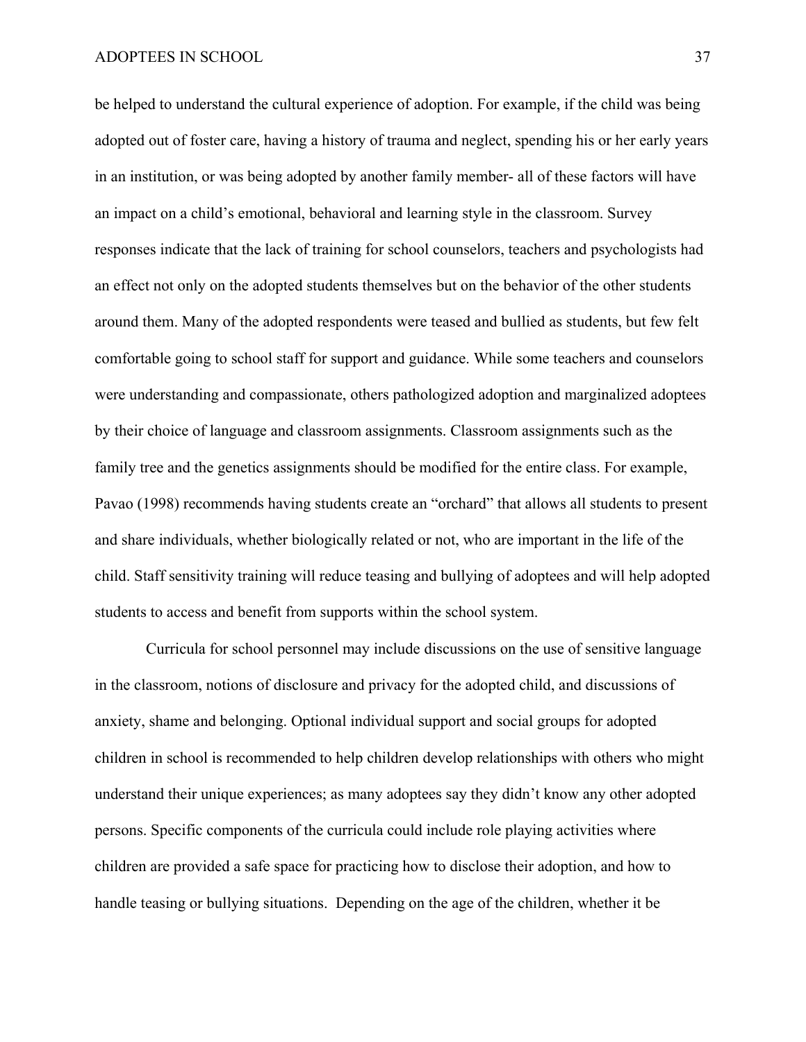be helped to understand the cultural experience of adoption. For example, if the child was being adopted out of foster care, having a history of trauma and neglect, spending his or her early years in an institution, or was being adopted by another family member- all of these factors will have an impact on a child's emotional, behavioral and learning style in the classroom. Survey responses indicate that the lack of training for school counselors, teachers and psychologists had an effect not only on the adopted students themselves but on the behavior of the other students around them. Many of the adopted respondents were teased and bullied as students, but few felt comfortable going to school staff for support and guidance. While some teachers and counselors were understanding and compassionate, others pathologized adoption and marginalized adoptees by their choice of language and classroom assignments. Classroom assignments such as the family tree and the genetics assignments should be modified for the entire class. For example, Pavao (1998) recommends having students create an "orchard" that allows all students to present and share individuals, whether biologically related or not, who are important in the life of the child. Staff sensitivity training will reduce teasing and bullying of adoptees and will help adopted students to access and benefit from supports within the school system.

Curricula for school personnel may include discussions on the use of sensitive language in the classroom, notions of disclosure and privacy for the adopted child, and discussions of anxiety, shame and belonging. Optional individual support and social groups for adopted children in school is recommended to help children develop relationships with others who might understand their unique experiences; as many adoptees say they didn't know any other adopted persons. Specific components of the curricula could include role playing activities where children are provided a safe space for practicing how to disclose their adoption, and how to handle teasing or bullying situations. Depending on the age of the children, whether it be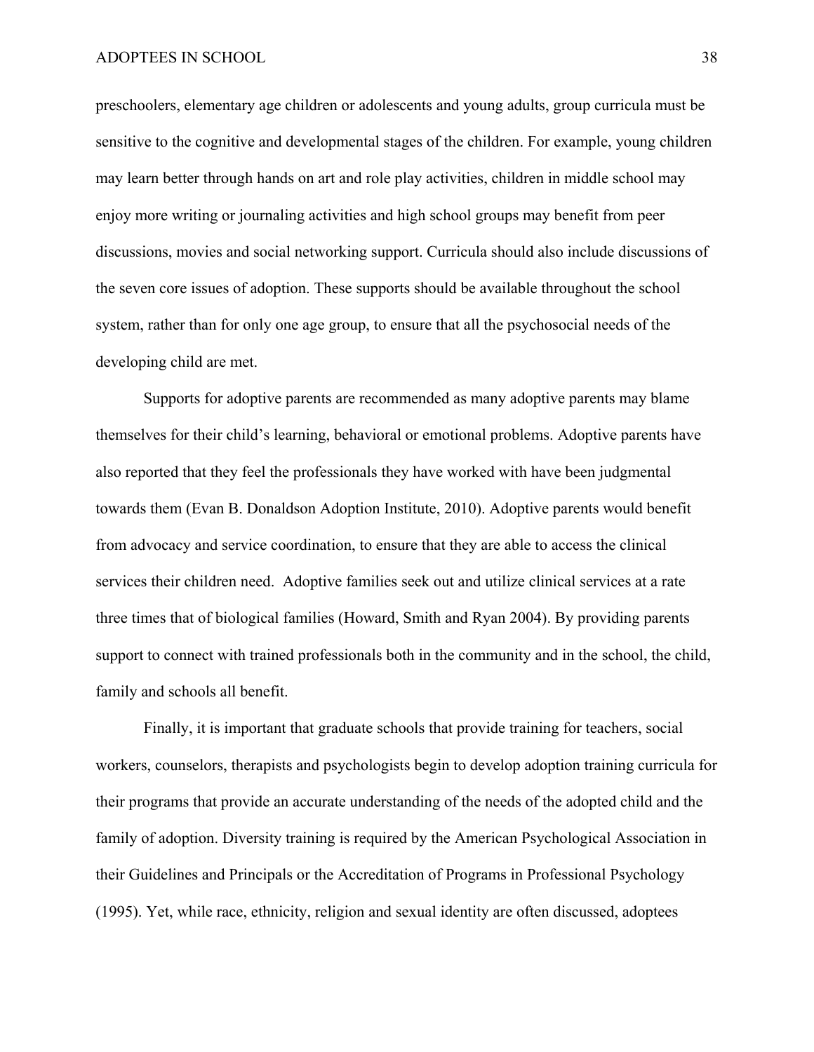preschoolers, elementary age children or adolescents and young adults, group curricula must be sensitive to the cognitive and developmental stages of the children. For example, young children may learn better through hands on art and role play activities, children in middle school may enjoy more writing or journaling activities and high school groups may benefit from peer discussions, movies and social networking support. Curricula should also include discussions of the seven core issues of adoption. These supports should be available throughout the school system, rather than for only one age group, to ensure that all the psychosocial needs of the developing child are met.

Supports for adoptive parents are recommended as many adoptive parents may blame themselves for their child's learning, behavioral or emotional problems. Adoptive parents have also reported that they feel the professionals they have worked with have been judgmental towards them (Evan B. Donaldson Adoption Institute, 2010). Adoptive parents would benefit from advocacy and service coordination, to ensure that they are able to access the clinical services their children need.  Adoptive families seek out and utilize clinical services at a rate three times that of biological families (Howard, Smith and Ryan 2004). By providing parents support to connect with trained professionals both in the community and in the school, the child, family and schools all benefit.

Finally, it is important that graduate schools that provide training for teachers, social workers, counselors, therapists and psychologists begin to develop adoption training curricula for their programs that provide an accurate understanding of the needs of the adopted child and the family of adoption. Diversity training is required by the American Psychological Association in their Guidelines and Principals or the Accreditation of Programs in Professional Psychology (1995). Yet, while race, ethnicity, religion and sexual identity are often discussed, adoptees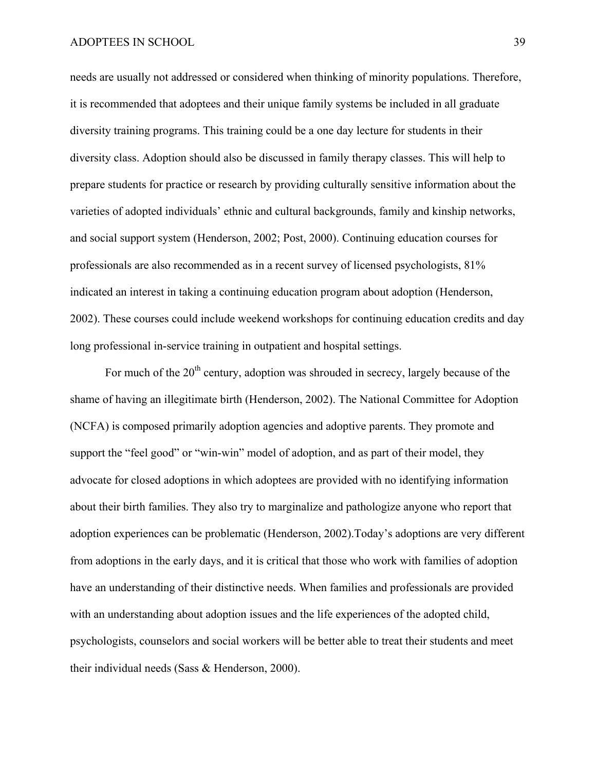needs are usually not addressed or considered when thinking of minority populations. Therefore, it is recommended that adoptees and their unique family systems be included in all graduate diversity training programs. This training could be a one day lecture for students in their diversity class. Adoption should also be discussed in family therapy classes. This will help to prepare students for practice or research by providing culturally sensitive information about the varieties of adopted individuals' ethnic and cultural backgrounds, family and kinship networks, and social support system (Henderson, 2002; Post, 2000). Continuing education courses for professionals are also recommended as in a recent survey of licensed psychologists, 81% indicated an interest in taking a continuing education program about adoption (Henderson, 2002). These courses could include weekend workshops for continuing education credits and day long professional in-service training in outpatient and hospital settings.

For much of the 20th century, adoption was shrouded in secrecy, largely because of the shame of having an illegitimate birth (Henderson, 2002). The National Committee for Adoption (NCFA) is composed primarily adoption agencies and adoptive parents. They promote and support the "feel good" or "win-win" model of adoption, and as part of their model, they advocate for closed adoptions in which adoptees are provided with no identifying information about their birth families. They also try to marginalize and pathologize anyone who report that adoption experiences can be problematic (Henderson, 2002).Today's adoptions are very different from adoptions in the early days, and it is critical that those who work with families of adoption have an understanding of their distinctive needs. When families and professionals are provided with an understanding about adoption issues and the life experiences of the adopted child, psychologists, counselors and social workers will be better able to treat their students and meet their individual needs (Sass & Henderson, 2000).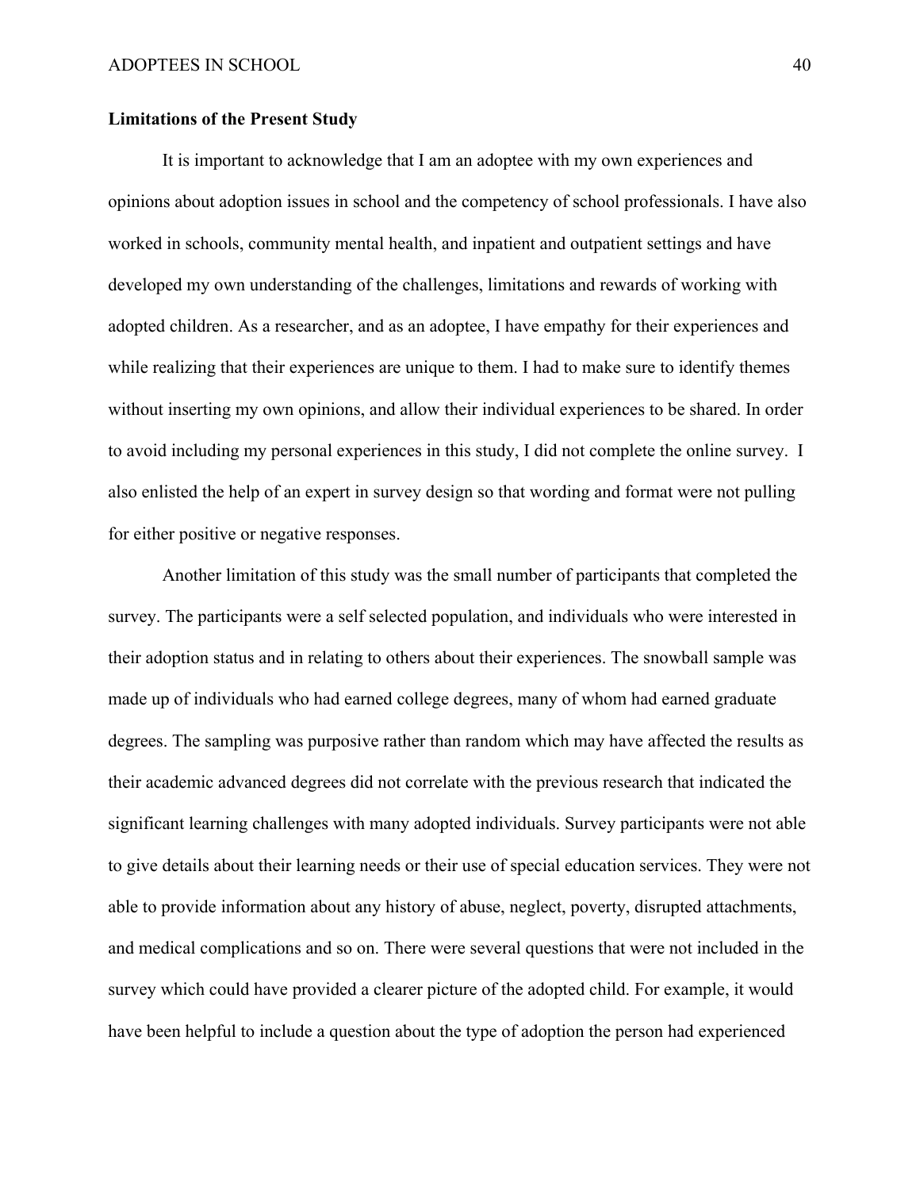**Limitations of the Present Study**

It is important to acknowledge that I am an adoptee with my own experiences and opinions about adoption issues in school and the competency of school professionals. I have also worked in schools, community mental health, and inpatient and outpatient settings and have developed my own understanding of the challenges, limitations and rewards of working with adopted children. As a researcher, and as an adoptee, I have empathy for their experiences and while realizing that their experiences are unique to them. I had to make sure to identify themes without inserting my own opinions, and allow their individual experiences to be shared. In order to avoid including my personal experiences in this study, I did not complete the online survey. I also enlisted the help of an expert in survey design so that wording and format were not pulling for either positive or negative responses.

Another limitation of this study was the small number of participants that completed the survey. The participants were a self selected population, and individuals who were interested in their adoption status and in relating to others about their experiences. The snowball sample was made up of individuals who had earned college degrees, many of whom had earned graduate degrees. The sampling was purposive rather than random which may have affected the results as their academic advanced degrees did not correlate with the previous research that indicated the significant learning challenges with many adopted individuals. Survey participants were not able to give details about their learning needs or their use of special education services. They were not able to provide information about any history of abuse, neglect, poverty, disrupted attachments, and medical complications and so on. There were several questions that were not included in the survey which could have provided a clearer picture of the adopted child. For example, it would have been helpful to include a question about the type of adoption the person had experienced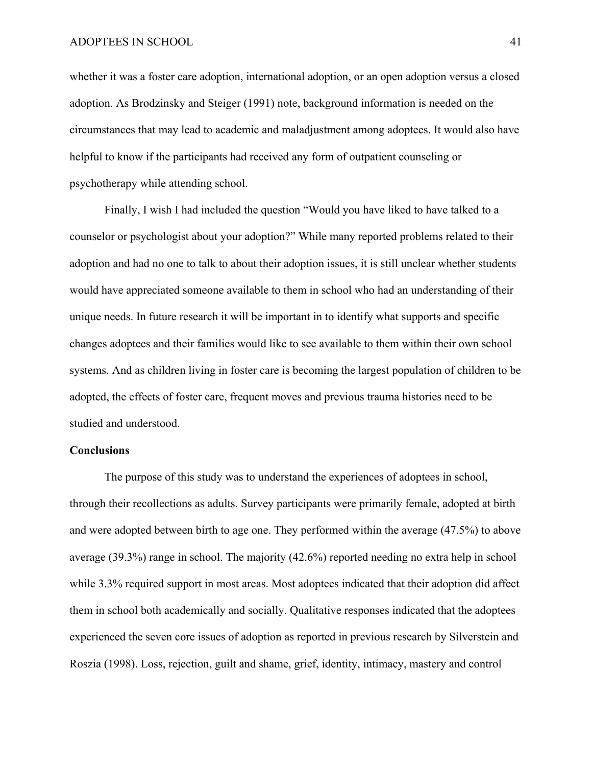whether it was a foster care adoption, international adoption, or an open adoption versus a closed adoption. As Brodzinsky and Steiger (1991) note, background information is needed on the circumstances that may lead to academic and maladjustment among adoptees. It would also have helpful to know if the participants had received any form of outpatient counseling or psychotherapy while attending school.

Finally, I wish I had included the question "Would you have liked to have talked to a counselor or psychologist about your adoption?" While many reported problems related to their adoption and had no one to talk to about their adoption issues, it is still unclear whether students would have appreciated someone available to them in school who had an understanding of their unique needs. In future research it will be important in to identify what supports and specific changes adoptees and their families would like to see available to them within their own school systems. And as children living in foster care is becoming the largest population of children to be adopted, the effects of foster care, frequent moves and previous trauma histories need to be studied and understood.

**Conclusions**

The purpose of this study was to understand the experiences of adoptees in school, through their recollections as adults. Survey participants were primarily female, adopted at birth and were adopted between birth to age one. They performed within the average (47.5%) to above average (39.3%) range in school. The majority (42.6%) reported needing no extra help in school while 3.3% required support in most areas. Most adoptees indicated that their adoption did affect them in school both academically and socially. Qualitative responses indicated that the adoptees experienced the seven core issues of adoption as reported in previous research by Silverstein and Roszia (1998). Loss, rejection, guilt and shame, grief, identity, intimacy, mastery and control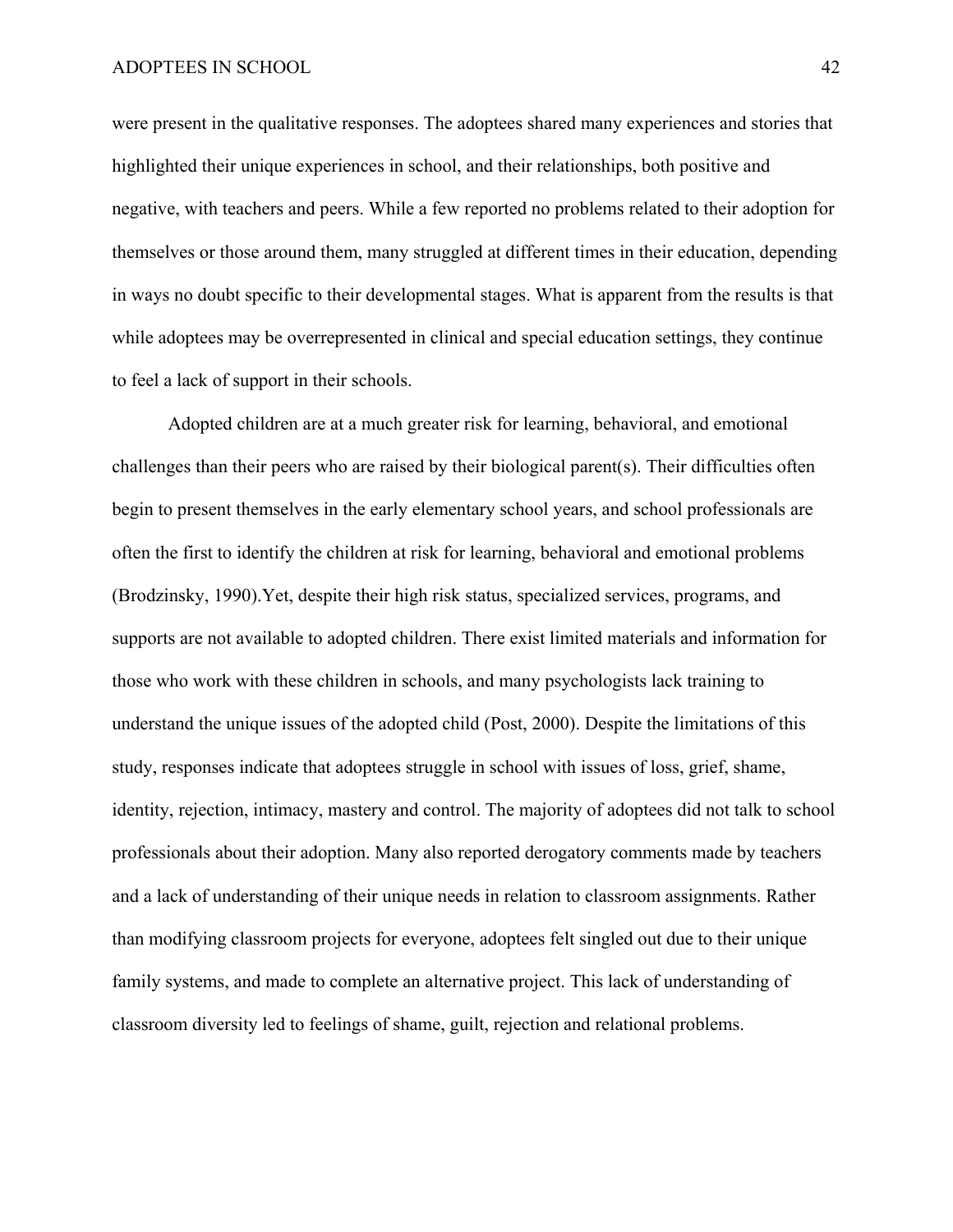were present in the qualitative responses. The adoptees shared many experiences and stories that highlighted their unique experiences in school, and their relationships, both positive and negative, with teachers and peers. While a few reported no problems related to their adoption for themselves or those around them, many struggled at different times in their education, depending in ways no doubt specific to their developmental stages. What is apparent from the results is that while adoptees may be overrepresented in clinical and special education settings, they continue to feel a lack of support in their schools.

Adopted children are at a much greater risk for learning, behavioral, and emotional challenges than their peers who are raised by their biological parent(s). Their difficulties often begin to present themselves in the early elementary school years, and school professionals are often the first to identify the children at risk for learning, behavioral and emotional problems (Brodzinsky, 1990).Yet, despite their high risk status, specialized services, programs, and supports are not available to adopted children. There exist limited materials and information for those who work with these children in schools, and many psychologists lack training to understand the unique issues of the adopted child (Post, 2000). Despite the limitations of this study, responses indicate that adoptees struggle in school with issues of loss, grief, shame, identity, rejection, intimacy, mastery and control. The majority of adoptees did not talk to school professionals about their adoption. Many also reported derogatory comments made by teachers and a lack of understanding of their unique needs in relation to classroom assignments. Rather than modifying classroom projects for everyone, adoptees felt singled out due to their unique family systems, and made to complete an alternative project. This lack of understanding of classroom diversity led to feelings of shame, guilt, rejection and relational problems.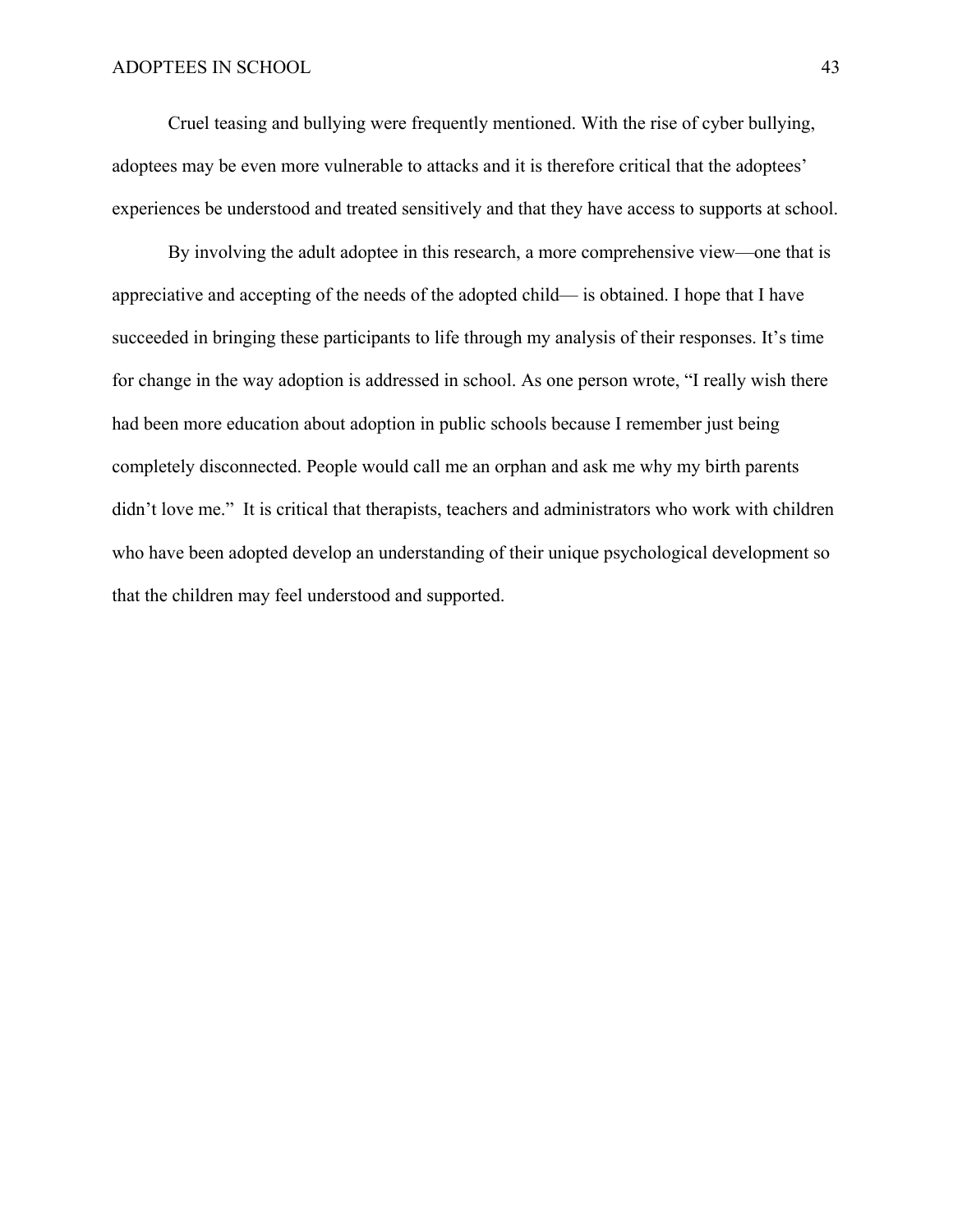Cruel teasing and bullying were frequently mentioned. With the rise of cyber bullying, adoptees may be even more vulnerable to attacks and it is therefore critical that the adoptees' experiences be understood and treated sensitively and that they have access to supports at school.

By involving the adult adoptee in this research, a more comprehensive view—one that is appreciative and accepting of the needs of the adopted child— is obtained. I hope that I have succeeded in bringing these participants to life through my analysis of their responses. It's time for change in the way adoption is addressed in school. As one person wrote, "I really wish there had been more education about adoption in public schools because I remember just being completely disconnected. People would call me an orphan and ask me why my birth parents didn't love me." It is critical that therapists, teachers and administrators who work with children who have been adopted develop an understanding of their unique psychological development so that the children may feel understood and supported.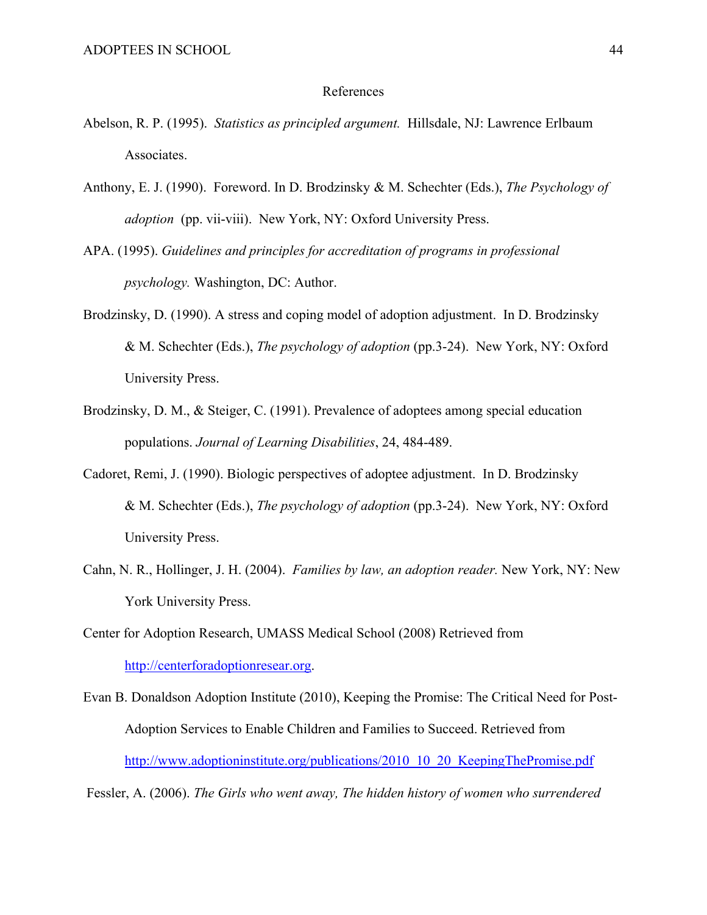References

Abelson, R. P. (1995). *Statistics as principled argument.* Hillsdale, NJ: Lawrence Erlbaum Associates.

Anthony, E. J. (1990). Foreword. In D. Brodzinsky & M. Schechter (Eds.), *The Psychology of adoption* (pp. vii-viii). New York, NY: Oxford University Press.

APA. (1995). *Guidelines and principles for accreditation of programs in professional psychology.* Washington, DC: Author.

Brodzinsky, D. (1990). A stress and coping model of adoption adjustment. In D. Brodzinsky & M. Schechter (Eds.), *The psychology of adoption* (pp.3-24). New York, NY: Oxford University Press.

Brodzinsky, D. M., & Steiger, C. (1991). Prevalence of adoptees among special education populations. *Journal of Learning Disabilities*, 24, 484-489.

Cadoret, Remi, J. (1990). Biologic perspectives of adoptee adjustment. In D. Brodzinsky & M. Schechter (Eds.), *The psychology of adoption* (pp.3-24). New York, NY: Oxford University Press.

Cahn, N. R., Hollinger, J. H. (2004). *Families by law, an adoption reader.* New York, NY: New York University Press.

Center for Adoption Research, UMASS Medical School (2008) Retrieved from http://centerforadoptionresear.org.

Evan B. Donaldson Adoption Institute (2010), Keeping the Promise: The Critical Need for Post-Adoption Services to Enable Children and Families to Succeed. Retrieved from http://www.adoptioninstitute.org/publications/2010_10_20_KeepingThePromise.pdf

Fessler, A. (2006). *The Girls who went away, The hidden history of women who surrendered*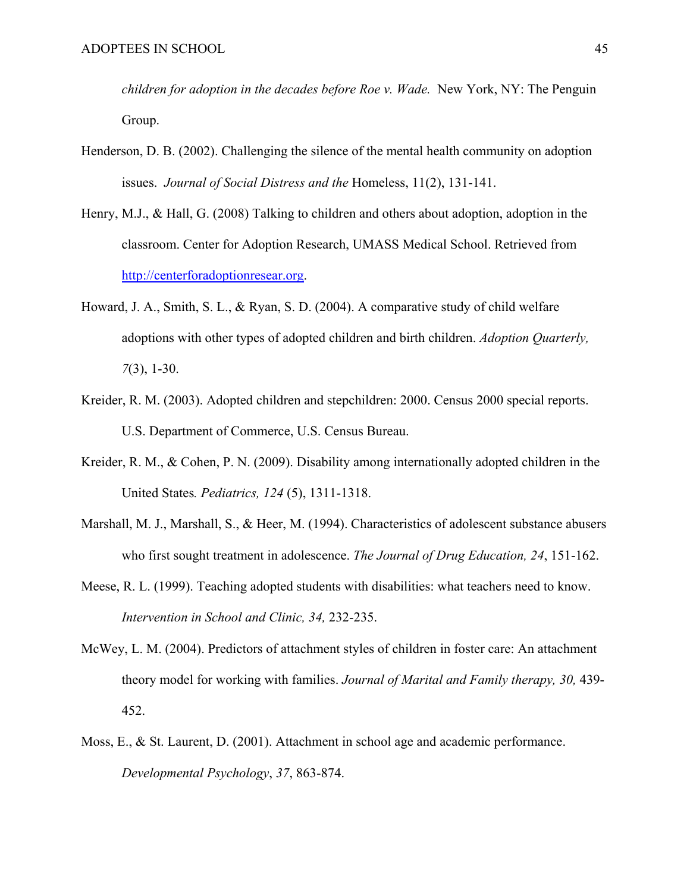*children for adoption in the decades before Roe v. Wade.* New York, NY: The Penguin Group.

Henderson, D. B. (2002). Challenging the silence of the mental health community on adoption issues. *Journal of Social Distress and the* Homeless, 11(2), 131-141.

Henry, M.J., & Hall, G. (2008) Talking to children and others about adoption, adoption in the classroom. Center for Adoption Research, UMASS Medical School. Retrieved from http://centerforadoptionresear.org.

Howard, J. A., Smith, S. L., & Ryan, S. D. (2004). A comparative study of child welfare adoptions with other types of adopted children and birth children. *Adoption Quarterly, 7*(3), 1-30.

Kreider, R. M. (2003). Adopted children and stepchildren: 2000. Census 2000 special reports. U.S. Department of Commerce, U.S. Census Bureau.

Kreider, R. M., & Cohen, P. N. (2009). Disability among internationally adopted children in the United States*. Pediatrics, 124* (5), 1311-1318.

Marshall, M. J., Marshall, S., & Heer, M. (1994). Characteristics of adolescent substance abusers who first sought treatment in adolescence. *The Journal of Drug Education, 24*, 151-162.

Meese, R. L. (1999). Teaching adopted students with disabilities: what teachers need to know. *Intervention in School and Clinic, 34,* 232-235.

McWey, L. M. (2004). Predictors of attachment styles of children in foster care: An attachment theory model for working with families. *Journal of Marital and Family therapy, 30,* 439-452.

Moss, E., & St. Laurent, D. (2001). Attachment in school age and academic performance. *Developmental Psychology*, *37*, 863-874.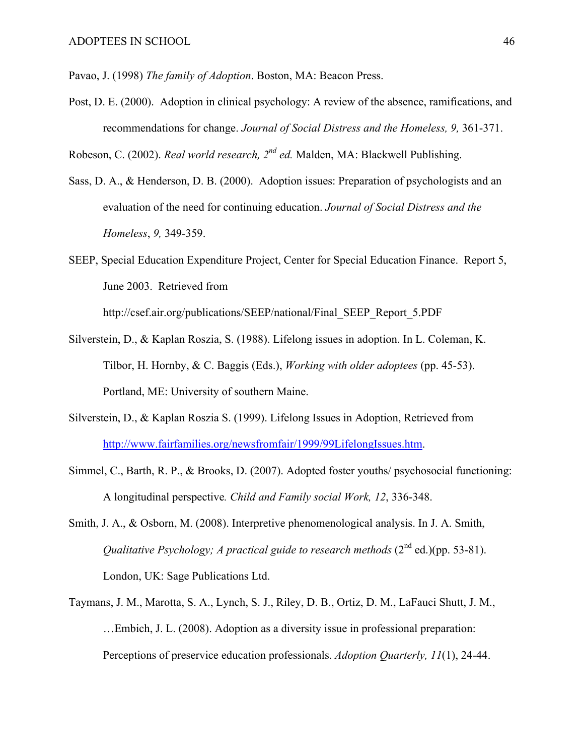Pavao, J. (1998) *The family of Adoption*. Boston, MA: Beacon Press.

Post, D. E. (2000). Adoption in clinical psychology: A review of the absence, ramifications, and recommendations for change. *Journal of Social Distress and the Homeless, 9,* 361-371.

Robeson, C. (2002). *Real world research, 2nd ed.* Malden, MA: Blackwell Publishing.

Sass, D. A., & Henderson, D. B. (2000). Adoption issues: Preparation of psychologists and an evaluation of the need for continuing education. *Journal of Social Distress and the Homeless*, *9,* 349-359.

SEEP, Special Education Expenditure Project, Center for Special Education Finance. Report 5, June 2003. Retrieved from http://csef.air.org/publications/SEEP/national/Final_SEEP_Report_5.PDF

Silverstein, D., & Kaplan Roszia, S. (1988). Lifelong issues in adoption. In L. Coleman, K. Tilbor, H. Hornby, & C. Baggis (Eds.), *Working with older adoptees* (pp. 45-53). Portland, ME: University of southern Maine.

Silverstein, D., & Kaplan Roszia S. (1999). Lifelong Issues in Adoption, Retrieved from http://www.fairfamilies.org/newsfromfair/1999/99LifelongIssues.htm.

Simmel, C., Barth, R. P., & Brooks, D. (2007). Adopted foster youths/ psychosocial functioning: A longitudinal perspective*.* *Child and Family social Work, 12*, 336-348.

Smith, J. A., & Osborn, M. (2008). Interpretive phenomenological analysis. In J. A. Smith, *Qualitative Psychology; A practical guide to research methods* (2nd ed.)(pp. 53-81). London, UK: Sage Publications Ltd.

Taymans, J. M., Marotta, S. A., Lynch, S. J., Riley, D. B., Ortiz, D. M., LaFauci Shutt, J. M., …Embich, J. L. (2008). Adoption as a diversity issue in professional preparation: Perceptions of preservice education professionals. *Adoption Quarterly, 11*(1), 24-44.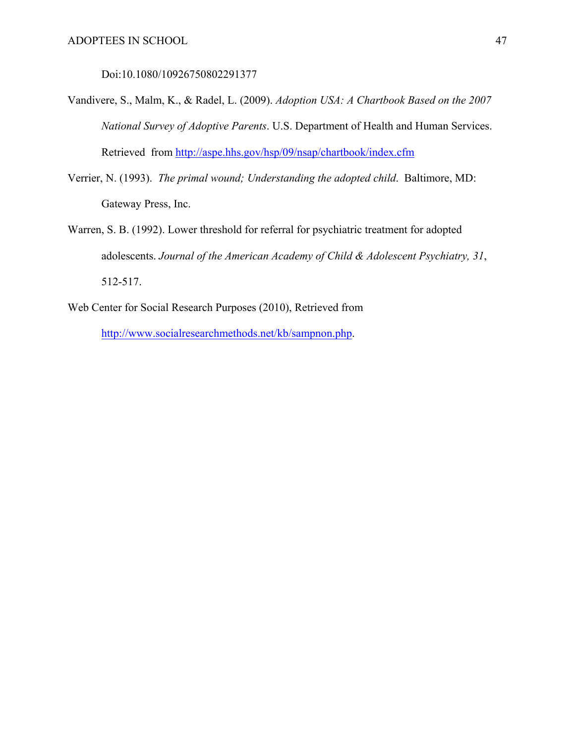Doi:10.1080/10926750802291377

Vandivere, S., Malm, K., & Radel, L. (2009). *Adoption USA: A Chartbook Based on the 2007 National Survey of Adoptive Parents*. U.S. Department of Health and Human Services. Retrieved from http://aspe.hhs.gov/hsp/09/nsap/chartbook/index.cfm

Verrier, N. (1993). *The primal wound; Understanding the adopted child*. Baltimore, MD: Gateway Press, Inc.

Warren, S. B. (1992). Lower threshold for referral for psychiatric treatment for adopted adolescents. *Journal of the American Academy of Child & Adolescent Psychiatry, 31*, 512-517.

Web Center for Social Research Purposes (2010), Retrieved from http://www.socialresearchmethods.net/kb/sampnon.php.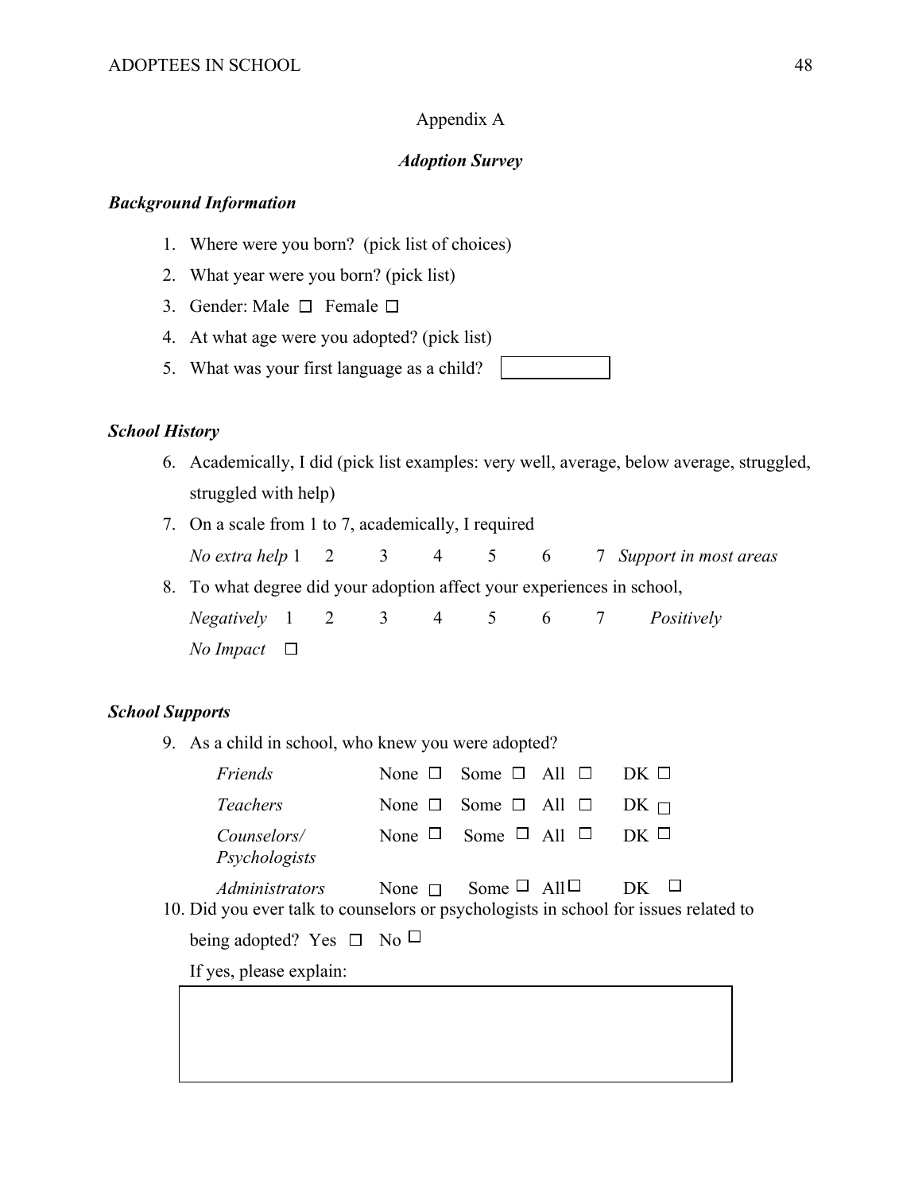Appendix A

***Adoption Survey***

***Background Information***

1. Where were you born? (pick list of choices)
2. What year were you born? (pick list)
3. Gender: Male ☐ Female ☐
4. At what age were you adopted? (pick list)
5. What was your first language as a child? [ ]

***School History***

6. Academically, I did (pick list examples: very well, average, below average, struggled, struggled with help)
7. On a scale from 1 to 7, academically, I required

   *No extra help* 1 2 3 4 5 6 7 *Support in most areas*

8. To what degree did your adoption affect your experiences in school,

   *Negatively* 1 2 3 4 5 6 7 *Positively*

   *No Impact* ☐

***School Supports***

9. As a child in school, who knew you were adopted?

| | | | | |
|---|---|---|---|---|
| *Friends* | None ☐ | Some ☐ | All ☐ | DK ☐ |
| *Teachers* | None ☐ | Some ☐ | All ☐ | DK ☐ |
| *Counselors/ Psychologists* | None ☐ | Some ☐ | All ☐ | DK ☐ |
| *Administrators* | None ☐ | Some ☐ | All ☐ | DK ☐ |

10. Did you ever talk to counselors or psychologists in school for issues related to being adopted? Yes ☐ No ☐

    If yes, please explain:

    [ ]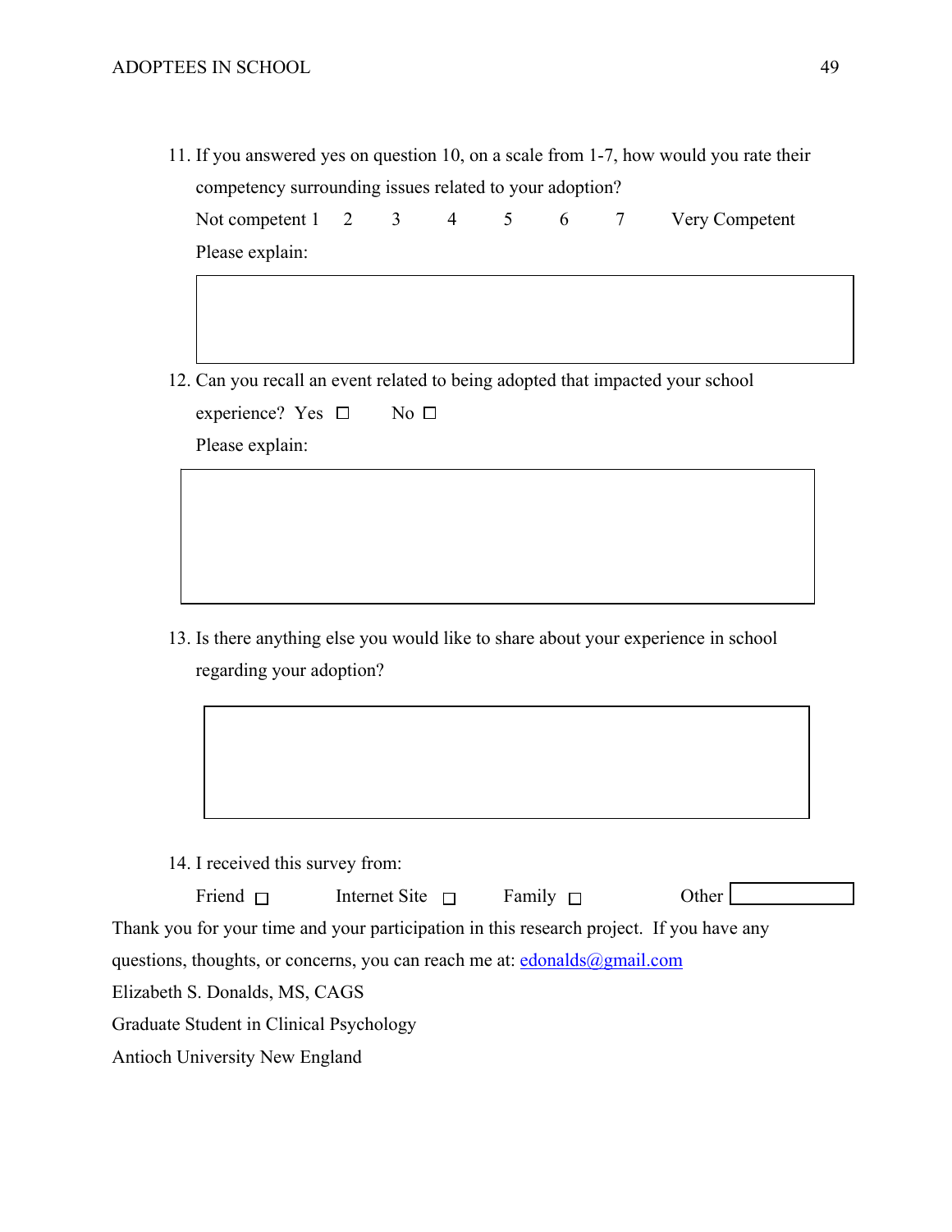11. If you answered yes on question 10, on a scale from 1-7, how would you rate their competency surrounding issues related to your adoption?

    Not competent 1 2 3 4 5 6 7 Very Competent

    Please explain:

12. Can you recall an event related to being adopted that impacted your school experience? Yes ☐ No ☐

    Please explain:

13. Is there anything else you would like to share about your experience in school regarding your adoption?

14. I received this survey from:

    Friend ☐ Internet Site ☐ Family ☐ Other

Thank you for your time and your participation in this research project. If you have any questions, thoughts, or concerns, you can reach me at: edonalds@gmail.com

Elizabeth S. Donalds, MS, CAGS

Graduate Student in Clinical Psychology

Antioch University New England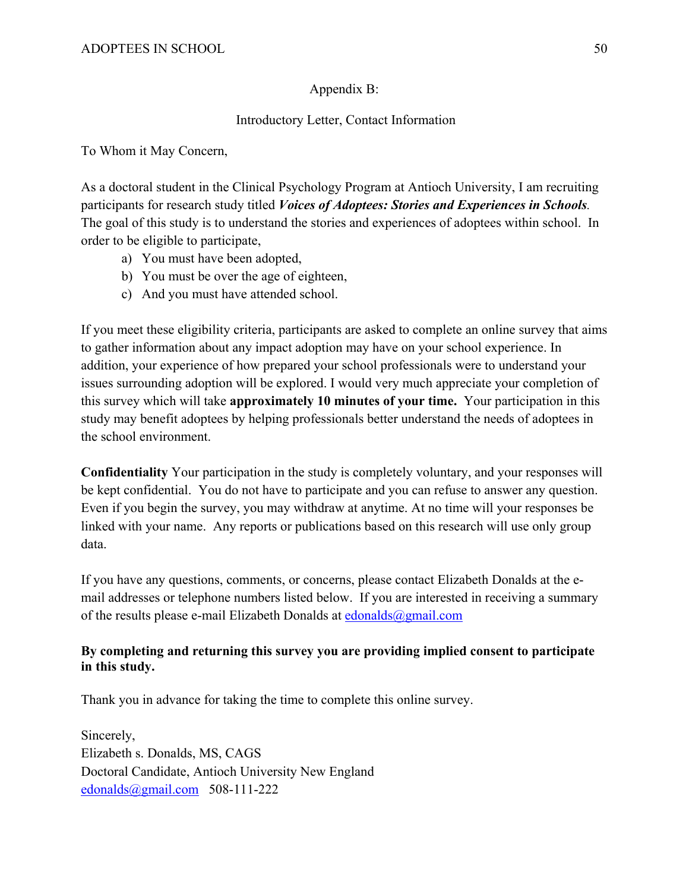## Appendix B:

### Introductory Letter, Contact Information

To Whom it May Concern,

As a doctoral student in the Clinical Psychology Program at Antioch University, I am recruiting participants for research study titled ***Voices of Adoptees: Stories and Experiences in Schools***. The goal of this study is to understand the stories and experiences of adoptees within school. In order to be eligible to participate,

a) You must have been adopted,
b) You must be over the age of eighteen,
c) And you must have attended school.

If you meet these eligibility criteria, participants are asked to complete an online survey that aims to gather information about any impact adoption may have on your school experience. In addition, your experience of how prepared your school professionals were to understand your issues surrounding adoption will be explored. I would very much appreciate your completion of this survey which will take **approximately 10 minutes of your time.** Your participation in this study may benefit adoptees by helping professionals better understand the needs of adoptees in the school environment.

**Confidentiality** Your participation in the study is completely voluntary, and your responses will be kept confidential. You do not have to participate and you can refuse to answer any question. Even if you begin the survey, you may withdraw at anytime. At no time will your responses be linked with your name. Any reports or publications based on this research will use only group data.

If you have any questions, comments, or concerns, please contact Elizabeth Donalds at the e-mail addresses or telephone numbers listed below. If you are interested in receiving a summary of the results please e-mail Elizabeth Donalds at edonalds@gmail.com

**By completing and returning this survey you are providing implied consent to participate in this study.**

Thank you in advance for taking the time to complete this online survey.

Sincerely,
Elizabeth s. Donalds, MS, CAGS
Doctoral Candidate, Antioch University New England
edonalds@gmail.com 508-111-222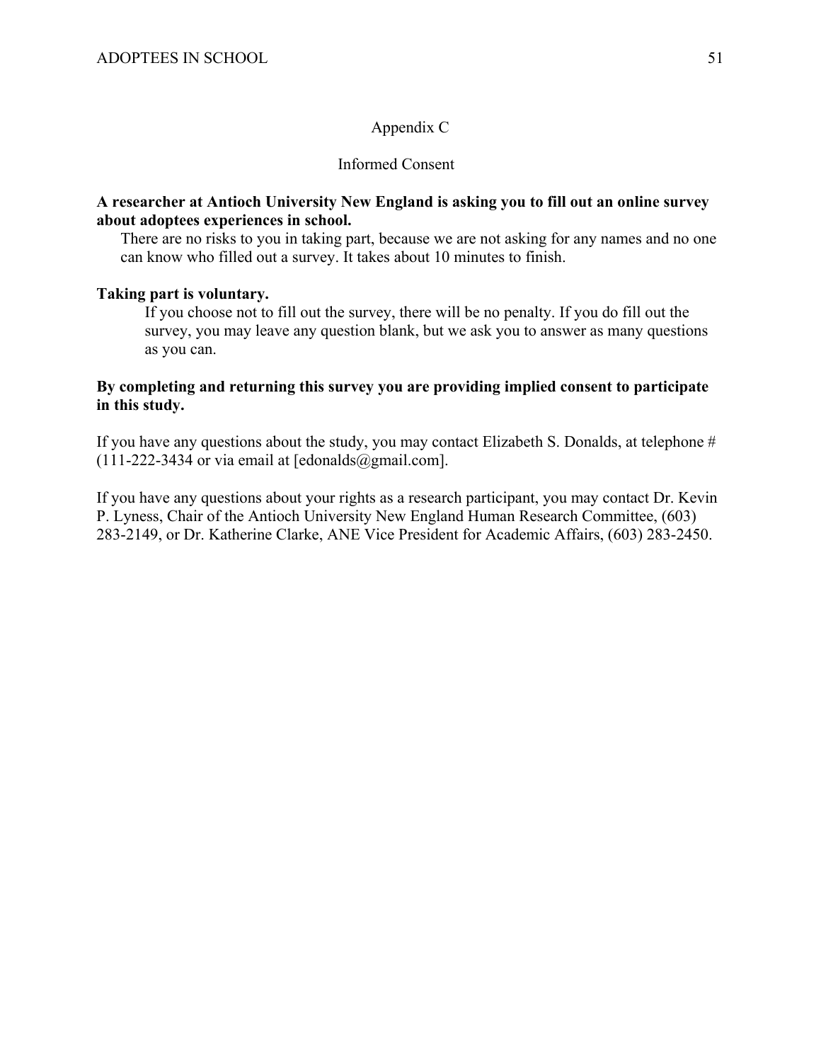## Appendix C

### Informed Consent

**A researcher at Antioch University New England is asking you to fill out an online survey about adoptees experiences in school.**

There are no risks to you in taking part, because we are not asking for any names and no one can know who filled out a survey. It takes about 10 minutes to finish.

**Taking part is voluntary.**

If you choose not to fill out the survey, there will be no penalty. If you do fill out the survey, you may leave any question blank, but we ask you to answer as many questions as you can.

**By completing and returning this survey you are providing implied consent to participate in this study.**

If you have any questions about the study, you may contact Elizabeth S. Donalds, at telephone # (111-222-3434 or via email at [edonalds@gmail.com].

If you have any questions about your rights as a research participant, you may contact Dr. Kevin P. Lyness, Chair of the Antioch University New England Human Research Committee, (603) 283-2149, or Dr. Katherine Clarke, ANE Vice President for Academic Affairs, (603) 283-2450.